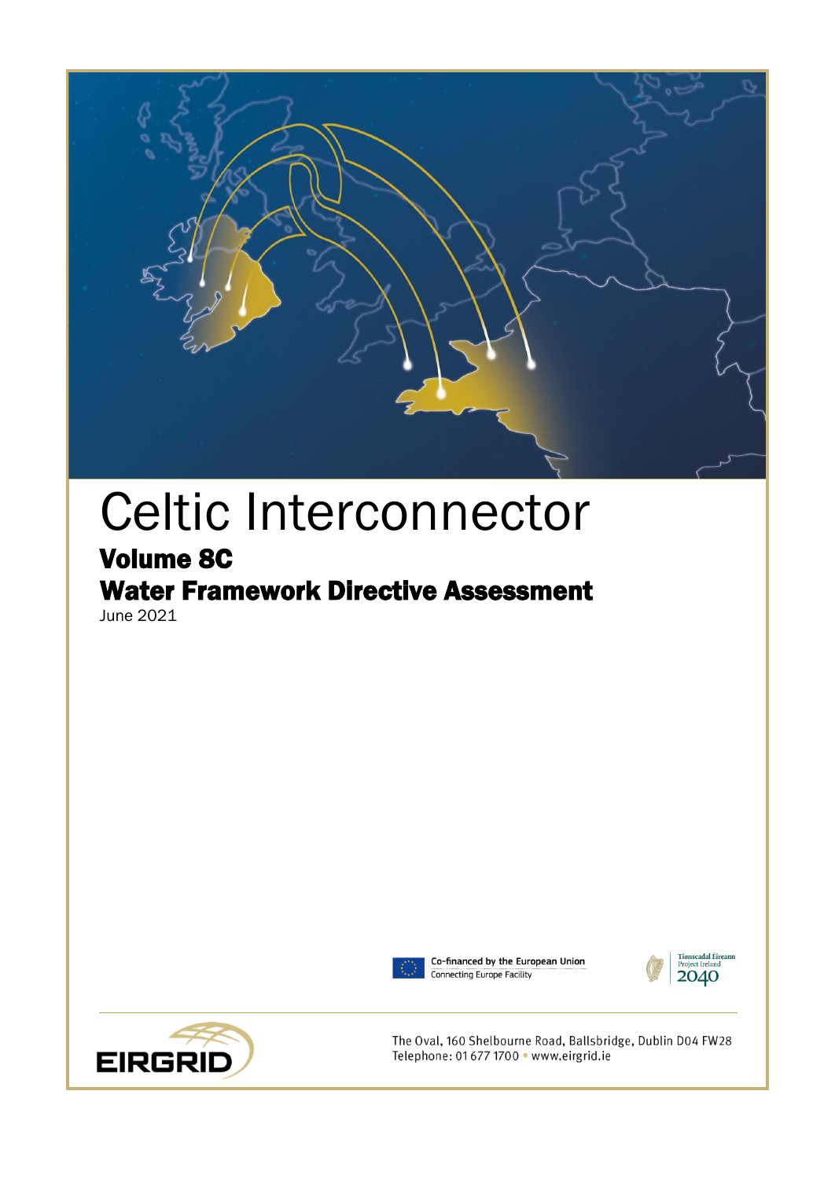# Celtic Interconnector

## Volume 8C

## Water Framework Directive Assessment

June 2021

Co-financed by the European Union
Connecting Europe Facility

Tionscadal Éireann
Project Ireland
2040

EIRGRID

The Oval, 160 Shelbourne Road, Ballsbridge, Dublin D04 FW28
Telephone: 01 677 1700 • www.eirgrid.ie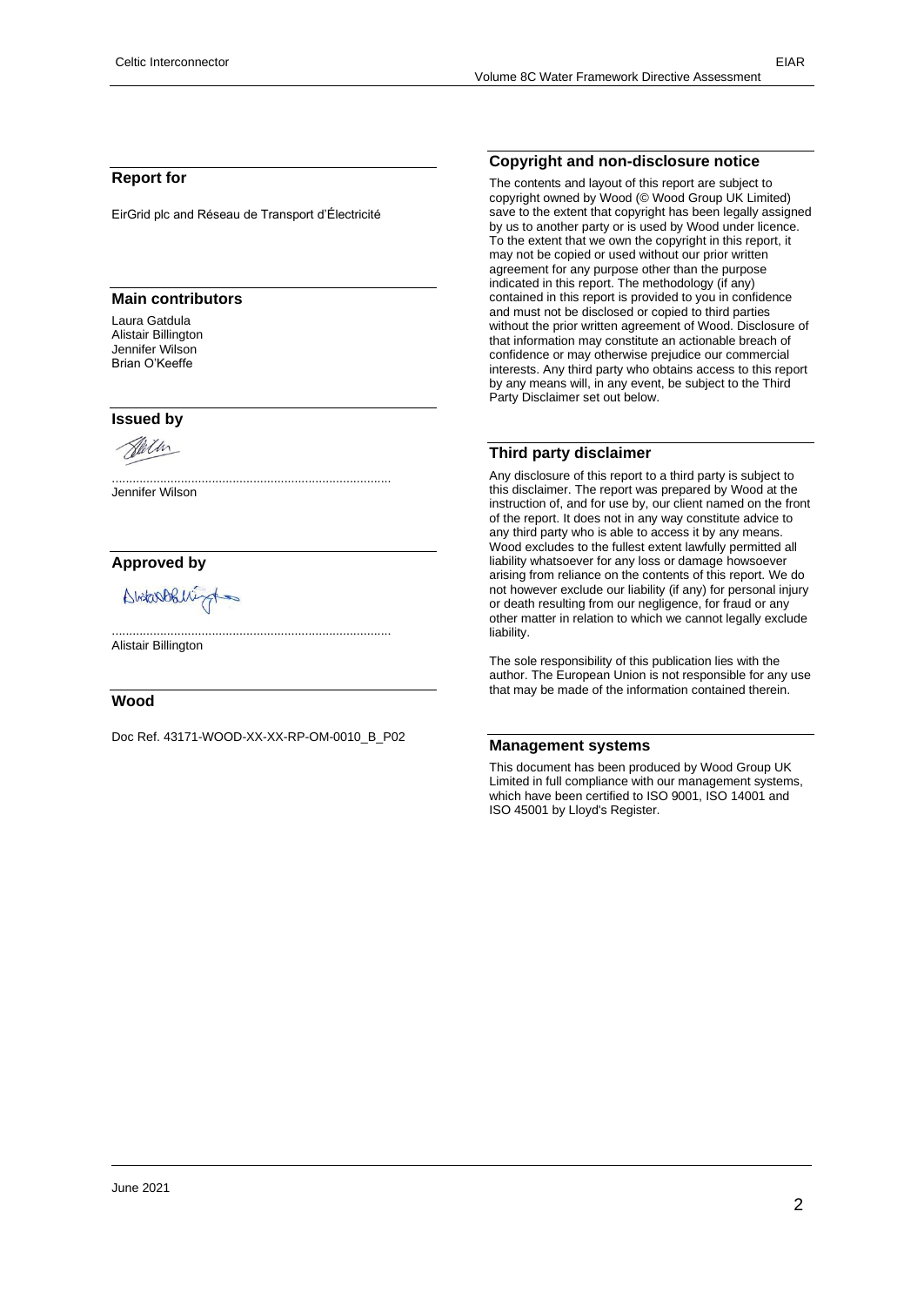## Report for

EirGrid plc and Réseau de Transport d'Électricité

## Main contributors

Laura Gatdula
Alistair Billington
Jennifer Wilson
Brian O'Keeffe

## Issued by

................................................................................
Jennifer Wilson

## Approved by

................................................................................
Alistair Billington

## Wood

Doc Ref. 43171-WOOD-XX-XX-RP-OM-0010_B_P02

## Copyright and non-disclosure notice

The contents and layout of this report are subject to copyright owned by Wood (© Wood Group UK Limited) save to the extent that copyright has been legally assigned by us to another party or is used by Wood under licence. To the extent that we own the copyright in this report, it may not be copied or used without our prior written agreement for any purpose other than the purpose indicated in this report. The methodology (if any) contained in this report is provided to you in confidence and must not be disclosed or copied to third parties without the prior written agreement of Wood. Disclosure of that information may constitute an actionable breach of confidence or may otherwise prejudice our commercial interests. Any third party who obtains access to this report by any means will, in any event, be subject to the Third Party Disclaimer set out below.

## Third party disclaimer

Any disclosure of this report to a third party is subject to this disclaimer. The report was prepared by Wood at the instruction of, and for use by, our client named on the front of the report. It does not in any way constitute advice to any third party who is able to access it by any means. Wood excludes to the fullest extent lawfully permitted all liability whatsoever for any loss or damage howsoever arising from reliance on the contents of this report. We do not however exclude our liability (if any) for personal injury or death resulting from our negligence, for fraud or any other matter in relation to which we cannot legally exclude liability.

The sole responsibility of this publication lies with the author. The European Union is not responsible for any use that may be made of the information contained therein.

## Management systems

This document has been produced by Wood Group UK Limited in full compliance with our management systems, which have been certified to ISO 9001, ISO 14001 and ISO 45001 by Lloyd's Register.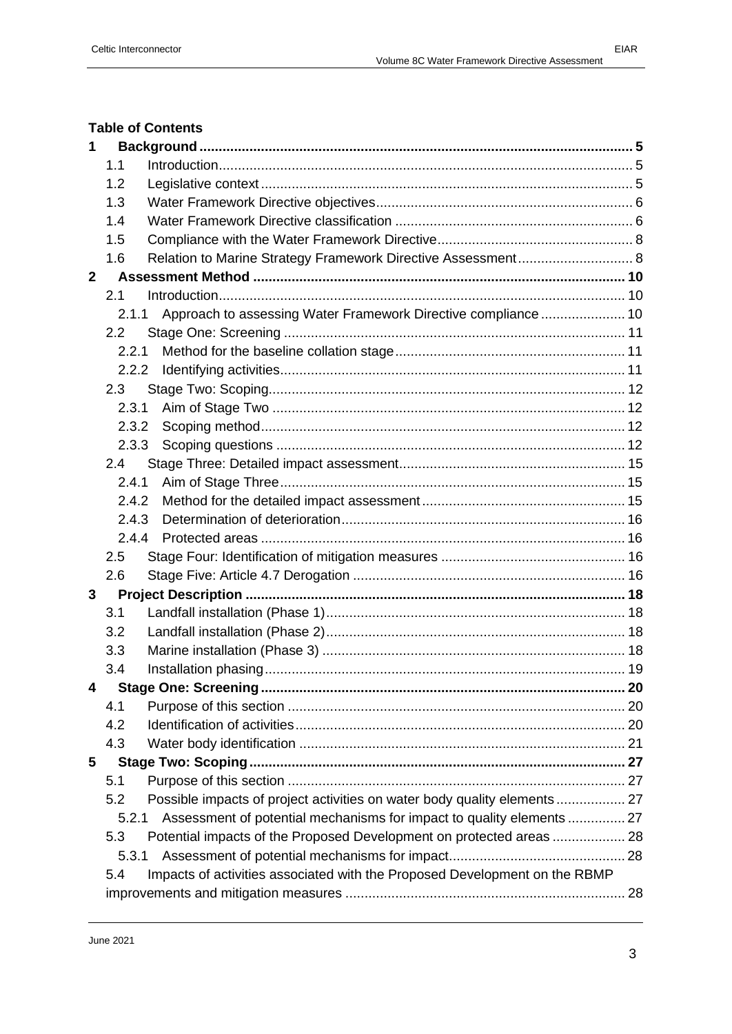**Table of Contents**

- 1 **Background** ... 5
  - 1.1 Introduction ... 5
  - 1.2 Legislative context ... 5
  - 1.3 Water Framework Directive objectives ... 6
  - 1.4 Water Framework Directive classification ... 6
  - 1.5 Compliance with the Water Framework Directive ... 8
  - 1.6 Relation to Marine Strategy Framework Directive Assessment ... 8
- 2 **Assessment Method** ... 10
  - 2.1 Introduction ... 10
    - 2.1.1 Approach to assessing Water Framework Directive compliance ... 10
  - 2.2 Stage One: Screening ... 11
    - 2.2.1 Method for the baseline collation stage ... 11
    - 2.2.2 Identifying activities ... 11
  - 2.3 Stage Two: Scoping ... 12
    - 2.3.1 Aim of Stage Two ... 12
    - 2.3.2 Scoping method ... 12
    - 2.3.3 Scoping questions ... 12
  - 2.4 Stage Three: Detailed impact assessment ... 15
    - 2.4.1 Aim of Stage Three ... 15
    - 2.4.2 Method for the detailed impact assessment ... 15
    - 2.4.3 Determination of deterioration ... 16
    - 2.4.4 Protected areas ... 16
  - 2.5 Stage Four: Identification of mitigation measures ... 16
  - 2.6 Stage Five: Article 4.7 Derogation ... 16
- 3 **Project Description** ... 18
  - 3.1 Landfall installation (Phase 1) ... 18
  - 3.2 Landfall installation (Phase 2) ... 18
  - 3.3 Marine installation (Phase 3) ... 18
  - 3.4 Installation phasing ... 19
- 4 **Stage One: Screening** ... 20
  - 4.1 Purpose of this section ... 20
  - 4.2 Identification of activities ... 20
  - 4.3 Water body identification ... 21
- 5 **Stage Two: Scoping** ... 27
  - 5.1 Purpose of this section ... 27
  - 5.2 Possible impacts of project activities on water body quality elements ... 27
    - 5.2.1 Assessment of potential mechanisms for impact to quality elements ... 27
  - 5.3 Potential impacts of the Proposed Development on protected areas ... 28
    - 5.3.1 Assessment of potential mechanisms for impact ... 28
  - 5.4 Impacts of activities associated with the Proposed Development on the RBMP improvements and mitigation measures ... 28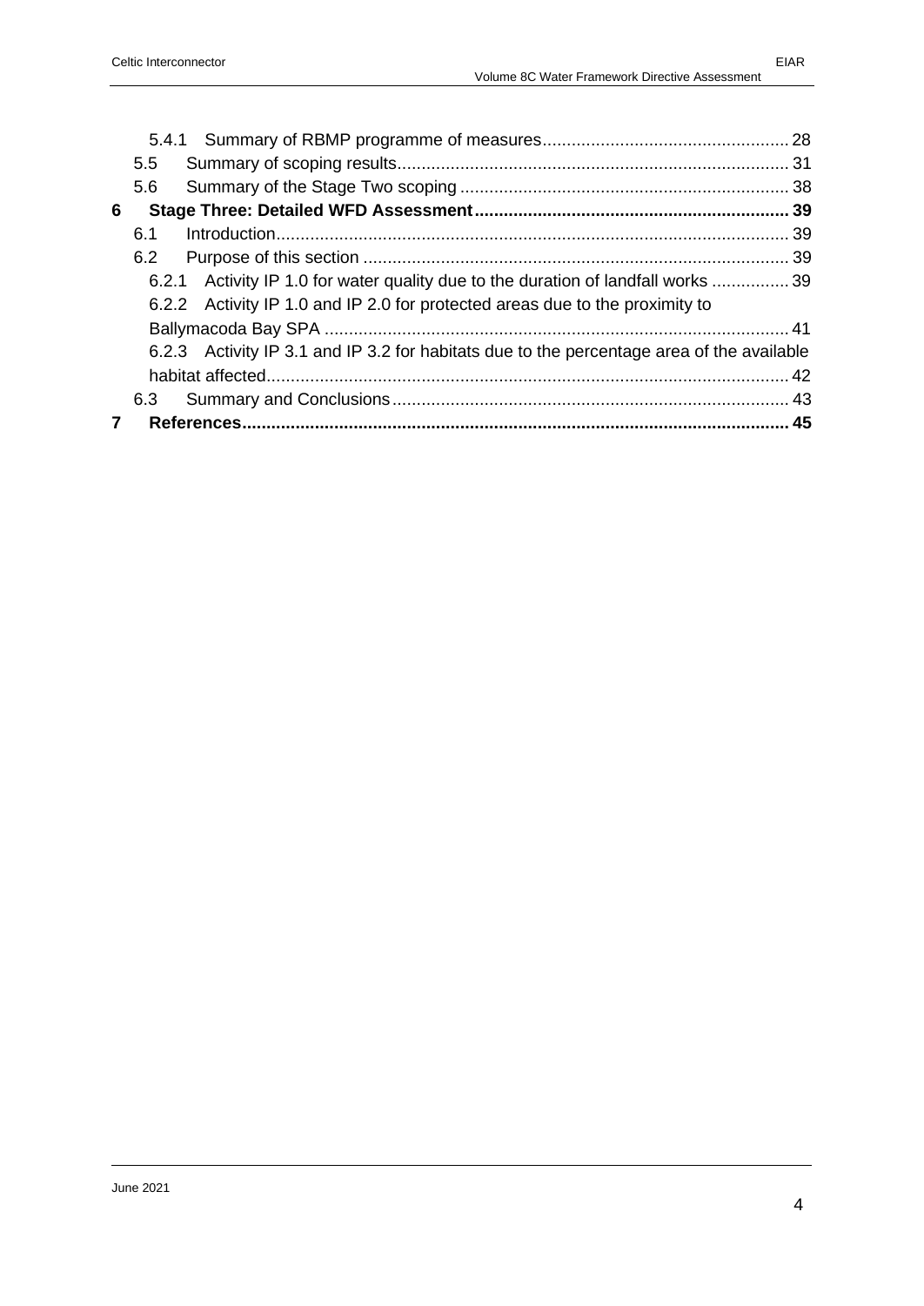5.4.1 Summary of RBMP programme of measures .................................................. 28

5.5 Summary of scoping results ................................................................................ 31

5.6 Summary of the Stage Two scoping ................................................................... 38

**6 Stage Three: Detailed WFD Assessment ................................................................ 39**

6.1 Introduction ......................................................................................................... 39

6.2 Purpose of this section ....................................................................................... 39

6.2.1 Activity IP 1.0 for water quality due to the duration of landfall works ................ 39

6.2.2 Activity IP 1.0 and IP 2.0 for protected areas due to the proximity to Ballymacoda Bay SPA ............................................................................................... 41

6.2.3 Activity IP 3.1 and IP 3.2 for habitats due to the percentage area of the available habitat affected .......................................................................................................... 42

6.3 Summary and Conclusions ................................................................................. 43

**7 References ................................................................................................................ 45**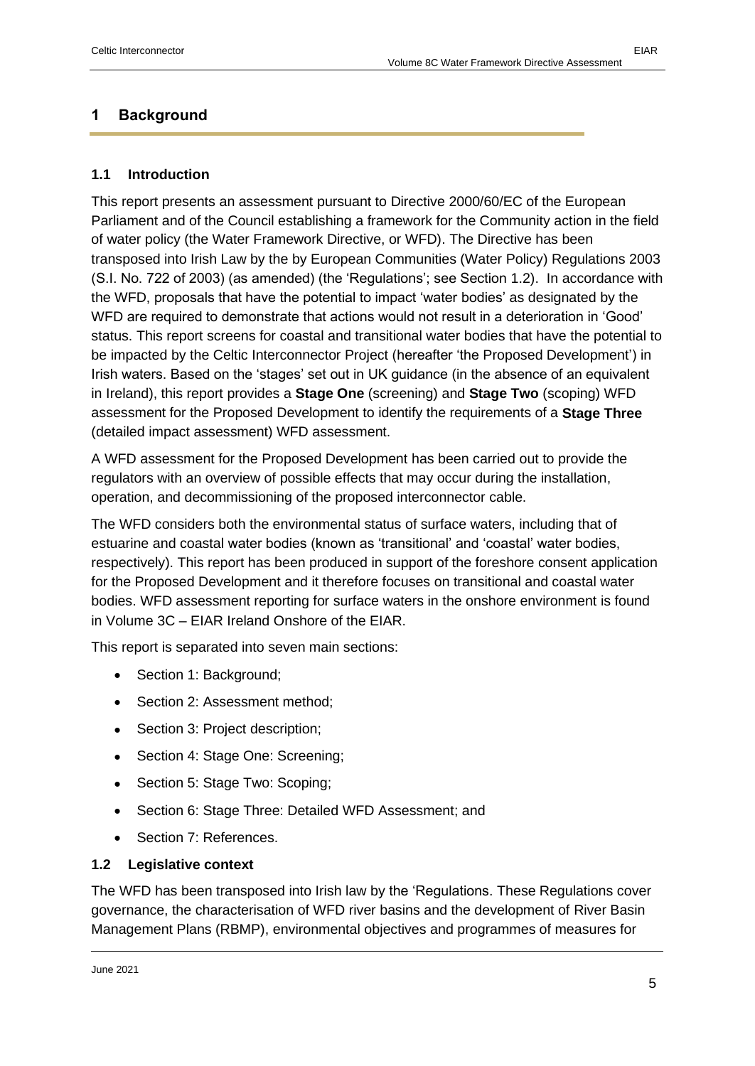# 1 Background

## 1.1 Introduction

This report presents an assessment pursuant to Directive 2000/60/EC of the European Parliament and of the Council establishing a framework for the Community action in the field of water policy (the Water Framework Directive, or WFD). The Directive has been transposed into Irish Law by the by European Communities (Water Policy) Regulations 2003 (S.I. No. 722 of 2003) (as amended) (the 'Regulations'; see Section 1.2). In accordance with the WFD, proposals that have the potential to impact 'water bodies' as designated by the WFD are required to demonstrate that actions would not result in a deterioration in 'Good' status. This report screens for coastal and transitional water bodies that have the potential to be impacted by the Celtic Interconnector Project (hereafter 'the Proposed Development') in Irish waters. Based on the 'stages' set out in UK guidance (in the absence of an equivalent in Ireland), this report provides a **Stage One** (screening) and **Stage Two** (scoping) WFD assessment for the Proposed Development to identify the requirements of a **Stage Three** (detailed impact assessment) WFD assessment.

A WFD assessment for the Proposed Development has been carried out to provide the regulators with an overview of possible effects that may occur during the installation, operation, and decommissioning of the proposed interconnector cable.

The WFD considers both the environmental status of surface waters, including that of estuarine and coastal water bodies (known as 'transitional' and 'coastal' water bodies, respectively). This report has been produced in support of the foreshore consent application for the Proposed Development and it therefore focuses on transitional and coastal water bodies. WFD assessment reporting for surface waters in the onshore environment is found in Volume 3C – EIAR Ireland Onshore of the EIAR.

This report is separated into seven main sections:

- Section 1: Background;
- Section 2: Assessment method;
- Section 3: Project description;
- Section 4: Stage One: Screening;
- Section 5: Stage Two: Scoping;
- Section 6: Stage Three: Detailed WFD Assessment; and
- Section 7: References.

## 1.2 Legislative context

The WFD has been transposed into Irish law by the 'Regulations. These Regulations cover governance, the characterisation of WFD river basins and the development of River Basin Management Plans (RBMP), environmental objectives and programmes of measures for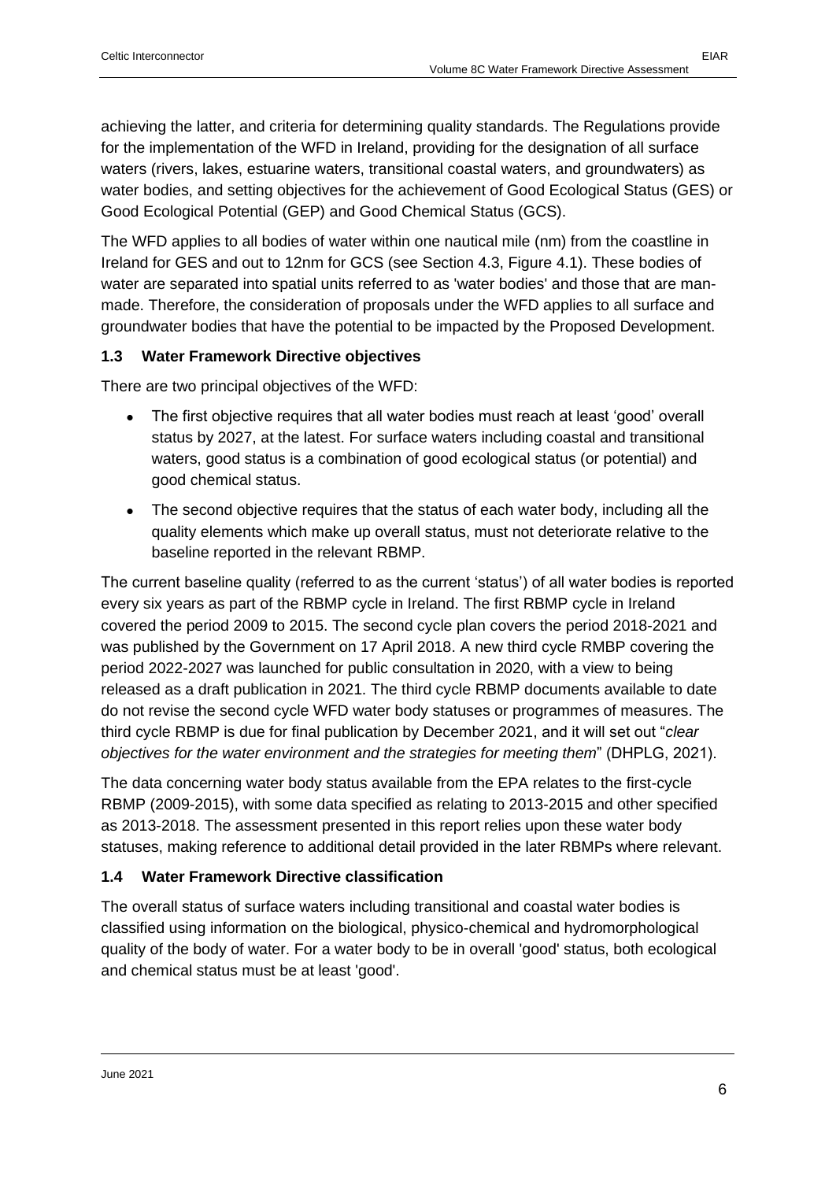achieving the latter, and criteria for determining quality standards. The Regulations provide for the implementation of the WFD in Ireland, providing for the designation of all surface waters (rivers, lakes, estuarine waters, transitional coastal waters, and groundwaters) as water bodies, and setting objectives for the achievement of Good Ecological Status (GES) or Good Ecological Potential (GEP) and Good Chemical Status (GCS).

The WFD applies to all bodies of water within one nautical mile (nm) from the coastline in Ireland for GES and out to 12nm for GCS (see Section 4.3, Figure 4.1). These bodies of water are separated into spatial units referred to as 'water bodies' and those that are man-made. Therefore, the consideration of proposals under the WFD applies to all surface and groundwater bodies that have the potential to be impacted by the Proposed Development.

### 1.3 Water Framework Directive objectives

There are two principal objectives of the WFD:

- The first objective requires that all water bodies must reach at least 'good' overall status by 2027, at the latest. For surface waters including coastal and transitional waters, good status is a combination of good ecological status (or potential) and good chemical status.
- The second objective requires that the status of each water body, including all the quality elements which make up overall status, must not deteriorate relative to the baseline reported in the relevant RBMP.

The current baseline quality (referred to as the current 'status') of all water bodies is reported every six years as part of the RBMP cycle in Ireland. The first RBMP cycle in Ireland covered the period 2009 to 2015. The second cycle plan covers the period 2018-2021 and was published by the Government on 17 April 2018. A new third cycle RMBP covering the period 2022-2027 was launched for public consultation in 2020, with a view to being released as a draft publication in 2021. The third cycle RBMP documents available to date do not revise the second cycle WFD water body statuses or programmes of measures. The third cycle RBMP is due for final publication by December 2021, and it will set out "*clear objectives for the water environment and the strategies for meeting them*" (DHPLG, 2021).

The data concerning water body status available from the EPA relates to the first-cycle RBMP (2009-2015), with some data specified as relating to 2013-2015 and other specified as 2013-2018. The assessment presented in this report relies upon these water body statuses, making reference to additional detail provided in the later RBMPs where relevant.

### 1.4 Water Framework Directive classification

The overall status of surface waters including transitional and coastal water bodies is classified using information on the biological, physico-chemical and hydromorphological quality of the body of water. For a water body to be in overall 'good' status, both ecological and chemical status must be at least 'good'.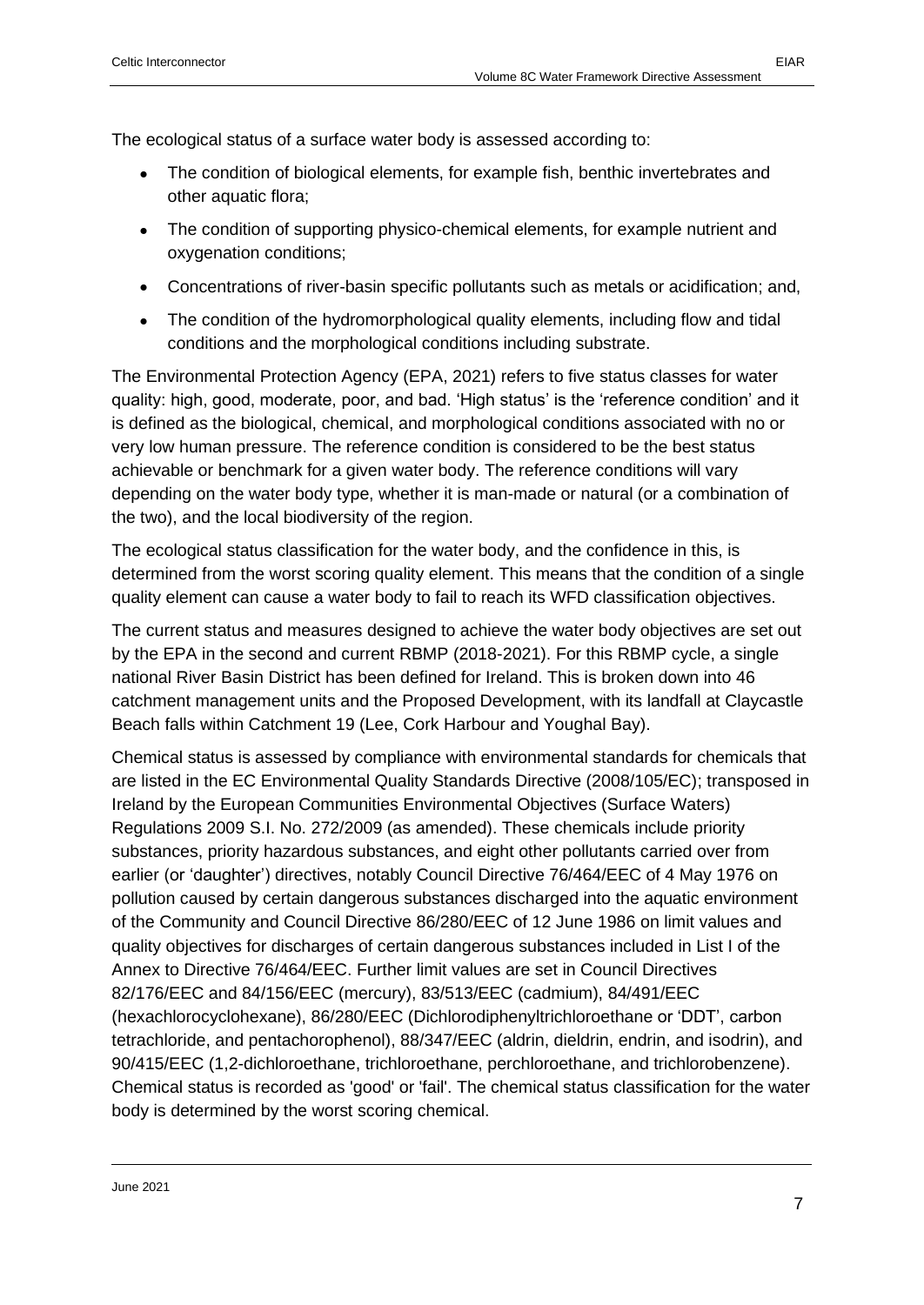The ecological status of a surface water body is assessed according to:

- The condition of biological elements, for example fish, benthic invertebrates and other aquatic flora;
- The condition of supporting physico-chemical elements, for example nutrient and oxygenation conditions;
- Concentrations of river-basin specific pollutants such as metals or acidification; and,
- The condition of the hydromorphological quality elements, including flow and tidal conditions and the morphological conditions including substrate.

The Environmental Protection Agency (EPA, 2021) refers to five status classes for water quality: high, good, moderate, poor, and bad. 'High status' is the 'reference condition' and it is defined as the biological, chemical, and morphological conditions associated with no or very low human pressure. The reference condition is considered to be the best status achievable or benchmark for a given water body. The reference conditions will vary depending on the water body type, whether it is man-made or natural (or a combination of the two), and the local biodiversity of the region.

The ecological status classification for the water body, and the confidence in this, is determined from the worst scoring quality element. This means that the condition of a single quality element can cause a water body to fail to reach its WFD classification objectives.

The current status and measures designed to achieve the water body objectives are set out by the EPA in the second and current RBMP (2018-2021). For this RBMP cycle, a single national River Basin District has been defined for Ireland. This is broken down into 46 catchment management units and the Proposed Development, with its landfall at Claycastle Beach falls within Catchment 19 (Lee, Cork Harbour and Youghal Bay).

Chemical status is assessed by compliance with environmental standards for chemicals that are listed in the EC Environmental Quality Standards Directive (2008/105/EC); transposed in Ireland by the European Communities Environmental Objectives (Surface Waters) Regulations 2009 S.I. No. 272/2009 (as amended). These chemicals include priority substances, priority hazardous substances, and eight other pollutants carried over from earlier (or 'daughter') directives, notably Council Directive 76/464/EEC of 4 May 1976 on pollution caused by certain dangerous substances discharged into the aquatic environment of the Community and Council Directive 86/280/EEC of 12 June 1986 on limit values and quality objectives for discharges of certain dangerous substances included in List I of the Annex to Directive 76/464/EEC. Further limit values are set in Council Directives 82/176/EEC and 84/156/EEC (mercury), 83/513/EEC (cadmium), 84/491/EEC (hexachlorocyclohexane), 86/280/EEC (Dichlorodiphenyltrichloroethane or 'DDT', carbon tetrachloride, and pentachorophenol), 88/347/EEC (aldrin, dieldrin, endrin, and isodrin), and 90/415/EEC (1,2-dichloroethane, trichloroethane, perchloroethane, and trichlorobenzene). Chemical status is recorded as 'good' or 'fail'. The chemical status classification for the water body is determined by the worst scoring chemical.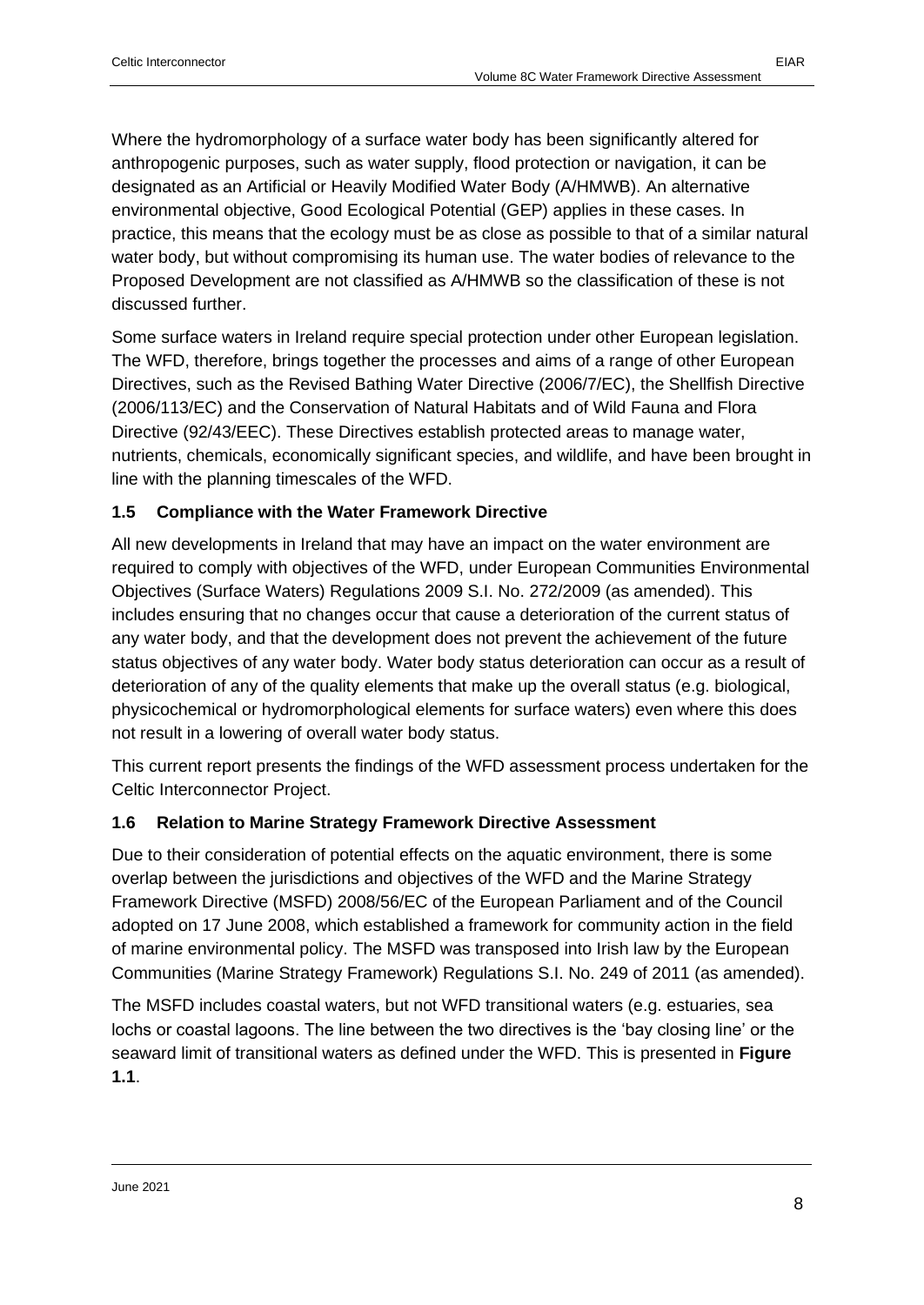Where the hydromorphology of a surface water body has been significantly altered for anthropogenic purposes, such as water supply, flood protection or navigation, it can be designated as an Artificial or Heavily Modified Water Body (A/HMWB). An alternative environmental objective, Good Ecological Potential (GEP) applies in these cases. In practice, this means that the ecology must be as close as possible to that of a similar natural water body, but without compromising its human use. The water bodies of relevance to the Proposed Development are not classified as A/HMWB so the classification of these is not discussed further.

Some surface waters in Ireland require special protection under other European legislation. The WFD, therefore, brings together the processes and aims of a range of other European Directives, such as the Revised Bathing Water Directive (2006/7/EC), the Shellfish Directive (2006/113/EC) and the Conservation of Natural Habitats and of Wild Fauna and Flora Directive (92/43/EEC). These Directives establish protected areas to manage water, nutrients, chemicals, economically significant species, and wildlife, and have been brought in line with the planning timescales of the WFD.

## 1.5 Compliance with the Water Framework Directive

All new developments in Ireland that may have an impact on the water environment are required to comply with objectives of the WFD, under European Communities Environmental Objectives (Surface Waters) Regulations 2009 S.I. No. 272/2009 (as amended). This includes ensuring that no changes occur that cause a deterioration of the current status of any water body, and that the development does not prevent the achievement of the future status objectives of any water body. Water body status deterioration can occur as a result of deterioration of any of the quality elements that make up the overall status (e.g. biological, physicochemical or hydromorphological elements for surface waters) even where this does not result in a lowering of overall water body status.

This current report presents the findings of the WFD assessment process undertaken for the Celtic Interconnector Project.

## 1.6 Relation to Marine Strategy Framework Directive Assessment

Due to their consideration of potential effects on the aquatic environment, there is some overlap between the jurisdictions and objectives of the WFD and the Marine Strategy Framework Directive (MSFD) 2008/56/EC of the European Parliament and of the Council adopted on 17 June 2008, which established a framework for community action in the field of marine environmental policy. The MSFD was transposed into Irish law by the European Communities (Marine Strategy Framework) Regulations S.I. No. 249 of 2011 (as amended).

The MSFD includes coastal waters, but not WFD transitional waters (e.g. estuaries, sea lochs or coastal lagoons. The line between the two directives is the 'bay closing line' or the seaward limit of transitional waters as defined under the WFD. This is presented in **Figure 1.1**.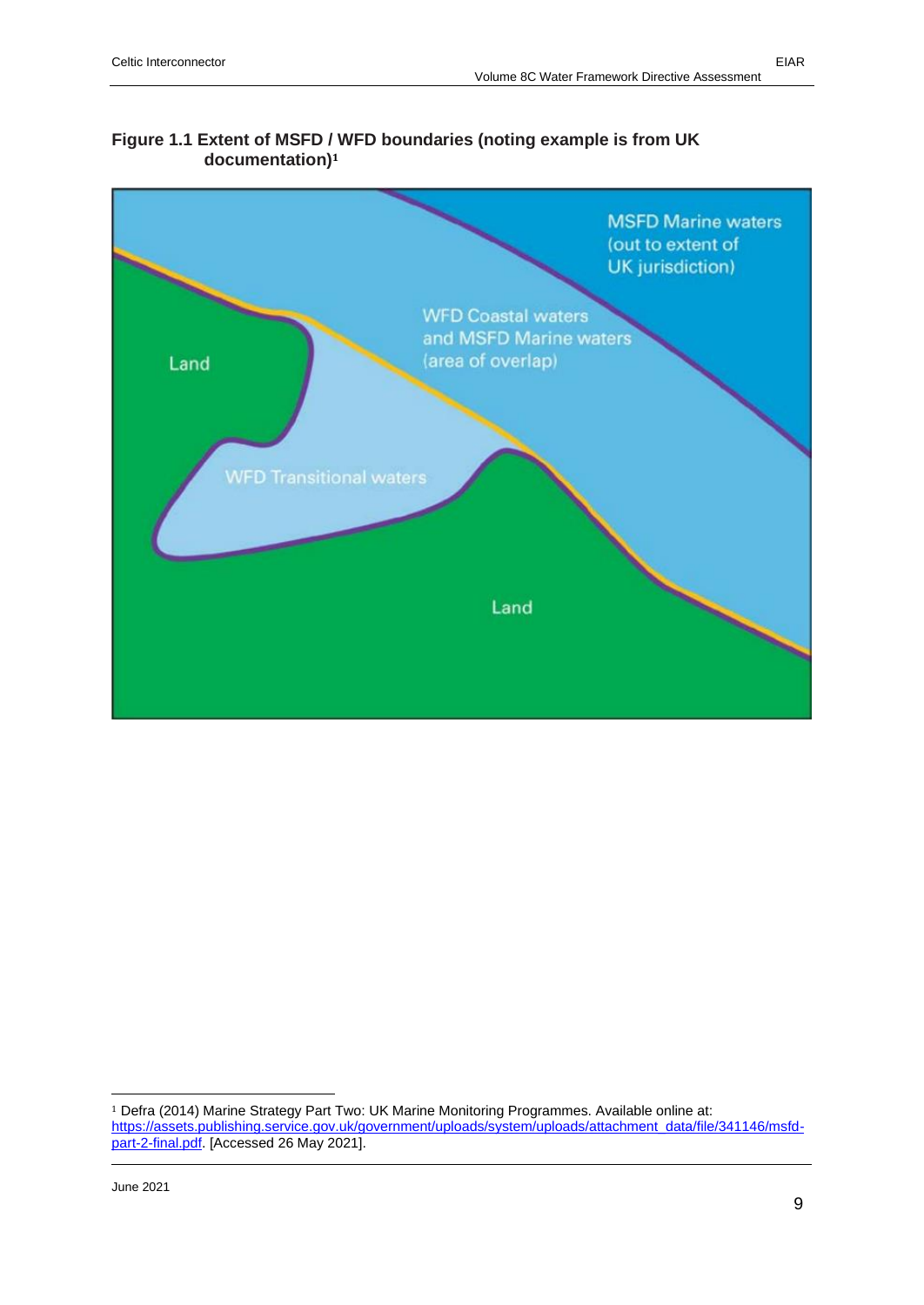**Figure 1.1 Extent of MSFD / WFD boundaries (noting example is from UK documentation)[1]**

MSFD Marine waters (out to extent of UK jurisdiction)

WFD Coastal waters and MSFD Marine waters (area of overlap)

Land

WFD Transitional waters

Land

---

[1] Defra (2014) Marine Strategy Part Two: UK Marine Monitoring Programmes. Available online at: https://assets.publishing.service.gov.uk/government/uploads/system/uploads/attachment_data/file/341146/msfd-part-2-final.pdf. [Accessed 26 May 2021].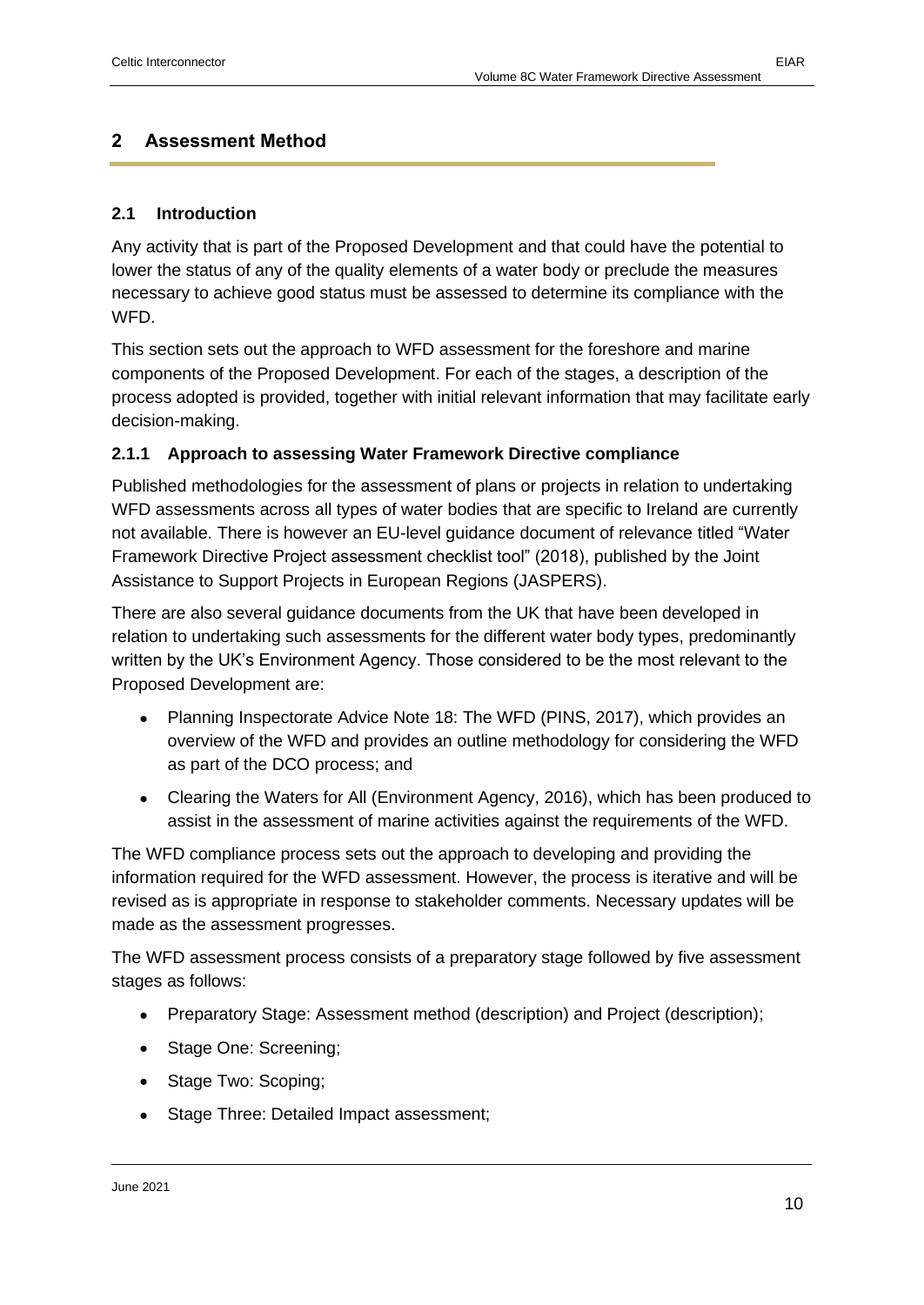## 2 Assessment Method

### 2.1 Introduction

Any activity that is part of the Proposed Development and that could have the potential to lower the status of any of the quality elements of a water body or preclude the measures necessary to achieve good status must be assessed to determine its compliance with the WFD.

This section sets out the approach to WFD assessment for the foreshore and marine components of the Proposed Development. For each of the stages, a description of the process adopted is provided, together with initial relevant information that may facilitate early decision-making.

#### 2.1.1 Approach to assessing Water Framework Directive compliance

Published methodologies for the assessment of plans or projects in relation to undertaking WFD assessments across all types of water bodies that are specific to Ireland are currently not available. There is however an EU-level guidance document of relevance titled "Water Framework Directive Project assessment checklist tool" (2018), published by the Joint Assistance to Support Projects in European Regions (JASPERS).

There are also several guidance documents from the UK that have been developed in relation to undertaking such assessments for the different water body types, predominantly written by the UK's Environment Agency. Those considered to be the most relevant to the Proposed Development are:

- Planning Inspectorate Advice Note 18: The WFD (PINS, 2017), which provides an overview of the WFD and provides an outline methodology for considering the WFD as part of the DCO process; and
- Clearing the Waters for All (Environment Agency, 2016), which has been produced to assist in the assessment of marine activities against the requirements of the WFD.

The WFD compliance process sets out the approach to developing and providing the information required for the WFD assessment. However, the process is iterative and will be revised as is appropriate in response to stakeholder comments. Necessary updates will be made as the assessment progresses.

The WFD assessment process consists of a preparatory stage followed by five assessment stages as follows:

- Preparatory Stage: Assessment method (description) and Project (description);
- Stage One: Screening;
- Stage Two: Scoping;
- Stage Three: Detailed Impact assessment;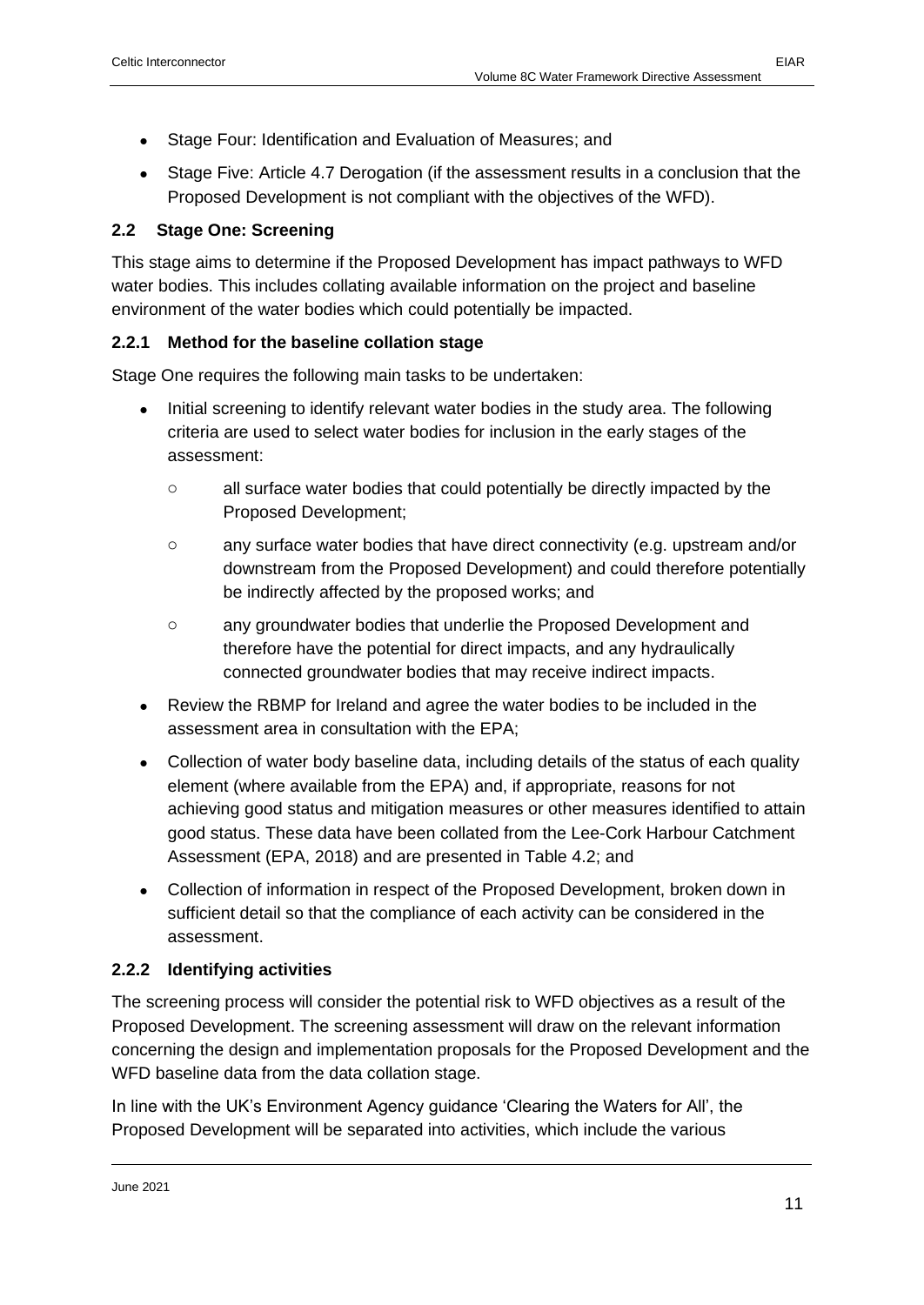- Stage Four: Identification and Evaluation of Measures; and
- Stage Five: Article 4.7 Derogation (if the assessment results in a conclusion that the Proposed Development is not compliant with the objectives of the WFD).

## 2.2 Stage One: Screening

This stage aims to determine if the Proposed Development has impact pathways to WFD water bodies. This includes collating available information on the project and baseline environment of the water bodies which could potentially be impacted.

### 2.2.1 Method for the baseline collation stage

Stage One requires the following main tasks to be undertaken:

- Initial screening to identify relevant water bodies in the study area. The following criteria are used to select water bodies for inclusion in the early stages of the assessment:
  - all surface water bodies that could potentially be directly impacted by the Proposed Development;
  - any surface water bodies that have direct connectivity (e.g. upstream and/or downstream from the Proposed Development) and could therefore potentially be indirectly affected by the proposed works; and
  - any groundwater bodies that underlie the Proposed Development and therefore have the potential for direct impacts, and any hydraulically connected groundwater bodies that may receive indirect impacts.
- Review the RBMP for Ireland and agree the water bodies to be included in the assessment area in consultation with the EPA;
- Collection of water body baseline data, including details of the status of each quality element (where available from the EPA) and, if appropriate, reasons for not achieving good status and mitigation measures or other measures identified to attain good status. These data have been collated from the Lee-Cork Harbour Catchment Assessment (EPA, 2018) and are presented in Table 4.2; and
- Collection of information in respect of the Proposed Development, broken down in sufficient detail so that the compliance of each activity can be considered in the assessment.

### 2.2.2 Identifying activities

The screening process will consider the potential risk to WFD objectives as a result of the Proposed Development. The screening assessment will draw on the relevant information concerning the design and implementation proposals for the Proposed Development and the WFD baseline data from the data collation stage.

In line with the UK's Environment Agency guidance 'Clearing the Waters for All', the Proposed Development will be separated into activities, which include the various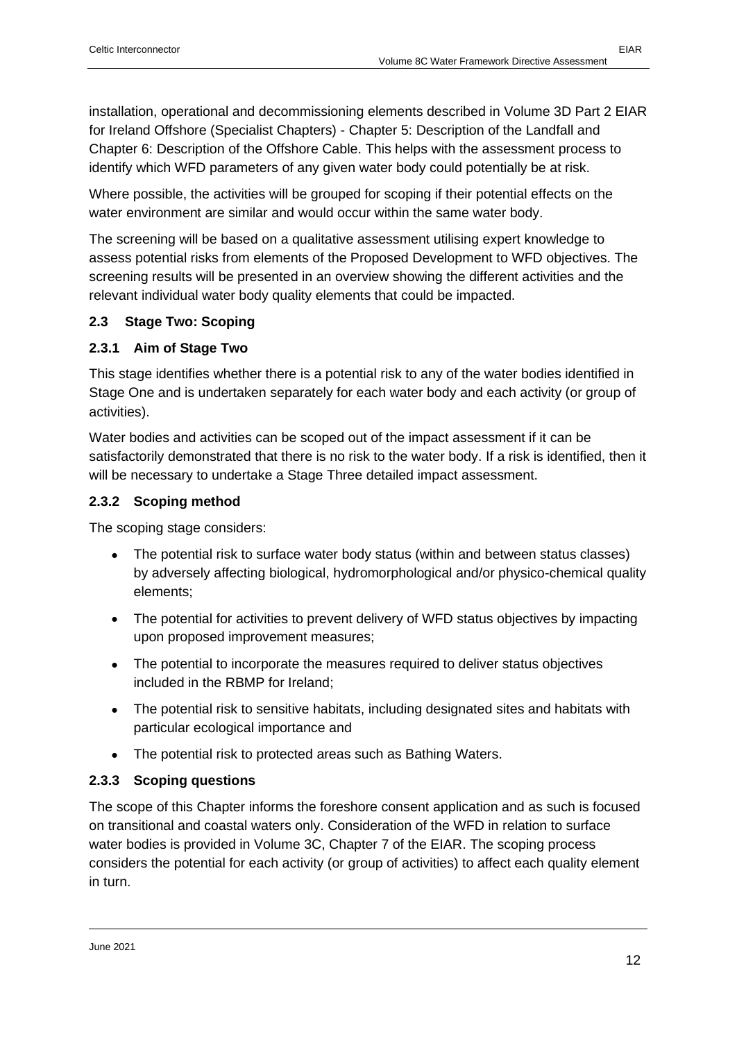installation, operational and decommissioning elements described in Volume 3D Part 2 EIAR for Ireland Offshore (Specialist Chapters) - Chapter 5: Description of the Landfall and Chapter 6: Description of the Offshore Cable. This helps with the assessment process to identify which WFD parameters of any given water body could potentially be at risk.

Where possible, the activities will be grouped for scoping if their potential effects on the water environment are similar and would occur within the same water body.

The screening will be based on a qualitative assessment utilising expert knowledge to assess potential risks from elements of the Proposed Development to WFD objectives. The screening results will be presented in an overview showing the different activities and the relevant individual water body quality elements that could be impacted.

## 2.3 Stage Two: Scoping

### 2.3.1 Aim of Stage Two

This stage identifies whether there is a potential risk to any of the water bodies identified in Stage One and is undertaken separately for each water body and each activity (or group of activities).

Water bodies and activities can be scoped out of the impact assessment if it can be satisfactorily demonstrated that there is no risk to the water body. If a risk is identified, then it will be necessary to undertake a Stage Three detailed impact assessment.

### 2.3.2 Scoping method

The scoping stage considers:

- The potential risk to surface water body status (within and between status classes) by adversely affecting biological, hydromorphological and/or physico-chemical quality elements;
- The potential for activities to prevent delivery of WFD status objectives by impacting upon proposed improvement measures;
- The potential to incorporate the measures required to deliver status objectives included in the RBMP for Ireland;
- The potential risk to sensitive habitats, including designated sites and habitats with particular ecological importance and
- The potential risk to protected areas such as Bathing Waters.

### 2.3.3 Scoping questions

The scope of this Chapter informs the foreshore consent application and as such is focused on transitional and coastal waters only. Consideration of the WFD in relation to surface water bodies is provided in Volume 3C, Chapter 7 of the EIAR. The scoping process considers the potential for each activity (or group of activities) to affect each quality element in turn.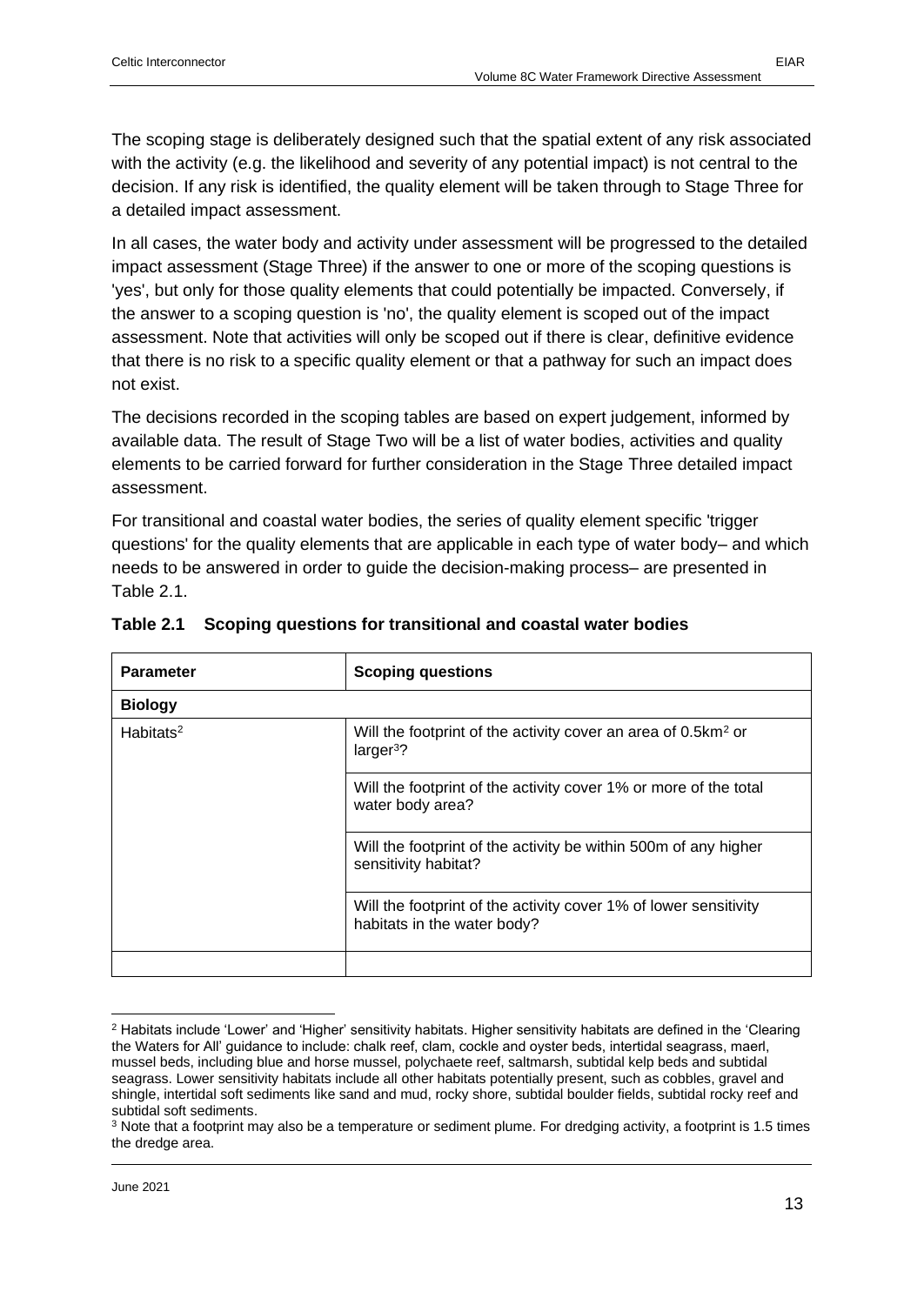The scoping stage is deliberately designed such that the spatial extent of any risk associated with the activity (e.g. the likelihood and severity of any potential impact) is not central to the decision. If any risk is identified, the quality element will be taken through to Stage Three for a detailed impact assessment.

In all cases, the water body and activity under assessment will be progressed to the detailed impact assessment (Stage Three) if the answer to one or more of the scoping questions is 'yes', but only for those quality elements that could potentially be impacted. Conversely, if the answer to a scoping question is 'no', the quality element is scoped out of the impact assessment. Note that activities will only be scoped out if there is clear, definitive evidence that there is no risk to a specific quality element or that a pathway for such an impact does not exist.

The decisions recorded in the scoping tables are based on expert judgement, informed by available data. The result of Stage Two will be a list of water bodies, activities and quality elements to be carried forward for further consideration in the Stage Three detailed impact assessment.

For transitional and coastal water bodies, the series of quality element specific 'trigger questions' for the quality elements that are applicable in each type of water body– and which needs to be answered in order to guide the decision-making process– are presented in Table 2.1.

**Table 2.1 Scoping questions for transitional and coastal water bodies**

| Parameter | Scoping questions |
|---|---|
| **Biology** | |
| Habitats[2] | Will the footprint of the activity cover an area of 0.5km² or larger[3]? |
| | Will the footprint of the activity cover 1% or more of the total water body area? |
| | Will the footprint of the activity be within 500m of any higher sensitivity habitat? |
| | Will the footprint of the activity cover 1% of lower sensitivity habitats in the water body? |
| | |

[2] Habitats include 'Lower' and 'Higher' sensitivity habitats. Higher sensitivity habitats are defined in the 'Clearing the Waters for All' guidance to include: chalk reef, clam, cockle and oyster beds, intertidal seagrass, maerl, mussel beds, including blue and horse mussel, polychaete reef, saltmarsh, subtidal kelp beds and subtidal seagrass. Lower sensitivity habitats include all other habitats potentially present, such as cobbles, gravel and shingle, intertidal soft sediments like sand and mud, rocky shore, subtidal boulder fields, subtidal rocky reef and subtidal soft sediments.

[3] Note that a footprint may also be a temperature or sediment plume. For dredging activity, a footprint is 1.5 times the dredge area.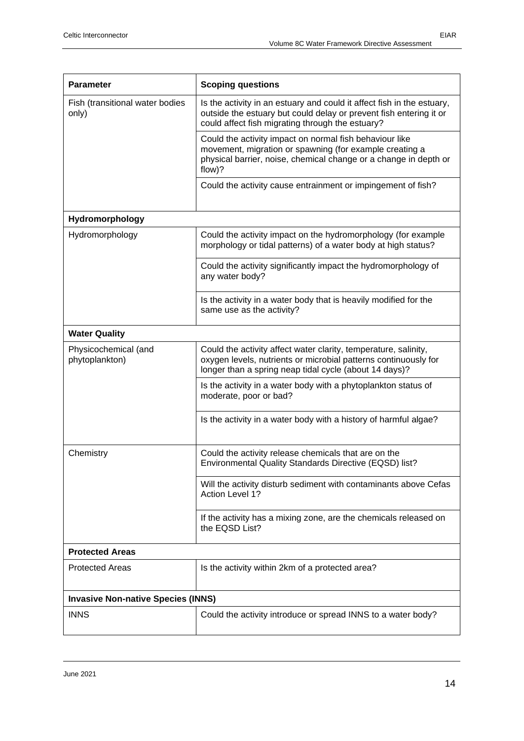| Parameter | Scoping questions |
|---|---|
| Fish (transitional water bodies only) | Is the activity in an estuary and could it affect fish in the estuary, outside the estuary but could delay or prevent fish entering it or could affect fish migrating through the estuary? |
| | Could the activity impact on normal fish behaviour like movement, migration or spawning (for example creating a physical barrier, noise, chemical change or a change in depth or flow)? |
| | Could the activity cause entrainment or impingement of fish? |
| **Hydromorphology** | |
| Hydromorphology | Could the activity impact on the hydromorphology (for example morphology or tidal patterns) of a water body at high status? |
| | Could the activity significantly impact the hydromorphology of any water body? |
| | Is the activity in a water body that is heavily modified for the same use as the activity? |
| **Water Quality** | |
| Physicochemical (and phytoplankton) | Could the activity affect water clarity, temperature, salinity, oxygen levels, nutrients or microbial patterns continuously for longer than a spring neap tidal cycle (about 14 days)? |
| | Is the activity in a water body with a phytoplankton status of moderate, poor or bad? |
| | Is the activity in a water body with a history of harmful algae? |
| Chemistry | Could the activity release chemicals that are on the Environmental Quality Standards Directive (EQSD) list? |
| | Will the activity disturb sediment with contaminants above Cefas Action Level 1? |
| | If the activity has a mixing zone, are the chemicals released on the EQSD List? |
| **Protected Areas** | |
| Protected Areas | Is the activity within 2km of a protected area? |
| **Invasive Non-native Species (INNS)** | |
| INNS | Could the activity introduce or spread INNS to a water body? |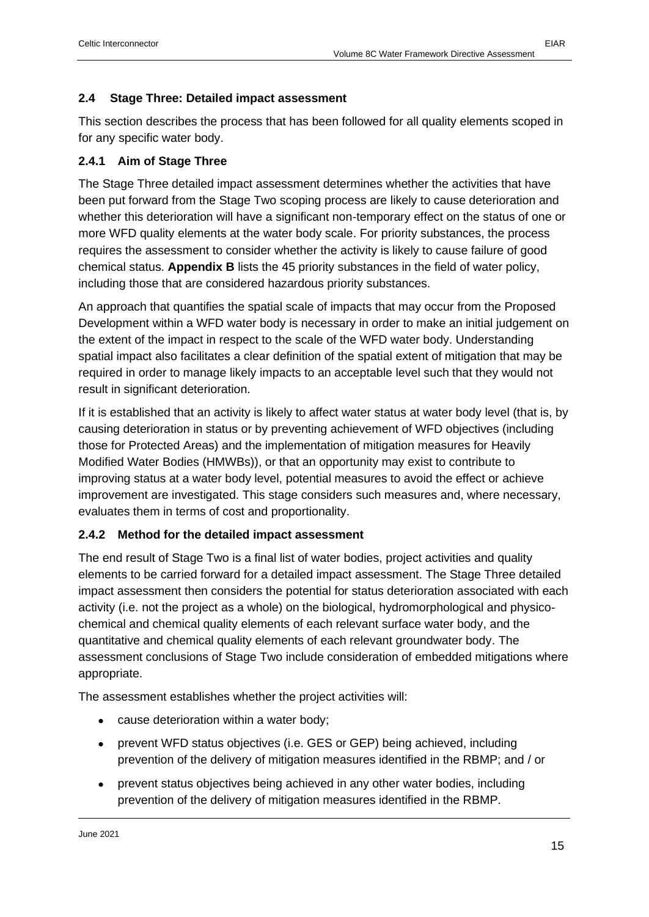## 2.4 Stage Three: Detailed impact assessment

This section describes the process that has been followed for all quality elements scoped in for any specific water body.

### 2.4.1 Aim of Stage Three

The Stage Three detailed impact assessment determines whether the activities that have been put forward from the Stage Two scoping process are likely to cause deterioration and whether this deterioration will have a significant non-temporary effect on the status of one or more WFD quality elements at the water body scale. For priority substances, the process requires the assessment to consider whether the activity is likely to cause failure of good chemical status. **Appendix B** lists the 45 priority substances in the field of water policy, including those that are considered hazardous priority substances.

An approach that quantifies the spatial scale of impacts that may occur from the Proposed Development within a WFD water body is necessary in order to make an initial judgement on the extent of the impact in respect to the scale of the WFD water body. Understanding spatial impact also facilitates a clear definition of the spatial extent of mitigation that may be required in order to manage likely impacts to an acceptable level such that they would not result in significant deterioration.

If it is established that an activity is likely to affect water status at water body level (that is, by causing deterioration in status or by preventing achievement of WFD objectives (including those for Protected Areas) and the implementation of mitigation measures for Heavily Modified Water Bodies (HMWBs)), or that an opportunity may exist to contribute to improving status at a water body level, potential measures to avoid the effect or achieve improvement are investigated. This stage considers such measures and, where necessary, evaluates them in terms of cost and proportionality.

### 2.4.2 Method for the detailed impact assessment

The end result of Stage Two is a final list of water bodies, project activities and quality elements to be carried forward for a detailed impact assessment. The Stage Three detailed impact assessment then considers the potential for status deterioration associated with each activity (i.e. not the project as a whole) on the biological, hydromorphological and physico-chemical and chemical quality elements of each relevant surface water body, and the quantitative and chemical quality elements of each relevant groundwater body. The assessment conclusions of Stage Two include consideration of embedded mitigations where appropriate.

The assessment establishes whether the project activities will:

- cause deterioration within a water body;
- prevent WFD status objectives (i.e. GES or GEP) being achieved, including prevention of the delivery of mitigation measures identified in the RBMP; and / or
- prevent status objectives being achieved in any other water bodies, including prevention of the delivery of mitigation measures identified in the RBMP.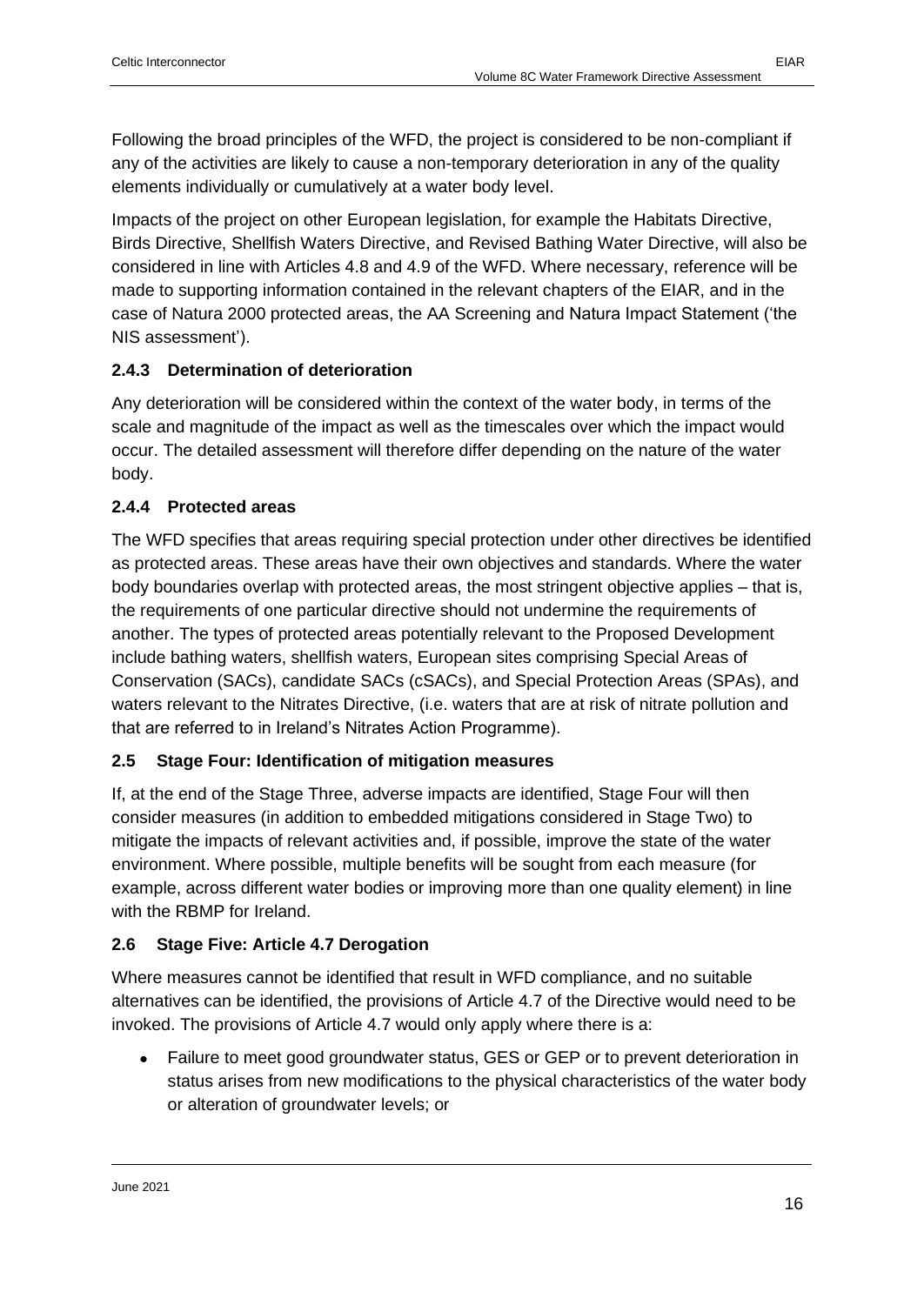Following the broad principles of the WFD, the project is considered to be non-compliant if any of the activities are likely to cause a non-temporary deterioration in any of the quality elements individually or cumulatively at a water body level.

Impacts of the project on other European legislation, for example the Habitats Directive, Birds Directive, Shellfish Waters Directive, and Revised Bathing Water Directive, will also be considered in line with Articles 4.8 and 4.9 of the WFD. Where necessary, reference will be made to supporting information contained in the relevant chapters of the EIAR, and in the case of Natura 2000 protected areas, the AA Screening and Natura Impact Statement ('the NIS assessment').

### 2.4.3 Determination of deterioration

Any deterioration will be considered within the context of the water body, in terms of the scale and magnitude of the impact as well as the timescales over which the impact would occur. The detailed assessment will therefore differ depending on the nature of the water body.

### 2.4.4 Protected areas

The WFD specifies that areas requiring special protection under other directives be identified as protected areas. These areas have their own objectives and standards. Where the water body boundaries overlap with protected areas, the most stringent objective applies – that is, the requirements of one particular directive should not undermine the requirements of another. The types of protected areas potentially relevant to the Proposed Development include bathing waters, shellfish waters, European sites comprising Special Areas of Conservation (SACs), candidate SACs (cSACs), and Special Protection Areas (SPAs), and waters relevant to the Nitrates Directive, (i.e. waters that are at risk of nitrate pollution and that are referred to in Ireland's Nitrates Action Programme).

## 2.5 Stage Four: Identification of mitigation measures

If, at the end of the Stage Three, adverse impacts are identified, Stage Four will then consider measures (in addition to embedded mitigations considered in Stage Two) to mitigate the impacts of relevant activities and, if possible, improve the state of the water environment. Where possible, multiple benefits will be sought from each measure (for example, across different water bodies or improving more than one quality element) in line with the RBMP for Ireland.

## 2.6 Stage Five: Article 4.7 Derogation

Where measures cannot be identified that result in WFD compliance, and no suitable alternatives can be identified, the provisions of Article 4.7 of the Directive would need to be invoked. The provisions of Article 4.7 would only apply where there is a:

- Failure to meet good groundwater status, GES or GEP or to prevent deterioration in status arises from new modifications to the physical characteristics of the water body or alteration of groundwater levels; or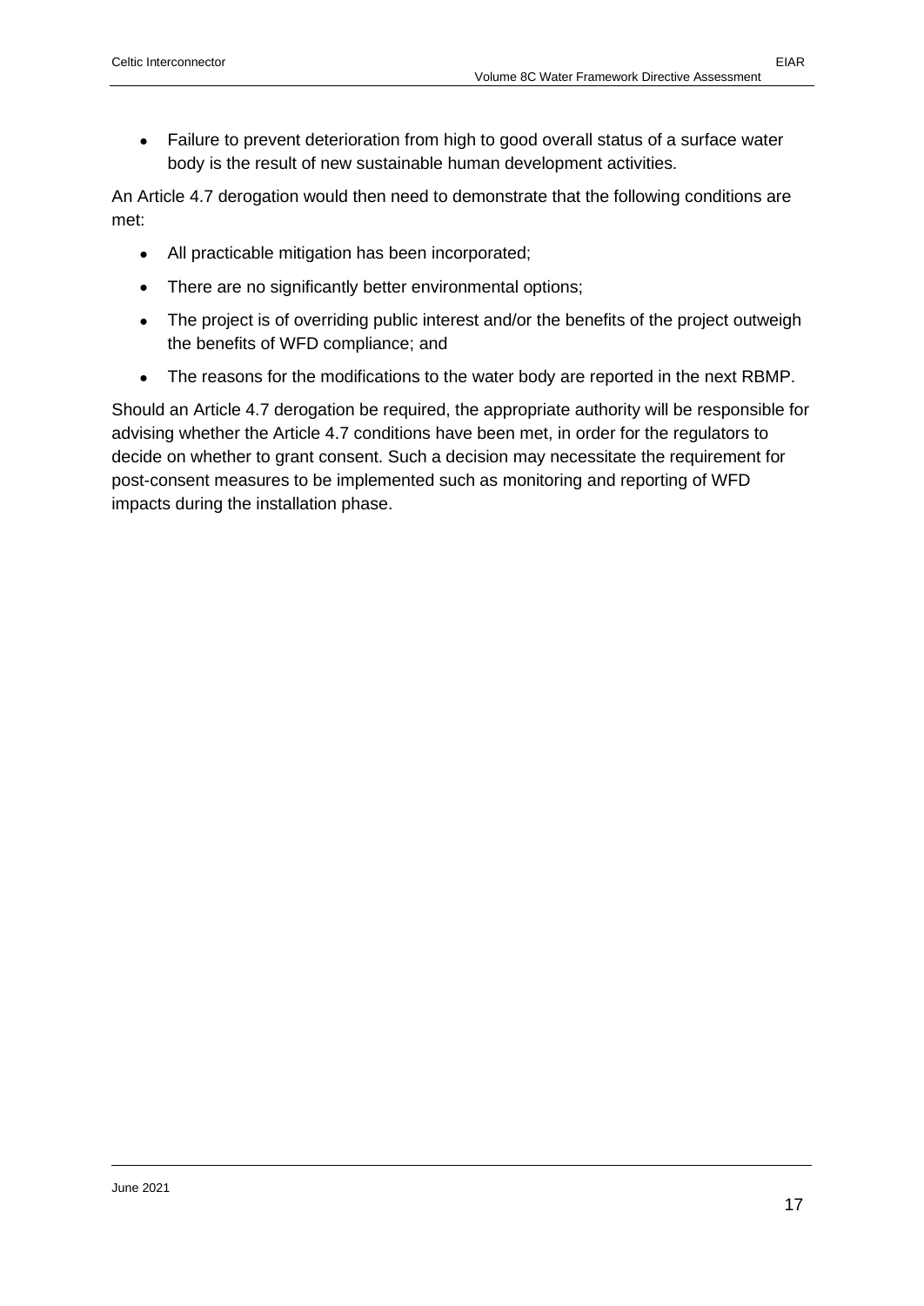- Failure to prevent deterioration from high to good overall status of a surface water body is the result of new sustainable human development activities.

An Article 4.7 derogation would then need to demonstrate that the following conditions are met:

- All practicable mitigation has been incorporated;
- There are no significantly better environmental options;
- The project is of overriding public interest and/or the benefits of the project outweigh the benefits of WFD compliance; and
- The reasons for the modifications to the water body are reported in the next RBMP.

Should an Article 4.7 derogation be required, the appropriate authority will be responsible for advising whether the Article 4.7 conditions have been met, in order for the regulators to decide on whether to grant consent. Such a decision may necessitate the requirement for post-consent measures to be implemented such as monitoring and reporting of WFD impacts during the installation phase.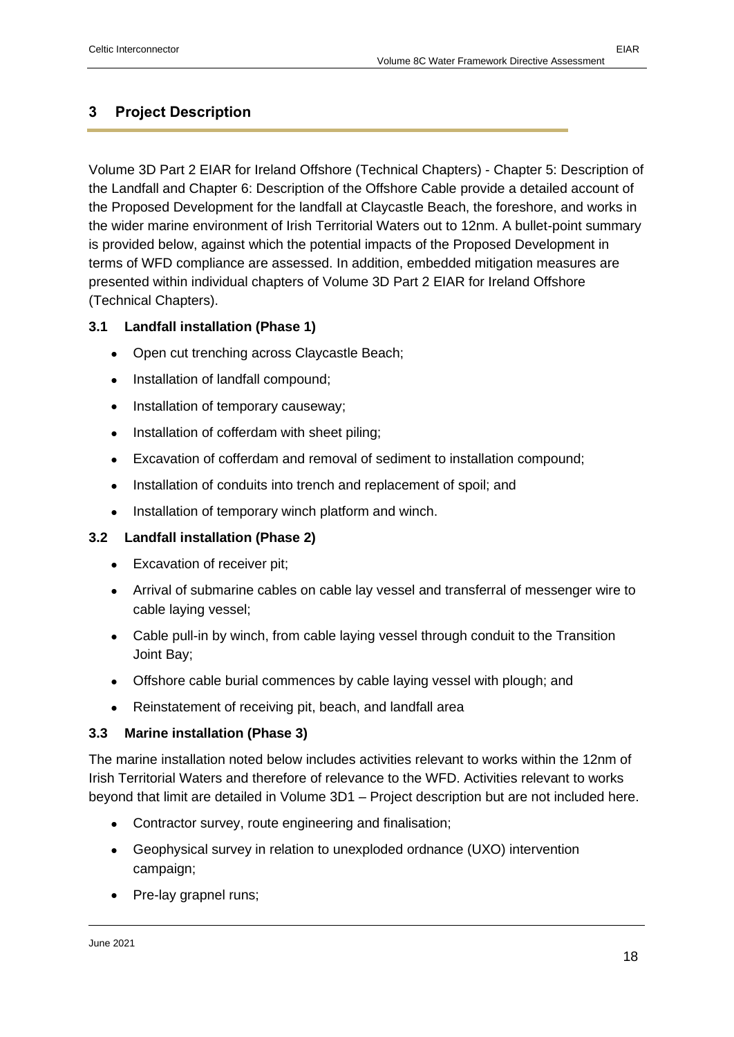## 3 Project Description

Volume 3D Part 2 EIAR for Ireland Offshore (Technical Chapters) - Chapter 5: Description of the Landfall and Chapter 6: Description of the Offshore Cable provide a detailed account of the Proposed Development for the landfall at Claycastle Beach, the foreshore, and works in the wider marine environment of Irish Territorial Waters out to 12nm. A bullet-point summary is provided below, against which the potential impacts of the Proposed Development in terms of WFD compliance are assessed. In addition, embedded mitigation measures are presented within individual chapters of Volume 3D Part 2 EIAR for Ireland Offshore (Technical Chapters).

### 3.1 Landfall installation (Phase 1)

- Open cut trenching across Claycastle Beach;
- Installation of landfall compound;
- Installation of temporary causeway;
- Installation of cofferdam with sheet piling;
- Excavation of cofferdam and removal of sediment to installation compound;
- Installation of conduits into trench and replacement of spoil; and
- Installation of temporary winch platform and winch.

### 3.2 Landfall installation (Phase 2)

- Excavation of receiver pit;
- Arrival of submarine cables on cable lay vessel and transferral of messenger wire to cable laying vessel;
- Cable pull-in by winch, from cable laying vessel through conduit to the Transition Joint Bay;
- Offshore cable burial commences by cable laying vessel with plough; and
- Reinstatement of receiving pit, beach, and landfall area

### 3.3 Marine installation (Phase 3)

The marine installation noted below includes activities relevant to works within the 12nm of Irish Territorial Waters and therefore of relevance to the WFD. Activities relevant to works beyond that limit are detailed in Volume 3D1 – Project description but are not included here.

- Contractor survey, route engineering and finalisation;
- Geophysical survey in relation to unexploded ordnance (UXO) intervention campaign;
- Pre-lay grapnel runs;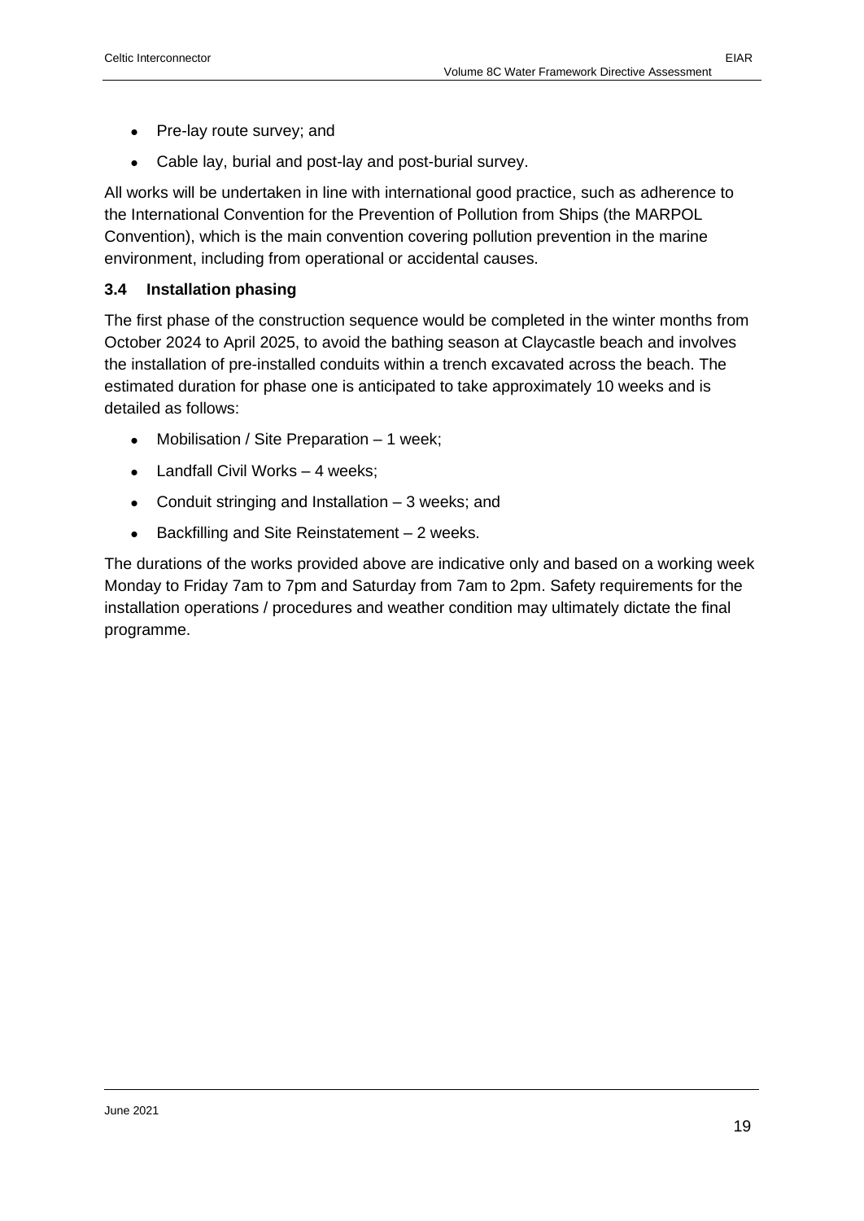- Pre-lay route survey; and
- Cable lay, burial and post-lay and post-burial survey.

All works will be undertaken in line with international good practice, such as adherence to the International Convention for the Prevention of Pollution from Ships (the MARPOL Convention), which is the main convention covering pollution prevention in the marine environment, including from operational or accidental causes.

### 3.4 Installation phasing

The first phase of the construction sequence would be completed in the winter months from October 2024 to April 2025, to avoid the bathing season at Claycastle beach and involves the installation of pre-installed conduits within a trench excavated across the beach. The estimated duration for phase one is anticipated to take approximately 10 weeks and is detailed as follows:

- Mobilisation / Site Preparation – 1 week;
- Landfall Civil Works – 4 weeks;
- Conduit stringing and Installation – 3 weeks; and
- Backfilling and Site Reinstatement – 2 weeks.

The durations of the works provided above are indicative only and based on a working week Monday to Friday 7am to 7pm and Saturday from 7am to 2pm. Safety requirements for the installation operations / procedures and weather condition may ultimately dictate the final programme.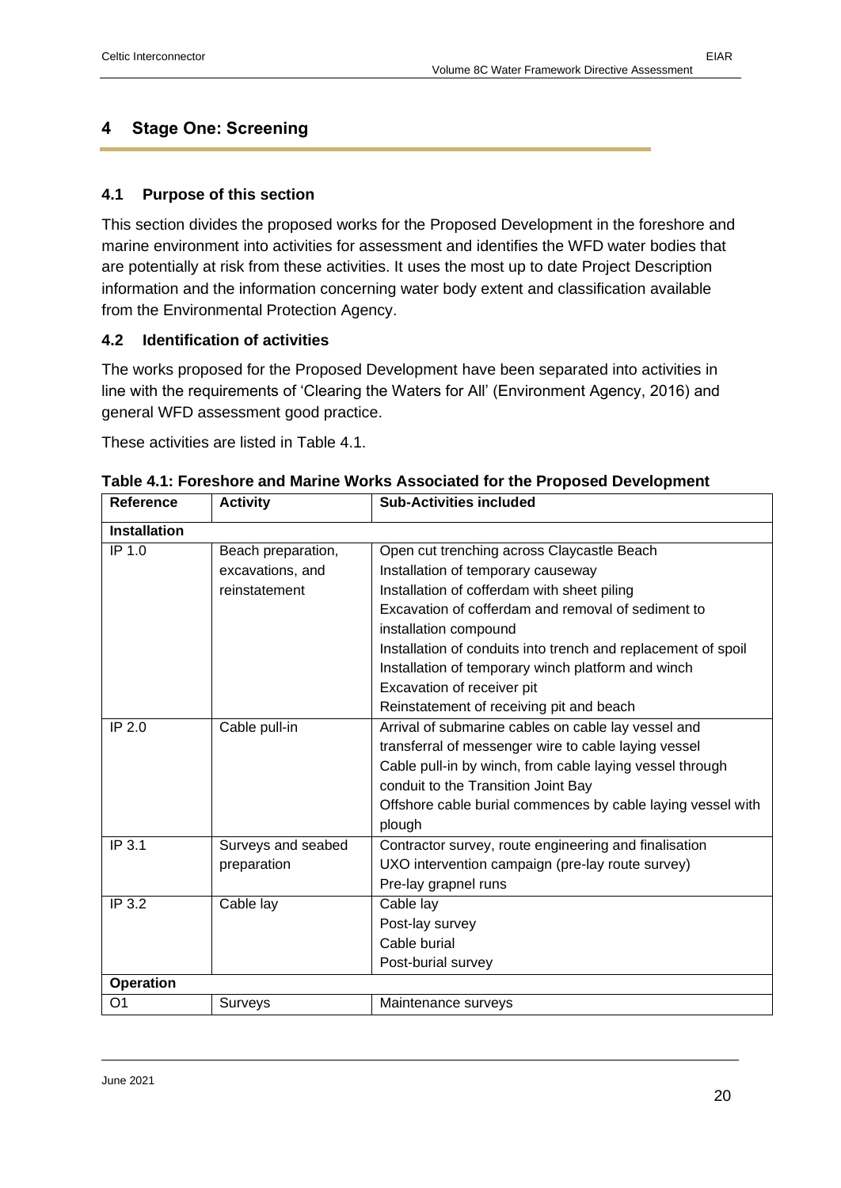# 4 Stage One: Screening

## 4.1 Purpose of this section

This section divides the proposed works for the Proposed Development in the foreshore and marine environment into activities for assessment and identifies the WFD water bodies that are potentially at risk from these activities. It uses the most up to date Project Description information and the information concerning water body extent and classification available from the Environmental Protection Agency.

## 4.2 Identification of activities

The works proposed for the Proposed Development have been separated into activities in line with the requirements of 'Clearing the Waters for All' (Environment Agency, 2016) and general WFD assessment good practice.

These activities are listed in Table 4.1.

**Table 4.1: Foreshore and Marine Works Associated for the Proposed Development**

| Reference | Activity | Sub-Activities included |
|---|---|---|
| **Installation** | | |
| IP 1.0 | Beach preparation, excavations, and reinstatement | Open cut trenching across Claycastle Beach<br>Installation of temporary causeway<br>Installation of cofferdam with sheet piling<br>Excavation of cofferdam and removal of sediment to installation compound<br>Installation of conduits into trench and replacement of spoil<br>Installation of temporary winch platform and winch<br>Excavation of receiver pit<br>Reinstatement of receiving pit and beach |
| IP 2.0 | Cable pull-in | Arrival of submarine cables on cable lay vessel and transferral of messenger wire to cable laying vessel<br>Cable pull-in by winch, from cable laying vessel through conduit to the Transition Joint Bay<br>Offshore cable burial commences by cable laying vessel with plough |
| IP 3.1 | Surveys and seabed preparation | Contractor survey, route engineering and finalisation<br>UXO intervention campaign (pre-lay route survey)<br>Pre-lay grapnel runs |
| IP 3.2 | Cable lay | Cable lay<br>Post-lay survey<br>Cable burial<br>Post-burial survey |
| **Operation** | | |
| O1 | Surveys | Maintenance surveys |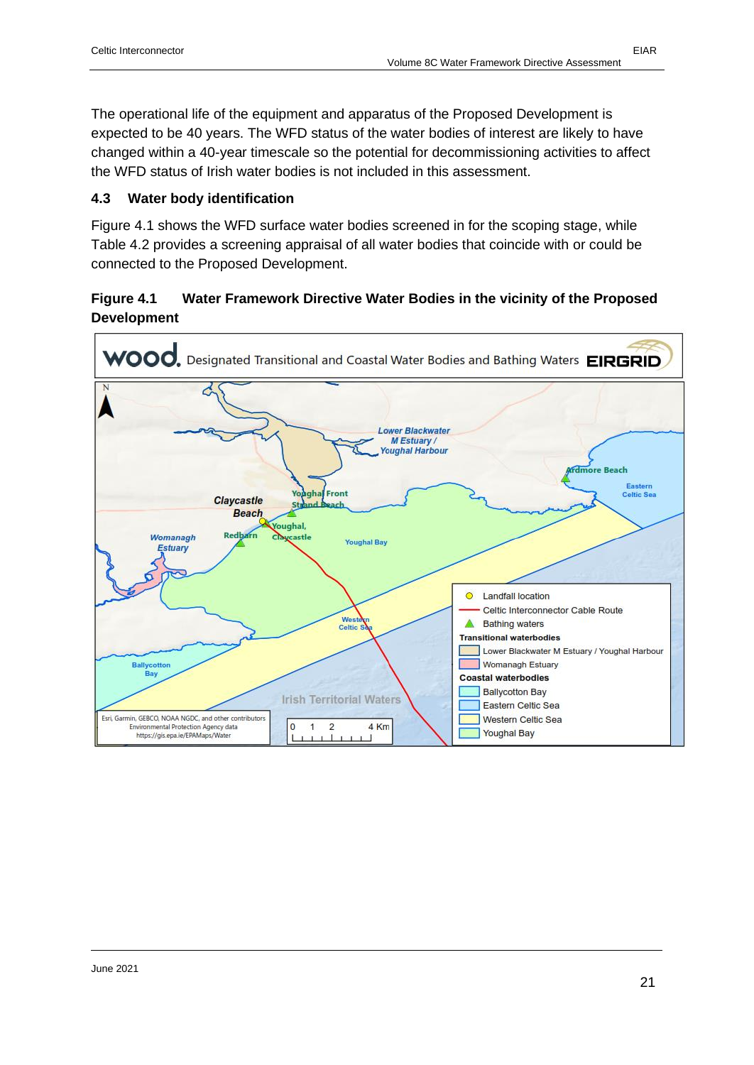The operational life of the equipment and apparatus of the Proposed Development is expected to be 40 years. The WFD status of the water bodies of interest are likely to have changed within a 40-year timescale so the potential for decommissioning activities to affect the WFD status of Irish water bodies is not included in this assessment.

### 4.3 Water body identification

Figure 4.1 shows the WFD surface water bodies screened in for the scoping stage, while Table 4.2 provides a screening appraisal of all water bodies that coincide with or could be connected to the Proposed Development.

**Figure 4.1 Water Framework Directive Water Bodies in the vicinity of the Proposed Development**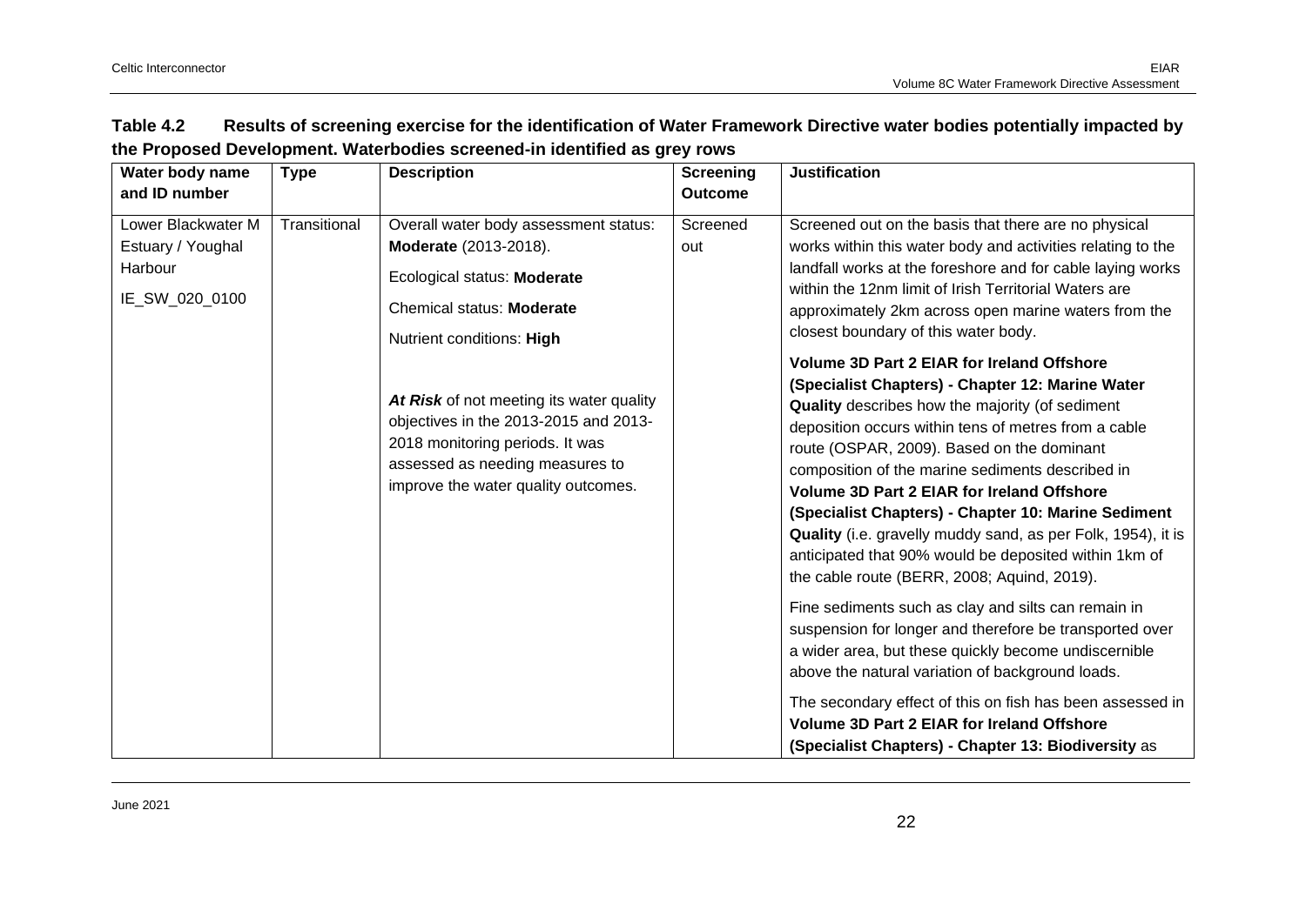**Table 4.2 Results of screening exercise for the identification of Water Framework Directive water bodies potentially impacted by the Proposed Development. Waterbodies screened-in identified as grey rows**

| Water body name and ID number | Type | Description | Screening Outcome | Justification |
|---|---|---|---|---|
| Lower Blackwater M Estuary / Youghal Harbour<br><br>IE_SW_020_0100 | Transitional | Overall water body assessment status: **Moderate** (2013-2018).<br><br>Ecological status: **Moderate**<br><br>Chemical status: **Moderate**<br><br>Nutrient conditions: **High**<br><br>***At Risk*** of not meeting its water quality objectives in the 2013-2015 and 2013-2018 monitoring periods. It was assessed as needing measures to improve the water quality outcomes. | Screened out | Screened out on the basis that there are no physical works within this water body and activities relating to the landfall works at the foreshore and for cable laying works within the 12nm limit of Irish Territorial Waters are approximately 2km across open marine waters from the closest boundary of this water body.<br><br>**Volume 3D Part 2 EIAR for Ireland Offshore (Specialist Chapters) - Chapter 12: Marine Water Quality** describes how the majority (of sediment deposition occurs within tens of metres from a cable route (OSPAR, 2009). Based on the dominant composition of the marine sediments described in **Volume 3D Part 2 EIAR for Ireland Offshore (Specialist Chapters) - Chapter 10: Marine Sediment Quality** (i.e. gravelly muddy sand, as per Folk, 1954), it is anticipated that 90% would be deposited within 1km of the cable route (BERR, 2008; Aquind, 2019).<br><br>Fine sediments such as clay and silts can remain in suspension for longer and therefore be transported over a wider area, but these quickly become undiscernible above the natural variation of background loads.<br><br>The secondary effect of this on fish has been assessed in **Volume 3D Part 2 EIAR for Ireland Offshore (Specialist Chapters) - Chapter 13: Biodiversity** as |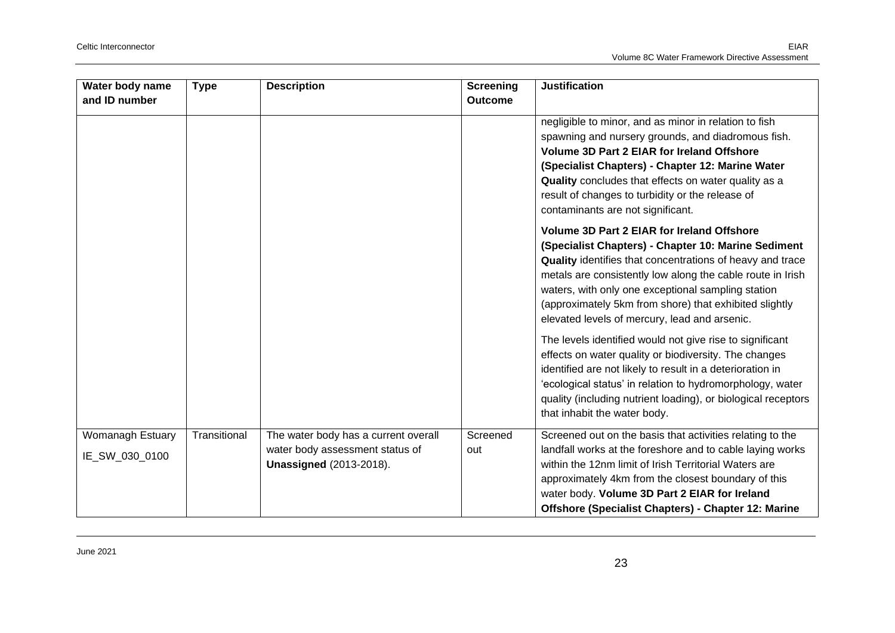| Water body name and ID number | Type | Description | Screening Outcome | Justification |
|---|---|---|---|---|
| | | | | negligible to minor, and as minor in relation to fish spawning and nursery grounds, and diadromous fish. **Volume 3D Part 2 EIAR for Ireland Offshore (Specialist Chapters) - Chapter 12: Marine Water Quality** concludes that effects on water quality as a result of changes to turbidity or the release of contaminants are not significant.<br><br>**Volume 3D Part 2 EIAR for Ireland Offshore (Specialist Chapters) - Chapter 10: Marine Sediment Quality** identifies that concentrations of heavy and trace metals are consistently low along the cable route in Irish waters, with only one exceptional sampling station (approximately 5km from shore) that exhibited slightly elevated levels of mercury, lead and arsenic.<br><br>The levels identified would not give rise to significant effects on water quality or biodiversity. The changes identified are not likely to result in a deterioration in 'ecological status' in relation to hydromorphology, water quality (including nutrient loading), or biological receptors that inhabit the water body. |
| Womanagh Estuary IE_SW_030_0100 | Transitional | The water body has a current overall water body assessment status of **Unassigned** (2013-2018). | Screened out | Screened out on the basis that activities relating to the landfall works at the foreshore and to cable laying works within the 12nm limit of Irish Territorial Waters are approximately 4km from the closest boundary of this water body. **Volume 3D Part 2 EIAR for Ireland Offshore (Specialist Chapters) - Chapter 12: Marine** |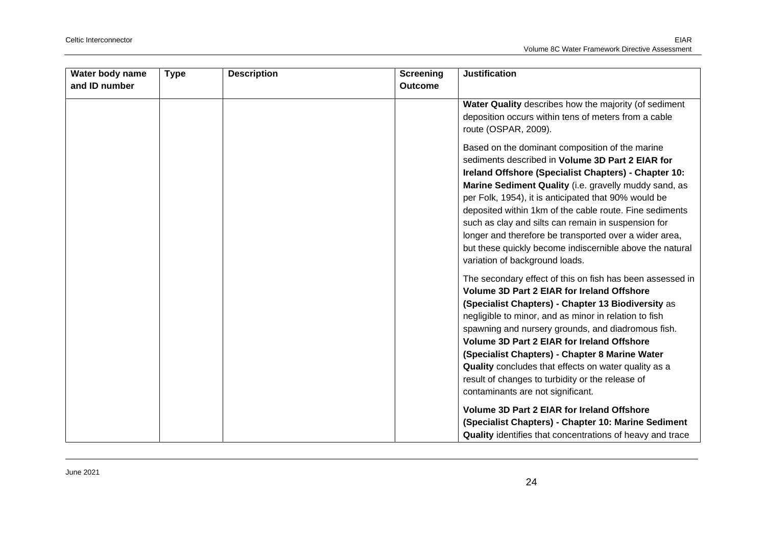| Water body name and ID number | Type | Description | Screening Outcome | Justification |
| --- | --- | --- | --- | --- |
| | | | | **Water Quality** describes how the majority (of sediment deposition occurs within tens of meters from a cable route (OSPAR, 2009).<br><br>Based on the dominant composition of the marine sediments described in **Volume 3D Part 2 EIAR for Ireland Offshore (Specialist Chapters) - Chapter 10: Marine Sediment Quality** (i.e. gravelly muddy sand, as per Folk, 1954), it is anticipated that 90% would be deposited within 1km of the cable route. Fine sediments such as clay and silts can remain in suspension for longer and therefore be transported over a wider area, but these quickly become indiscernible above the natural variation of background loads.<br><br>The secondary effect of this on fish has been assessed in **Volume 3D Part 2 EIAR for Ireland Offshore (Specialist Chapters) - Chapter 13 Biodiversity** as negligible to minor, and as minor in relation to fish spawning and nursery grounds, and diadromous fish. **Volume 3D Part 2 EIAR for Ireland Offshore (Specialist Chapters) - Chapter 8 Marine Water Quality** concludes that effects on water quality as a result of changes to turbidity or the release of contaminants are not significant.<br><br>**Volume 3D Part 2 EIAR for Ireland Offshore (Specialist Chapters) - Chapter 10: Marine Sediment Quality** identifies that concentrations of heavy and trace |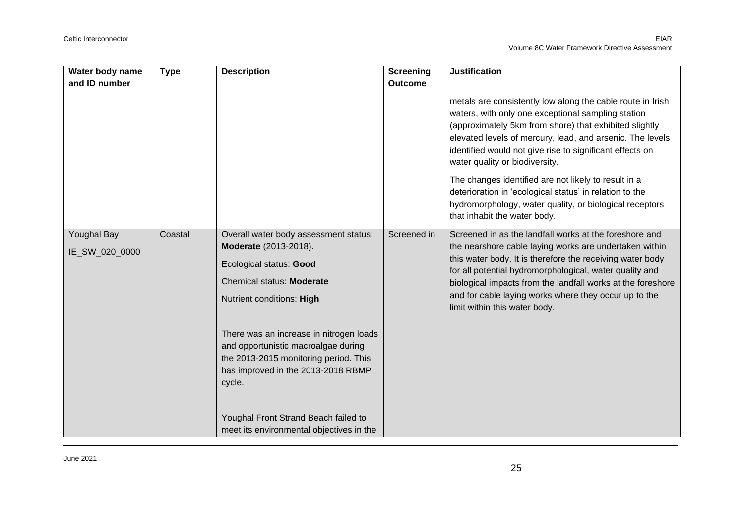| Water body name and ID number | Type | Description | Screening Outcome | Justification |
|---|---|---|---|---|
| | | | | metals are consistently low along the cable route in Irish waters, with only one exceptional sampling station (approximately 5km from shore) that exhibited slightly elevated levels of mercury, lead, and arsenic. The levels identified would not give rise to significant effects on water quality or biodiversity.<br><br>The changes identified are not likely to result in a deterioration in 'ecological status' in relation to the hydromorphology, water quality, or biological receptors that inhabit the water body. |
| Youghal Bay<br>IE_SW_020_0000 | Coastal | Overall water body assessment status: **Moderate** (2013-2018).<br><br>Ecological status: **Good**<br><br>Chemical status: **Moderate**<br><br>Nutrient conditions: **High**<br><br>There was an increase in nitrogen loads and opportunistic macroalgae during the 2013-2015 monitoring period. This has improved in the 2013-2018 RBMP cycle.<br><br>Youghal Front Strand Beach failed to meet its environmental objectives in the | Screened in | Screened in as the landfall works at the foreshore and the nearshore cable laying works are undertaken within this water body. It is therefore the receiving water body for all potential hydromorphological, water quality and biological impacts from the landfall works at the foreshore and for cable laying works where they occur up to the limit within this water body. |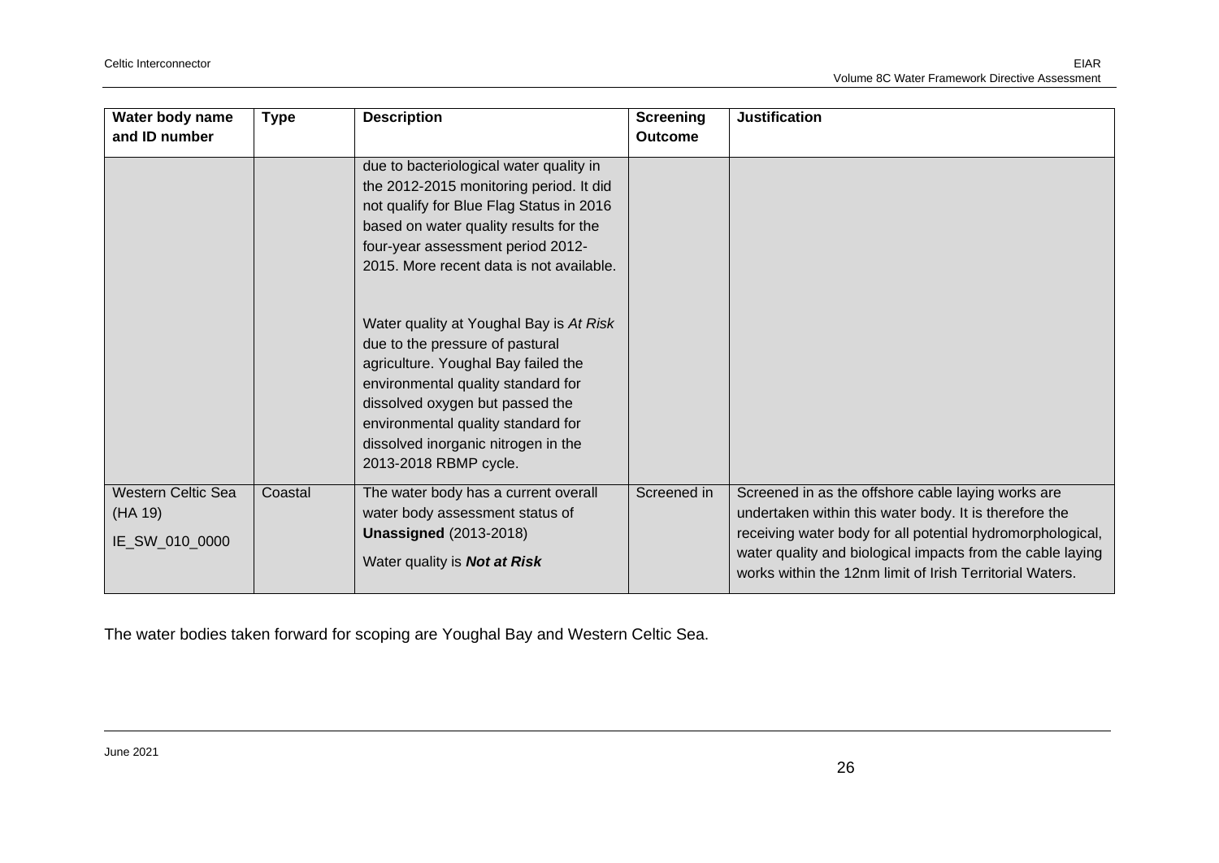| Water body name and ID number | Type | Description | Screening Outcome | Justification |
| --- | --- | --- | --- | --- |
| | | due to bacteriological water quality in the 2012-2015 monitoring period. It did not qualify for Blue Flag Status in 2016 based on water quality results for the four-year assessment period 2012-2015. More recent data is not available.<br><br>Water quality at Youghal Bay is *At Risk* due to the pressure of pastural agriculture. Youghal Bay failed the environmental quality standard for dissolved oxygen but passed the environmental quality standard for dissolved inorganic nitrogen in the 2013-2018 RBMP cycle. | | |
| Western Celtic Sea (HA 19)<br>IE_SW_010_0000 | Coastal | The water body has a current overall water body assessment status of **Unassigned** (2013-2018)<br>Water quality is ***Not at Risk*** | Screened in | Screened in as the offshore cable laying works are undertaken within this water body. It is therefore the receiving water body for all potential hydromorphological, water quality and biological impacts from the cable laying works within the 12nm limit of Irish Territorial Waters. |

The water bodies taken forward for scoping are Youghal Bay and Western Celtic Sea.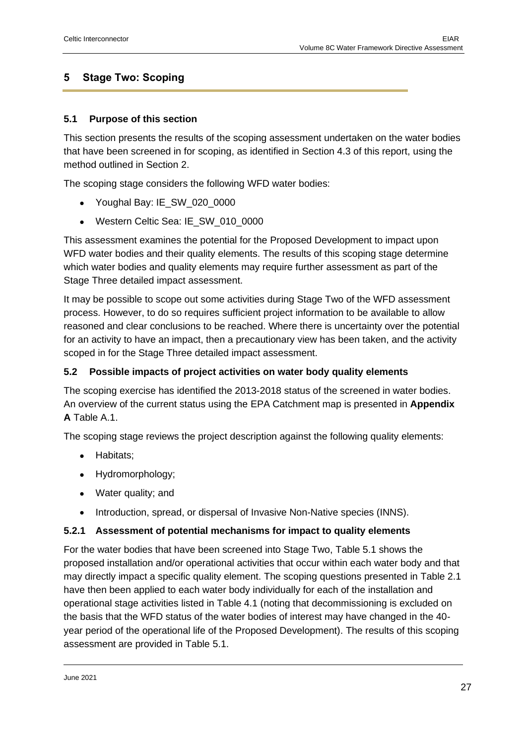# 5 Stage Two: Scoping

## 5.1 Purpose of this section

This section presents the results of the scoping assessment undertaken on the water bodies that have been screened in for scoping, as identified in Section 4.3 of this report, using the method outlined in Section 2.

The scoping stage considers the following WFD water bodies:

- Youghal Bay: IE_SW_020_0000
- Western Celtic Sea: IE_SW_010_0000

This assessment examines the potential for the Proposed Development to impact upon WFD water bodies and their quality elements. The results of this scoping stage determine which water bodies and quality elements may require further assessment as part of the Stage Three detailed impact assessment.

It may be possible to scope out some activities during Stage Two of the WFD assessment process. However, to do so requires sufficient project information to be available to allow reasoned and clear conclusions to be reached. Where there is uncertainty over the potential for an activity to have an impact, then a precautionary view has been taken, and the activity scoped in for the Stage Three detailed impact assessment.

## 5.2 Possible impacts of project activities on water body quality elements

The scoping exercise has identified the 2013-2018 status of the screened in water bodies. An overview of the current status using the EPA Catchment map is presented in **Appendix A** Table A.1.

The scoping stage reviews the project description against the following quality elements:

- Habitats;
- Hydromorphology;
- Water quality; and
- Introduction, spread, or dispersal of Invasive Non-Native species (INNS).

### 5.2.1 Assessment of potential mechanisms for impact to quality elements

For the water bodies that have been screened into Stage Two, Table 5.1 shows the proposed installation and/or operational activities that occur within each water body and that may directly impact a specific quality element. The scoping questions presented in Table 2.1 have then been applied to each water body individually for each of the installation and operational stage activities listed in Table 4.1 (noting that decommissioning is excluded on the basis that the WFD status of the water bodies of interest may have changed in the 40-year period of the operational life of the Proposed Development). The results of this scoping assessment are provided in Table 5.1.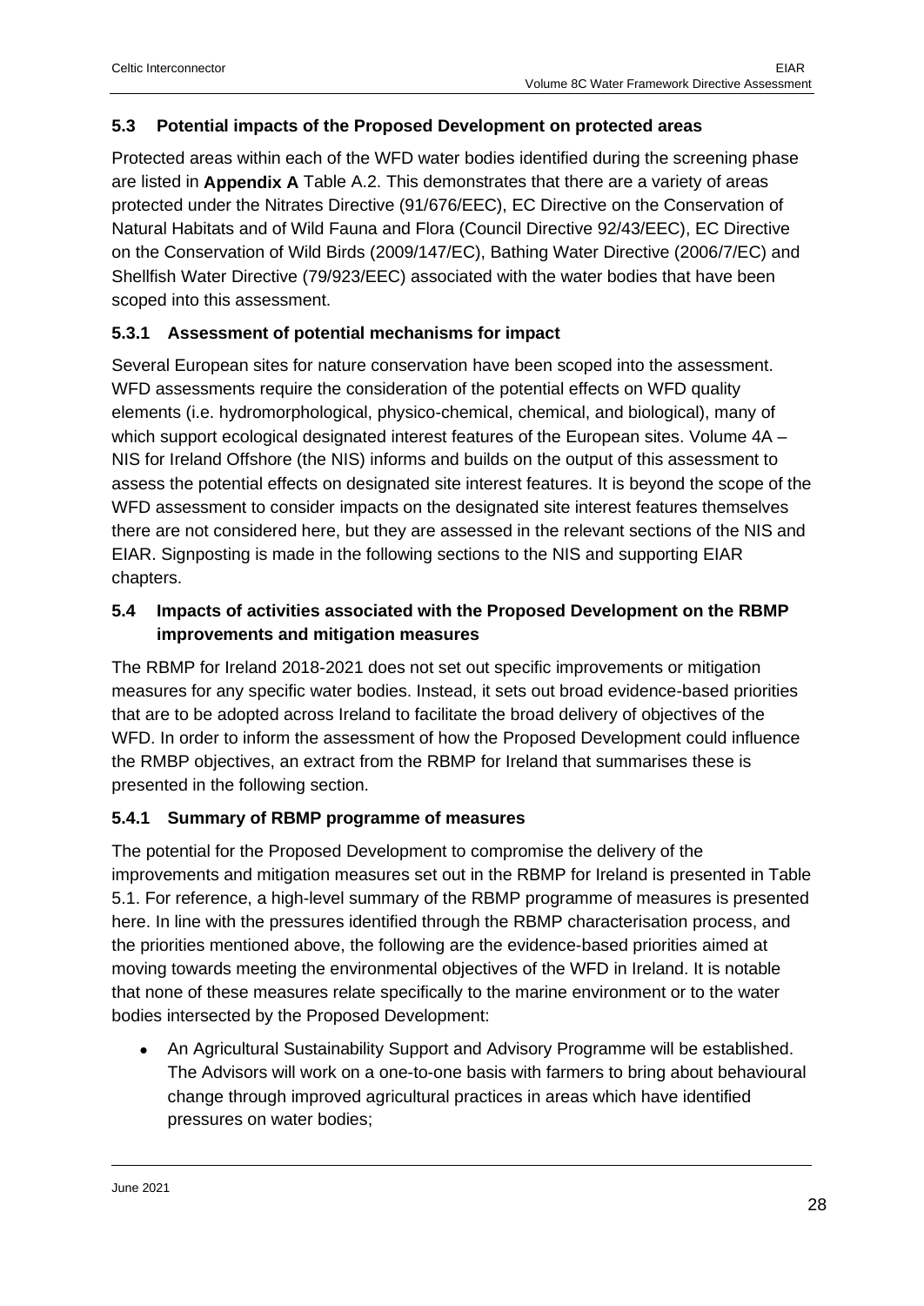### 5.3 Potential impacts of the Proposed Development on protected areas

Protected areas within each of the WFD water bodies identified during the screening phase are listed in **Appendix A** Table A.2. This demonstrates that there are a variety of areas protected under the Nitrates Directive (91/676/EEC), EC Directive on the Conservation of Natural Habitats and of Wild Fauna and Flora (Council Directive 92/43/EEC), EC Directive on the Conservation of Wild Birds (2009/147/EC), Bathing Water Directive (2006/7/EC) and Shellfish Water Directive (79/923/EEC) associated with the water bodies that have been scoped into this assessment.

#### 5.3.1 Assessment of potential mechanisms for impact

Several European sites for nature conservation have been scoped into the assessment. WFD assessments require the consideration of the potential effects on WFD quality elements (i.e. hydromorphological, physico-chemical, chemical, and biological), many of which support ecological designated interest features of the European sites. Volume 4A – NIS for Ireland Offshore (the NIS) informs and builds on the output of this assessment to assess the potential effects on designated site interest features. It is beyond the scope of the WFD assessment to consider impacts on the designated site interest features themselves there are not considered here, but they are assessed in the relevant sections of the NIS and EIAR. Signposting is made in the following sections to the NIS and supporting EIAR chapters.

### 5.4 Impacts of activities associated with the Proposed Development on the RBMP improvements and mitigation measures

The RBMP for Ireland 2018-2021 does not set out specific improvements or mitigation measures for any specific water bodies. Instead, it sets out broad evidence-based priorities that are to be adopted across Ireland to facilitate the broad delivery of objectives of the WFD. In order to inform the assessment of how the Proposed Development could influence the RMBP objectives, an extract from the RBMP for Ireland that summarises these is presented in the following section.

#### 5.4.1 Summary of RBMP programme of measures

The potential for the Proposed Development to compromise the delivery of the improvements and mitigation measures set out in the RBMP for Ireland is presented in Table 5.1. For reference, a high-level summary of the RBMP programme of measures is presented here. In line with the pressures identified through the RBMP characterisation process, and the priorities mentioned above, the following are the evidence-based priorities aimed at moving towards meeting the environmental objectives of the WFD in Ireland. It is notable that none of these measures relate specifically to the marine environment or to the water bodies intersected by the Proposed Development:

- An Agricultural Sustainability Support and Advisory Programme will be established. The Advisors will work on a one-to-one basis with farmers to bring about behavioural change through improved agricultural practices in areas which have identified pressures on water bodies;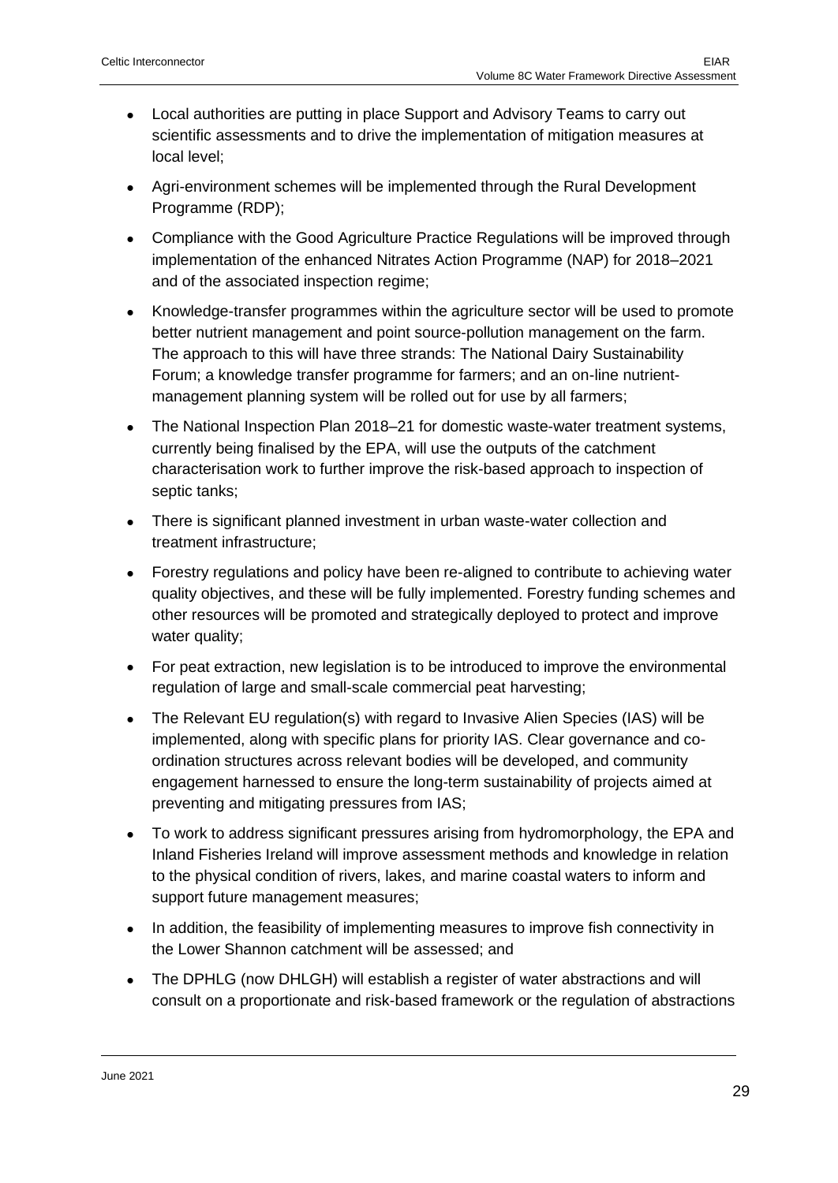- Local authorities are putting in place Support and Advisory Teams to carry out scientific assessments and to drive the implementation of mitigation measures at local level;
- Agri-environment schemes will be implemented through the Rural Development Programme (RDP);
- Compliance with the Good Agriculture Practice Regulations will be improved through implementation of the enhanced Nitrates Action Programme (NAP) for 2018–2021 and of the associated inspection regime;
- Knowledge-transfer programmes within the agriculture sector will be used to promote better nutrient management and point source-pollution management on the farm. The approach to this will have three strands: The National Dairy Sustainability Forum; a knowledge transfer programme for farmers; and an on-line nutrient-management planning system will be rolled out for use by all farmers;
- The National Inspection Plan 2018–21 for domestic waste-water treatment systems, currently being finalised by the EPA, will use the outputs of the catchment characterisation work to further improve the risk-based approach to inspection of septic tanks;
- There is significant planned investment in urban waste-water collection and treatment infrastructure;
- Forestry regulations and policy have been re-aligned to contribute to achieving water quality objectives, and these will be fully implemented. Forestry funding schemes and other resources will be promoted and strategically deployed to protect and improve water quality;
- For peat extraction, new legislation is to be introduced to improve the environmental regulation of large and small-scale commercial peat harvesting;
- The Relevant EU regulation(s) with regard to Invasive Alien Species (IAS) will be implemented, along with specific plans for priority IAS. Clear governance and co-ordination structures across relevant bodies will be developed, and community engagement harnessed to ensure the long-term sustainability of projects aimed at preventing and mitigating pressures from IAS;
- To work to address significant pressures arising from hydromorphology, the EPA and Inland Fisheries Ireland will improve assessment methods and knowledge in relation to the physical condition of rivers, lakes, and marine coastal waters to inform and support future management measures;
- In addition, the feasibility of implementing measures to improve fish connectivity in the Lower Shannon catchment will be assessed; and
- The DPHLG (now DHLGH) will establish a register of water abstractions and will consult on a proportionate and risk-based framework or the regulation of abstractions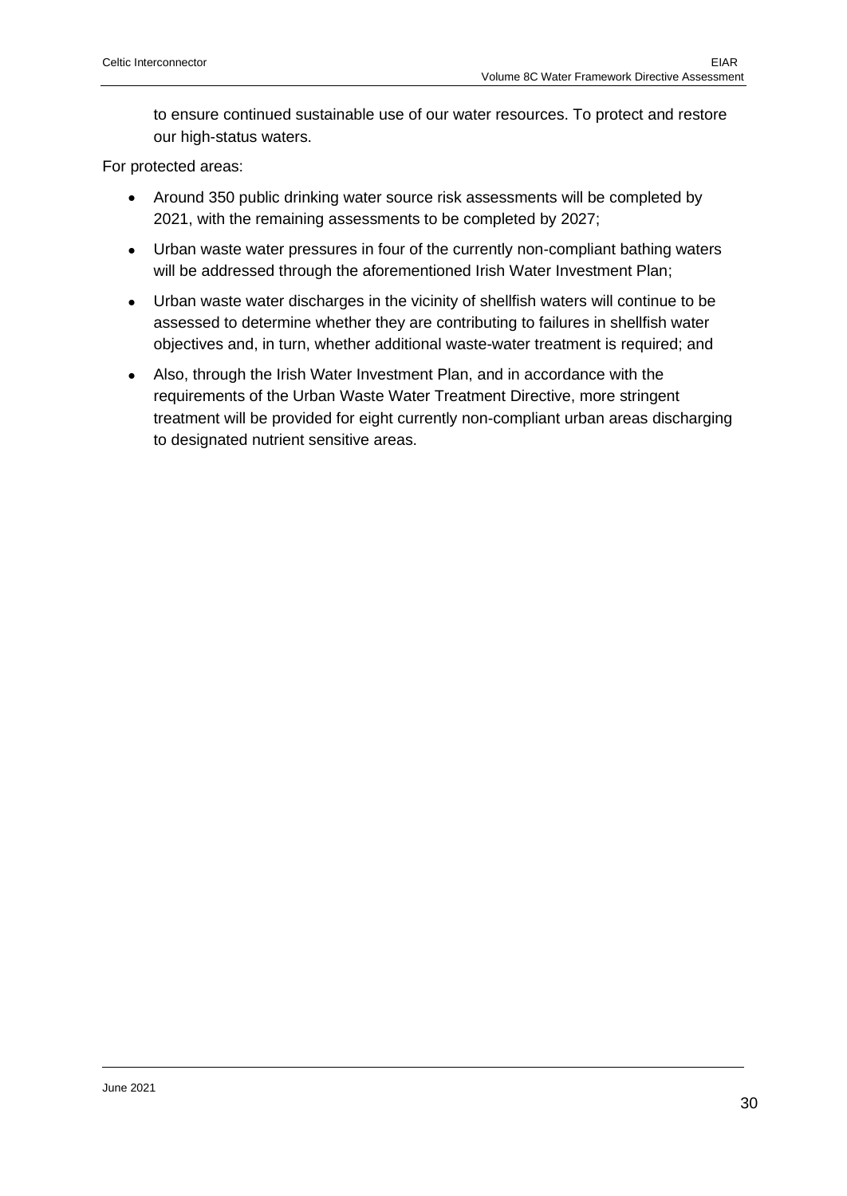to ensure continued sustainable use of our water resources. To protect and restore our high-status waters.

For protected areas:

- Around 350 public drinking water source risk assessments will be completed by 2021, with the remaining assessments to be completed by 2027;
- Urban waste water pressures in four of the currently non-compliant bathing waters will be addressed through the aforementioned Irish Water Investment Plan;
- Urban waste water discharges in the vicinity of shellfish waters will continue to be assessed to determine whether they are contributing to failures in shellfish water objectives and, in turn, whether additional waste-water treatment is required; and
- Also, through the Irish Water Investment Plan, and in accordance with the requirements of the Urban Waste Water Treatment Directive, more stringent treatment will be provided for eight currently non-compliant urban areas discharging to designated nutrient sensitive areas.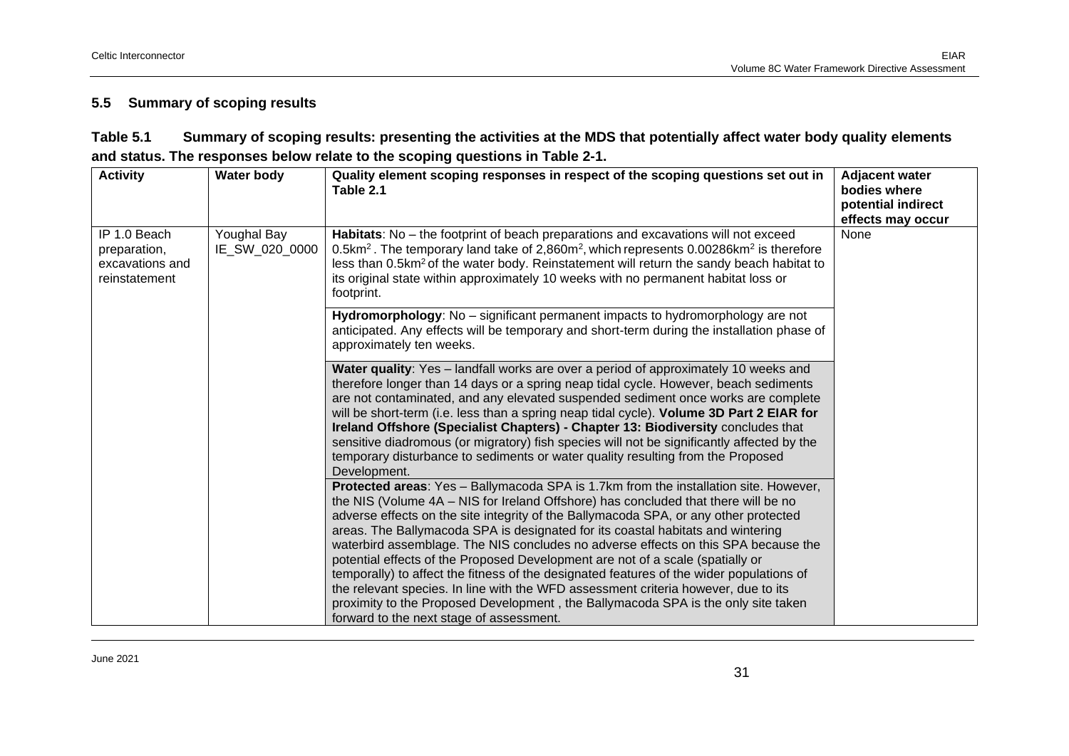## 5.5 Summary of scoping results

**Table 5.1 Summary of scoping results: presenting the activities at the MDS that potentially affect water body quality elements and status. The responses below relate to the scoping questions in Table 2-1.**

| Activity | Water body | Quality element scoping responses in respect of the scoping questions set out in Table 2.1 | Adjacent water bodies where potential indirect effects may occur |
|---|---|---|---|
| IP 1.0 Beach preparation, excavations and reinstatement | Youghal Bay IE_SW_020_0000 | **Habitats**: No – the footprint of beach preparations and excavations will not exceed $0.5km^2$ . The temporary land take of $2,860m^2$, which represents $0.00286km^2$ is therefore less than $0.5km^2$ of the water body. Reinstatement will return the sandy beach habitat to its original state within approximately 10 weeks with no permanent habitat loss or footprint. | None |
| | | **Hydromorphology**: No – significant permanent impacts to hydromorphology are not anticipated. Any effects will be temporary and short-term during the installation phase of approximately ten weeks. | |
| | | **Water quality**: Yes – landfall works are over a period of approximately 10 weeks and therefore longer than 14 days or a spring neap tidal cycle. However, beach sediments are not contaminated, and any elevated suspended sediment once works are complete will be short-term (i.e. less than a spring neap tidal cycle). **Volume 3D Part 2 EIAR for Ireland Offshore (Specialist Chapters) - Chapter 13: Biodiversity** concludes that sensitive diadromous (or migratory) fish species will not be significantly affected by the temporary disturbance to sediments or water quality resulting from the Proposed Development. | |
| | | **Protected areas**: Yes – Ballymacoda SPA is 1.7km from the installation site. However, the NIS (Volume 4A – NIS for Ireland Offshore) has concluded that there will be no adverse effects on the site integrity of the Ballymacoda SPA, or any other protected areas. The Ballymacoda SPA is designated for its coastal habitats and wintering waterbird assemblage. The NIS concludes no adverse effects on this SPA because the potential effects of the Proposed Development are not of a scale (spatially or temporally) to affect the fitness of the designated features of the wider populations of the relevant species. In line with the WFD assessment criteria however, due to its proximity to the Proposed Development , the Ballymacoda SPA is the only site taken forward to the next stage of assessment. | |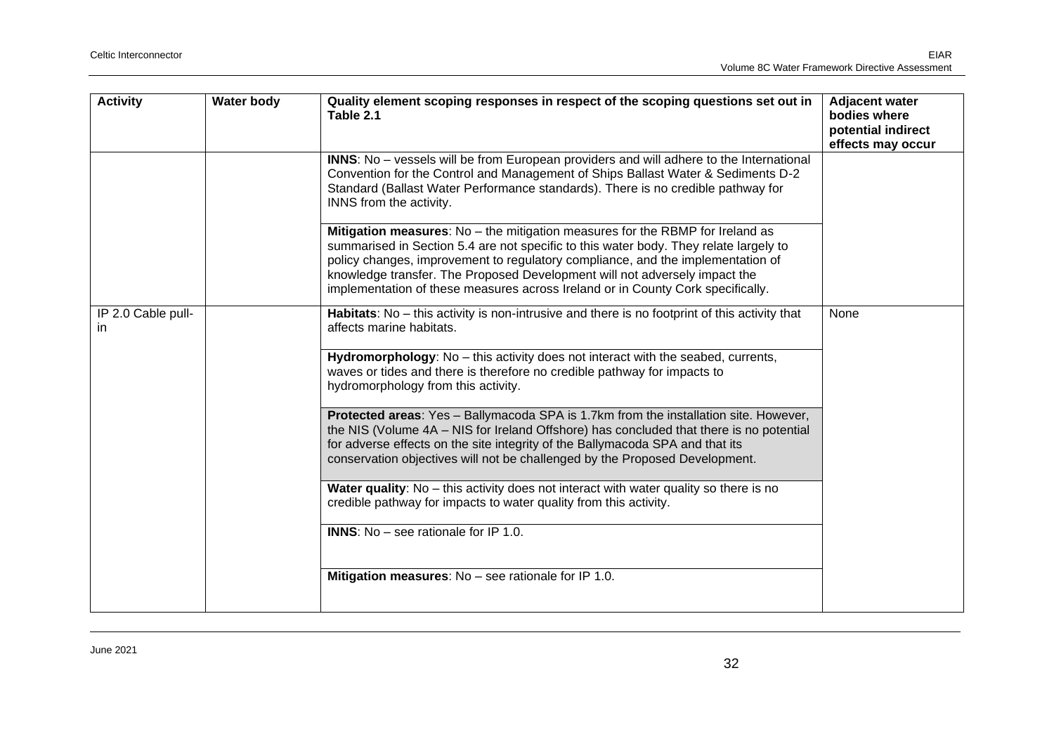| Activity | Water body | Quality element scoping responses in respect of the scoping questions set out in Table 2.1 | Adjacent water bodies where potential indirect effects may occur |
|---|---|---|---|
| | | **INNS**: No – vessels will be from European providers and will adhere to the International Convention for the Control and Management of Ships Ballast Water & Sediments D-2 Standard (Ballast Water Performance standards). There is no credible pathway for INNS from the activity. | |
| | | **Mitigation measures**: No – the mitigation measures for the RBMP for Ireland as summarised in Section 5.4 are not specific to this water body. They relate largely to policy changes, improvement to regulatory compliance, and the implementation of knowledge transfer. The Proposed Development will not adversely impact the implementation of these measures across Ireland or in County Cork specifically. | |
| IP 2.0 Cable pull-in | | **Habitats**: No – this activity is non-intrusive and there is no footprint of this activity that affects marine habitats. | None |
| | | **Hydromorphology**: No – this activity does not interact with the seabed, currents, waves or tides and there is therefore no credible pathway for impacts to hydromorphology from this activity. | |
| | | **Protected areas**: Yes – Ballymacoda SPA is 1.7km from the installation site. However, the NIS (Volume 4A – NIS for Ireland Offshore) has concluded that there is no potential for adverse effects on the site integrity of the Ballymacoda SPA and that its conservation objectives will not be challenged by the Proposed Development. | |
| | | **Water quality**: No – this activity does not interact with water quality so there is no credible pathway for impacts to water quality from this activity. | |
| | | **INNS**: No – see rationale for IP 1.0. | |
| | | **Mitigation measures**: No – see rationale for IP 1.0. | |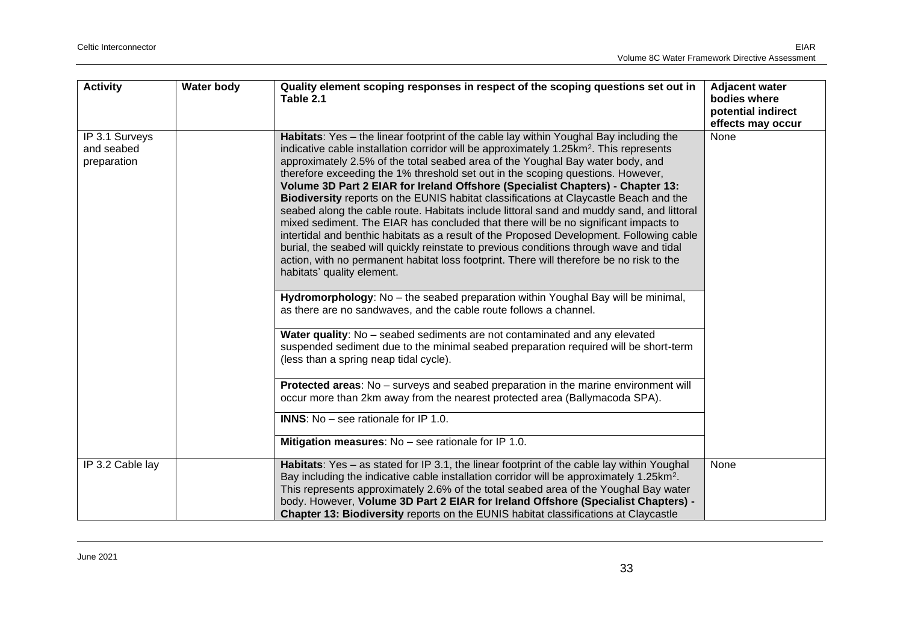| Activity | Water body | Quality element scoping responses in respect of the scoping questions set out in Table 2.1 | Adjacent water bodies where potential indirect effects may occur |
|---|---|---|---|
| IP 3.1 Surveys and seabed preparation | | **Habitats**: Yes – the linear footprint of the cable lay within Youghal Bay including the indicative cable installation corridor will be approximately 1.25km$^2$. This represents approximately 2.5% of the total seabed area of the Youghal Bay water body, and therefore exceeding the 1% threshold set out in the scoping questions. However, **Volume 3D Part 2 EIAR for Ireland Offshore (Specialist Chapters) - Chapter 13: Biodiversity** reports on the EUNIS habitat classifications at Claycastle Beach and the seabed along the cable route. Habitats include littoral sand and muddy sand, and littoral mixed sediment. The EIAR has concluded that there will be no significant impacts to intertidal and benthic habitats as a result of the Proposed Development. Following cable burial, the seabed will quickly reinstate to previous conditions through wave and tidal action, with no permanent habitat loss footprint. There will therefore be no risk to the habitats' quality element. | None |
| | | **Hydromorphology**: No – the seabed preparation within Youghal Bay will be minimal, as there are no sandwaves, and the cable route follows a channel. | |
| | | **Water quality**: No – seabed sediments are not contaminated and any elevated suspended sediment due to the minimal seabed preparation required will be short-term (less than a spring neap tidal cycle). | |
| | | **Protected areas**: No – surveys and seabed preparation in the marine environment will occur more than 2km away from the nearest protected area (Ballymacoda SPA). | |
| | | **INNS**: No – see rationale for IP 1.0. | |
| | | **Mitigation measures**: No – see rationale for IP 1.0. | |
| IP 3.2 Cable lay | | **Habitats**: Yes – as stated for IP 3.1, the linear footprint of the cable lay within Youghal Bay including the indicative cable installation corridor will be approximately 1.25km$^2$. This represents approximately 2.6% of the total seabed area of the Youghal Bay water body. However, **Volume 3D Part 2 EIAR for Ireland Offshore (Specialist Chapters) - Chapter 13: Biodiversity** reports on the EUNIS habitat classifications at Claycastle | None |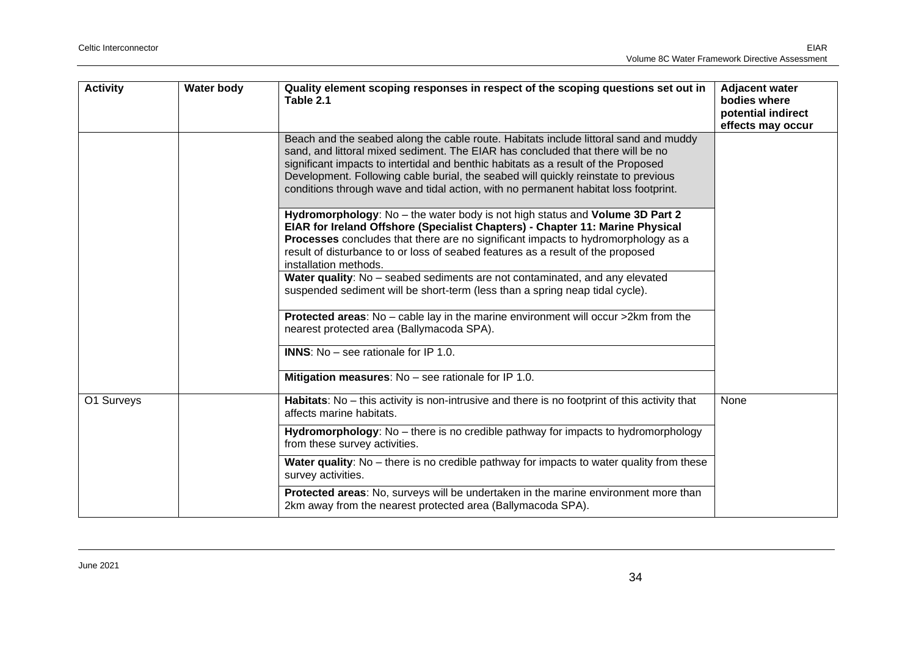| Activity | Water body | Quality element scoping responses in respect of the scoping questions set out in Table 2.1 | Adjacent water bodies where potential indirect effects may occur |
|---|---|---|---|
| | | Beach and the seabed along the cable route. Habitats include littoral sand and muddy sand, and littoral mixed sediment. The EIAR has concluded that there will be no significant impacts to intertidal and benthic habitats as a result of the Proposed Development. Following cable burial, the seabed will quickly reinstate to previous conditions through wave and tidal action, with no permanent habitat loss footprint. | |
| | | **Hydromorphology**: No – the water body is not high status and **Volume 3D Part 2 EIAR for Ireland Offshore (Specialist Chapters) - Chapter 11: Marine Physical Processes** concludes that there are no significant impacts to hydromorphology as a result of disturbance to or loss of seabed features as a result of the proposed installation methods. | |
| | | **Water quality**: No – seabed sediments are not contaminated, and any elevated suspended sediment will be short-term (less than a spring neap tidal cycle). | |
| | | **Protected areas**: No – cable lay in the marine environment will occur >2km from the nearest protected area (Ballymacoda SPA). | |
| | | **INNS**: No – see rationale for IP 1.0. | |
| | | **Mitigation measures**: No – see rationale for IP 1.0. | |
| O1 Surveys | | **Habitats**: No – this activity is non-intrusive and there is no footprint of this activity that affects marine habitats. | None |
| | | **Hydromorphology**: No – there is no credible pathway for impacts to hydromorphology from these survey activities. | |
| | | **Water quality**: No – there is no credible pathway for impacts to water quality from these survey activities. | |
| | | **Protected areas**: No, surveys will be undertaken in the marine environment more than 2km away from the nearest protected area (Ballymacoda SPA). | |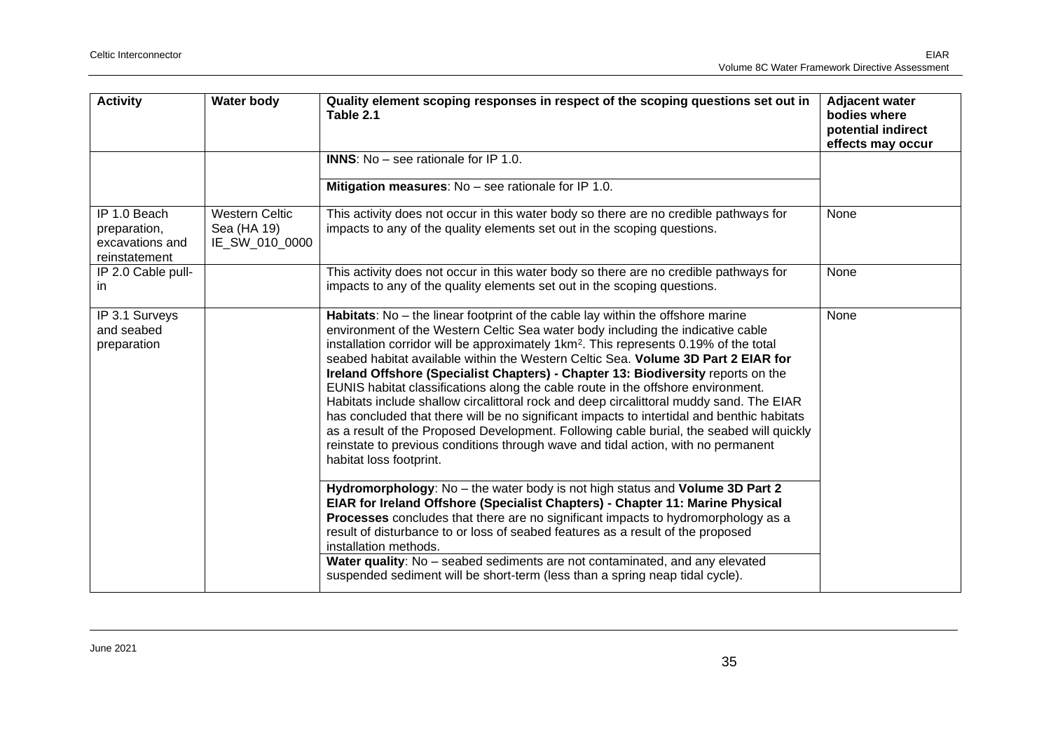| Activity | Water body | Quality element scoping responses in respect of the scoping questions set out in Table 2.1 | Adjacent water bodies where potential indirect effects may occur |
|---|---|---|---|
| | | **INNS**: No – see rationale for IP 1.0. | |
| | | **Mitigation measures**: No – see rationale for IP 1.0. | |
| IP 1.0 Beach preparation, excavations and reinstatement | Western Celtic Sea (HA 19) IE_SW_010_0000 | This activity does not occur in this water body so there are no credible pathways for impacts to any of the quality elements set out in the scoping questions. | None |
| IP 2.0 Cable pull-in | | This activity does not occur in this water body so there are no credible pathways for impacts to any of the quality elements set out in the scoping questions. | None |
| IP 3.1 Surveys and seabed preparation | | **Habitats**: No – the linear footprint of the cable lay within the offshore marine environment of the Western Celtic Sea water body including the indicative cable installation corridor will be approximately 1km². This represents 0.19% of the total seabed habitat available within the Western Celtic Sea. **Volume 3D Part 2 EIAR for Ireland Offshore (Specialist Chapters) - Chapter 13: Biodiversity** reports on the EUNIS habitat classifications along the cable route in the offshore environment. Habitats include shallow circalittoral rock and deep circalittoral muddy sand. The EIAR has concluded that there will be no significant impacts to intertidal and benthic habitats as a result of the Proposed Development. Following cable burial, the seabed will quickly reinstate to previous conditions through wave and tidal action, with no permanent habitat loss footprint. | None |
| | | **Hydromorphology**: No – the water body is not high status and **Volume 3D Part 2 EIAR for Ireland Offshore (Specialist Chapters) - Chapter 11: Marine Physical Processes** concludes that there are no significant impacts to hydromorphology as a result of disturbance to or loss of seabed features as a result of the proposed installation methods. | |
| | | **Water quality**: No – seabed sediments are not contaminated, and any elevated suspended sediment will be short-term (less than a spring neap tidal cycle). | |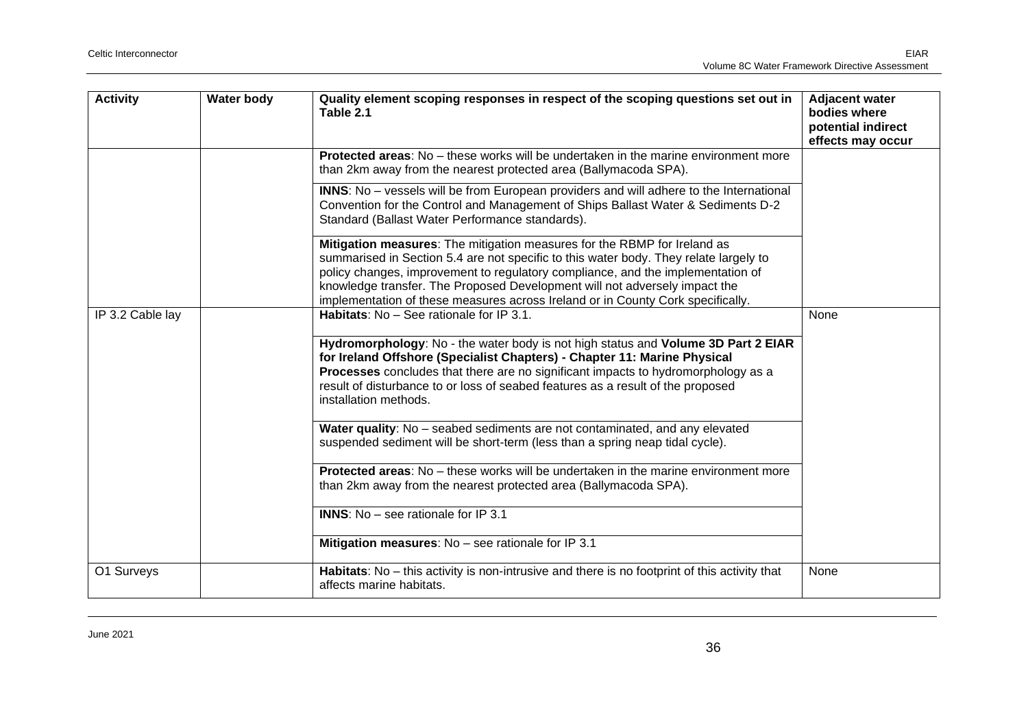| Activity | Water body | Quality element scoping responses in respect of the scoping questions set out in Table 2.1 | Adjacent water bodies where potential indirect effects may occur |
|---|---|---|---|
| | | **Protected areas**: No – these works will be undertaken in the marine environment more than 2km away from the nearest protected area (Ballymacoda SPA). | |
| | | **INNS**: No – vessels will be from European providers and will adhere to the International Convention for the Control and Management of Ships Ballast Water & Sediments D-2 Standard (Ballast Water Performance standards). | |
| | | **Mitigation measures**: The mitigation measures for the RBMP for Ireland as summarised in Section 5.4 are not specific to this water body. They relate largely to policy changes, improvement to regulatory compliance, and the implementation of knowledge transfer. The Proposed Development will not adversely impact the implementation of these measures across Ireland or in County Cork specifically. | |
| IP 3.2 Cable lay | | **Habitats**: No – See rationale for IP 3.1. | None |
| | | **Hydromorphology**: No - the water body is not high status and **Volume 3D Part 2 EIAR for Ireland Offshore (Specialist Chapters) - Chapter 11: Marine Physical Processes** concludes that there are no significant impacts to hydromorphology as a result of disturbance to or loss of seabed features as a result of the proposed installation methods. | |
| | | **Water quality**: No – seabed sediments are not contaminated, and any elevated suspended sediment will be short-term (less than a spring neap tidal cycle). | |
| | | **Protected areas**: No – these works will be undertaken in the marine environment more than 2km away from the nearest protected area (Ballymacoda SPA). | |
| | | **INNS**: No – see rationale for IP 3.1 | |
| | | **Mitigation measures**: No – see rationale for IP 3.1 | |
| O1 Surveys | | **Habitats**: No – this activity is non-intrusive and there is no footprint of this activity that affects marine habitats. | None |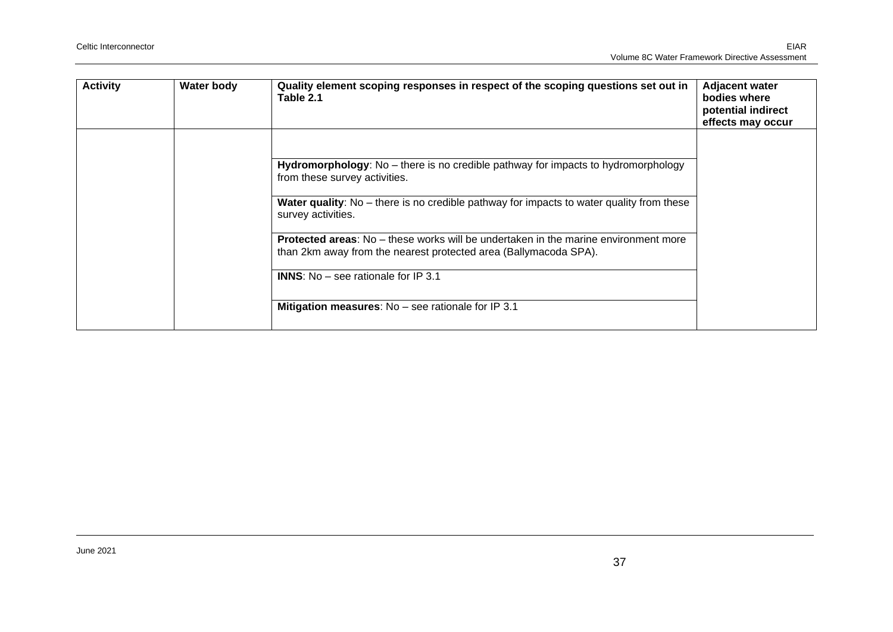| Activity | Water body | Quality element scoping responses in respect of the scoping questions set out in Table 2.1 | Adjacent water bodies where potential indirect effects may occur |
|---|---|---|---|
| | | | |
| | | **Hydromorphology**: No – there is no credible pathway for impacts to hydromorphology from these survey activities. | |
| | | **Water quality**: No – there is no credible pathway for impacts to water quality from these survey activities. | |
| | | **Protected areas**: No – these works will be undertaken in the marine environment more than 2km away from the nearest protected area (Ballymacoda SPA). | |
| | | **INNS**: No – see rationale for IP 3.1 | |
| | | **Mitigation measures**: No – see rationale for IP 3.1 | |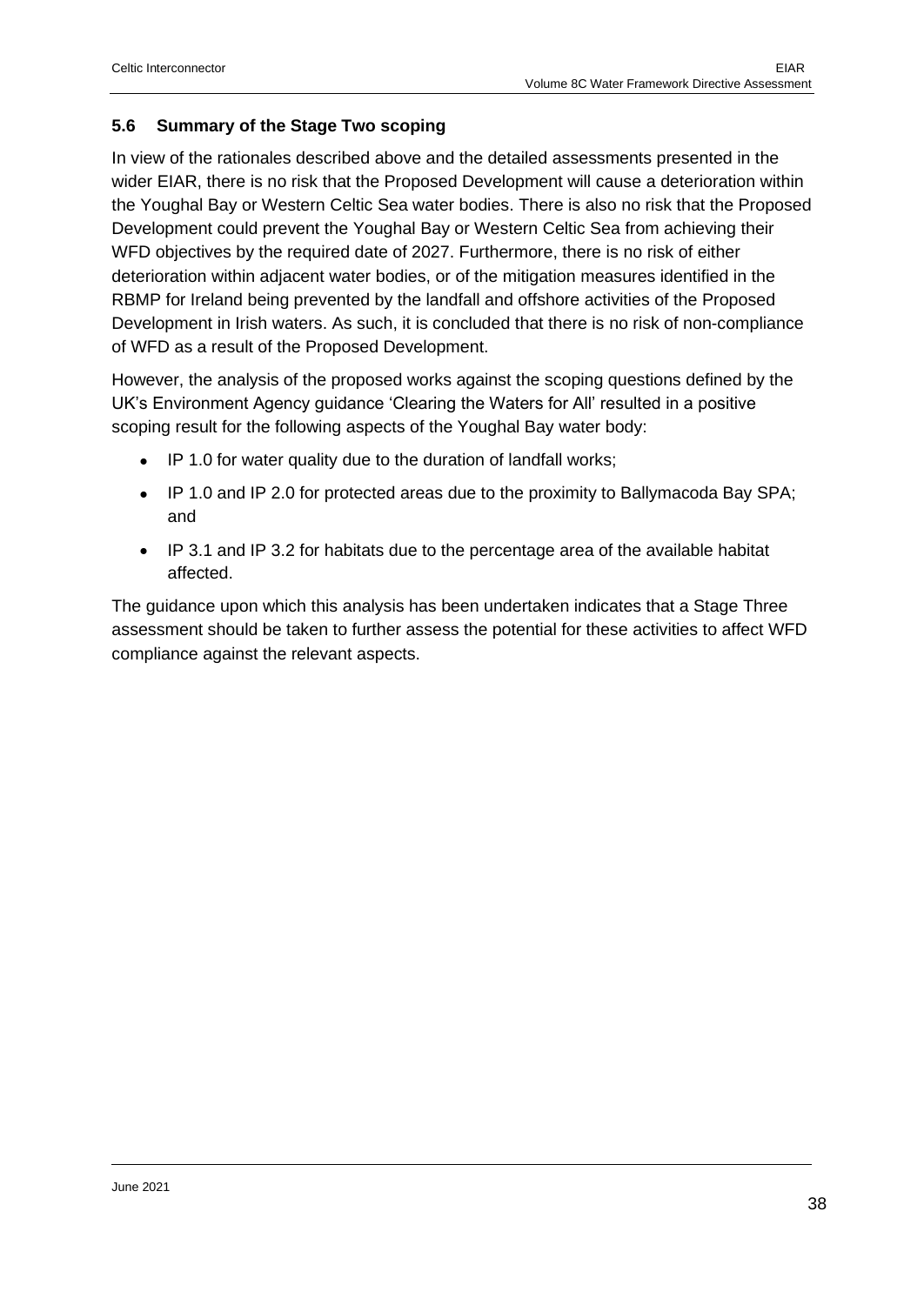## 5.6 Summary of the Stage Two scoping

In view of the rationales described above and the detailed assessments presented in the wider EIAR, there is no risk that the Proposed Development will cause a deterioration within the Youghal Bay or Western Celtic Sea water bodies. There is also no risk that the Proposed Development could prevent the Youghal Bay or Western Celtic Sea from achieving their WFD objectives by the required date of 2027. Furthermore, there is no risk of either deterioration within adjacent water bodies, or of the mitigation measures identified in the RBMP for Ireland being prevented by the landfall and offshore activities of the Proposed Development in Irish waters. As such, it is concluded that there is no risk of non-compliance of WFD as a result of the Proposed Development.

However, the analysis of the proposed works against the scoping questions defined by the UK's Environment Agency guidance 'Clearing the Waters for All' resulted in a positive scoping result for the following aspects of the Youghal Bay water body:

- IP 1.0 for water quality due to the duration of landfall works;
- IP 1.0 and IP 2.0 for protected areas due to the proximity to Ballymacoda Bay SPA; and
- IP 3.1 and IP 3.2 for habitats due to the percentage area of the available habitat affected.

The guidance upon which this analysis has been undertaken indicates that a Stage Three assessment should be taken to further assess the potential for these activities to affect WFD compliance against the relevant aspects.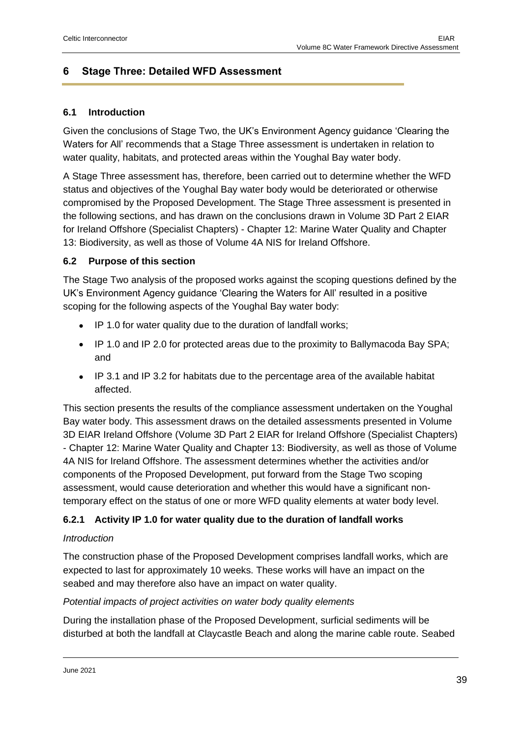# 6 Stage Three: Detailed WFD Assessment

## 6.1 Introduction

Given the conclusions of Stage Two, the UK's Environment Agency guidance 'Clearing the Waters for All' recommends that a Stage Three assessment is undertaken in relation to water quality, habitats, and protected areas within the Youghal Bay water body.

A Stage Three assessment has, therefore, been carried out to determine whether the WFD status and objectives of the Youghal Bay water body would be deteriorated or otherwise compromised by the Proposed Development. The Stage Three assessment is presented in the following sections, and has drawn on the conclusions drawn in Volume 3D Part 2 EIAR for Ireland Offshore (Specialist Chapters) - Chapter 12: Marine Water Quality and Chapter 13: Biodiversity, as well as those of Volume 4A NIS for Ireland Offshore.

## 6.2 Purpose of this section

The Stage Two analysis of the proposed works against the scoping questions defined by the UK's Environment Agency guidance 'Clearing the Waters for All' resulted in a positive scoping for the following aspects of the Youghal Bay water body:

- IP 1.0 for water quality due to the duration of landfall works;
- IP 1.0 and IP 2.0 for protected areas due to the proximity to Ballymacoda Bay SPA; and
- IP 3.1 and IP 3.2 for habitats due to the percentage area of the available habitat affected.

This section presents the results of the compliance assessment undertaken on the Youghal Bay water body. This assessment draws on the detailed assessments presented in Volume 3D EIAR Ireland Offshore (Volume 3D Part 2 EIAR for Ireland Offshore (Specialist Chapters) - Chapter 12: Marine Water Quality and Chapter 13: Biodiversity, as well as those of Volume 4A NIS for Ireland Offshore. The assessment determines whether the activities and/or components of the Proposed Development, put forward from the Stage Two scoping assessment, would cause deterioration and whether this would have a significant non-temporary effect on the status of one or more WFD quality elements at water body level.

### 6.2.1 Activity IP 1.0 for water quality due to the duration of landfall works

*Introduction*

The construction phase of the Proposed Development comprises landfall works, which are expected to last for approximately 10 weeks. These works will have an impact on the seabed and may therefore also have an impact on water quality.

*Potential impacts of project activities on water body quality elements*

During the installation phase of the Proposed Development, surficial sediments will be disturbed at both the landfall at Claycastle Beach and along the marine cable route. Seabed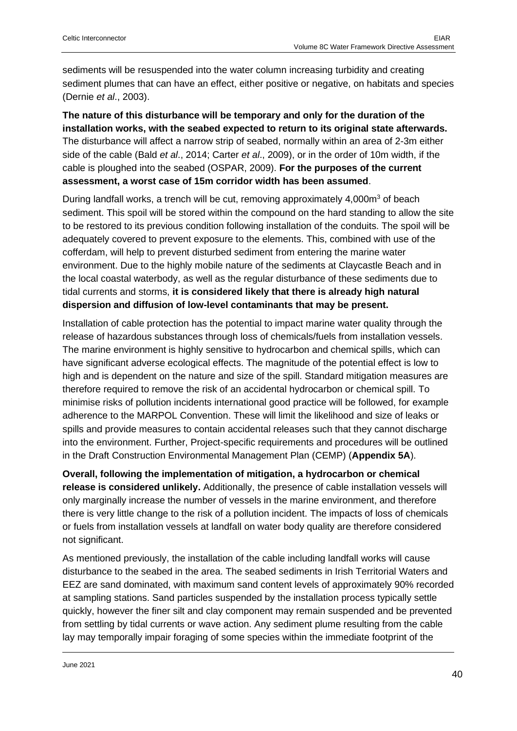sediments will be resuspended into the water column increasing turbidity and creating sediment plumes that can have an effect, either positive or negative, on habitats and species (Dernie *et al*., 2003).

**The nature of this disturbance will be temporary and only for the duration of the installation works, with the seabed expected to return to its original state afterwards.** The disturbance will affect a narrow strip of seabed, normally within an area of 2-3m either side of the cable (Bald *et al*., 2014; Carter *et al*., 2009), or in the order of 10m width, if the cable is ploughed into the seabed (OSPAR, 2009). **For the purposes of the current assessment, a worst case of 15m corridor width has been assumed**.

During landfall works, a trench will be cut, removing approximately 4,000m$^3$ of beach sediment. This spoil will be stored within the compound on the hard standing to allow the site to be restored to its previous condition following installation of the conduits. The spoil will be adequately covered to prevent exposure to the elements. This, combined with use of the cofferdam, will help to prevent disturbed sediment from entering the marine water environment. Due to the highly mobile nature of the sediments at Claycastle Beach and in the local coastal waterbody, as well as the regular disturbance of these sediments due to tidal currents and storms, **it is considered likely that there is already high natural dispersion and diffusion of low-level contaminants that may be present.**

Installation of cable protection has the potential to impact marine water quality through the release of hazardous substances through loss of chemicals/fuels from installation vessels. The marine environment is highly sensitive to hydrocarbon and chemical spills, which can have significant adverse ecological effects. The magnitude of the potential effect is low to high and is dependent on the nature and size of the spill. Standard mitigation measures are therefore required to remove the risk of an accidental hydrocarbon or chemical spill. To minimise risks of pollution incidents international good practice will be followed, for example adherence to the MARPOL Convention. These will limit the likelihood and size of leaks or spills and provide measures to contain accidental releases such that they cannot discharge into the environment. Further, Project-specific requirements and procedures will be outlined in the Draft Construction Environmental Management Plan (CEMP) (**Appendix 5A**).

**Overall, following the implementation of mitigation, a hydrocarbon or chemical release is considered unlikely.** Additionally, the presence of cable installation vessels will only marginally increase the number of vessels in the marine environment, and therefore there is very little change to the risk of a pollution incident. The impacts of loss of chemicals or fuels from installation vessels at landfall on water body quality are therefore considered not significant.

As mentioned previously, the installation of the cable including landfall works will cause disturbance to the seabed in the area. The seabed sediments in Irish Territorial Waters and EEZ are sand dominated, with maximum sand content levels of approximately 90% recorded at sampling stations. Sand particles suspended by the installation process typically settle quickly, however the finer silt and clay component may remain suspended and be prevented from settling by tidal currents or wave action. Any sediment plume resulting from the cable lay may temporally impair foraging of some species within the immediate footprint of the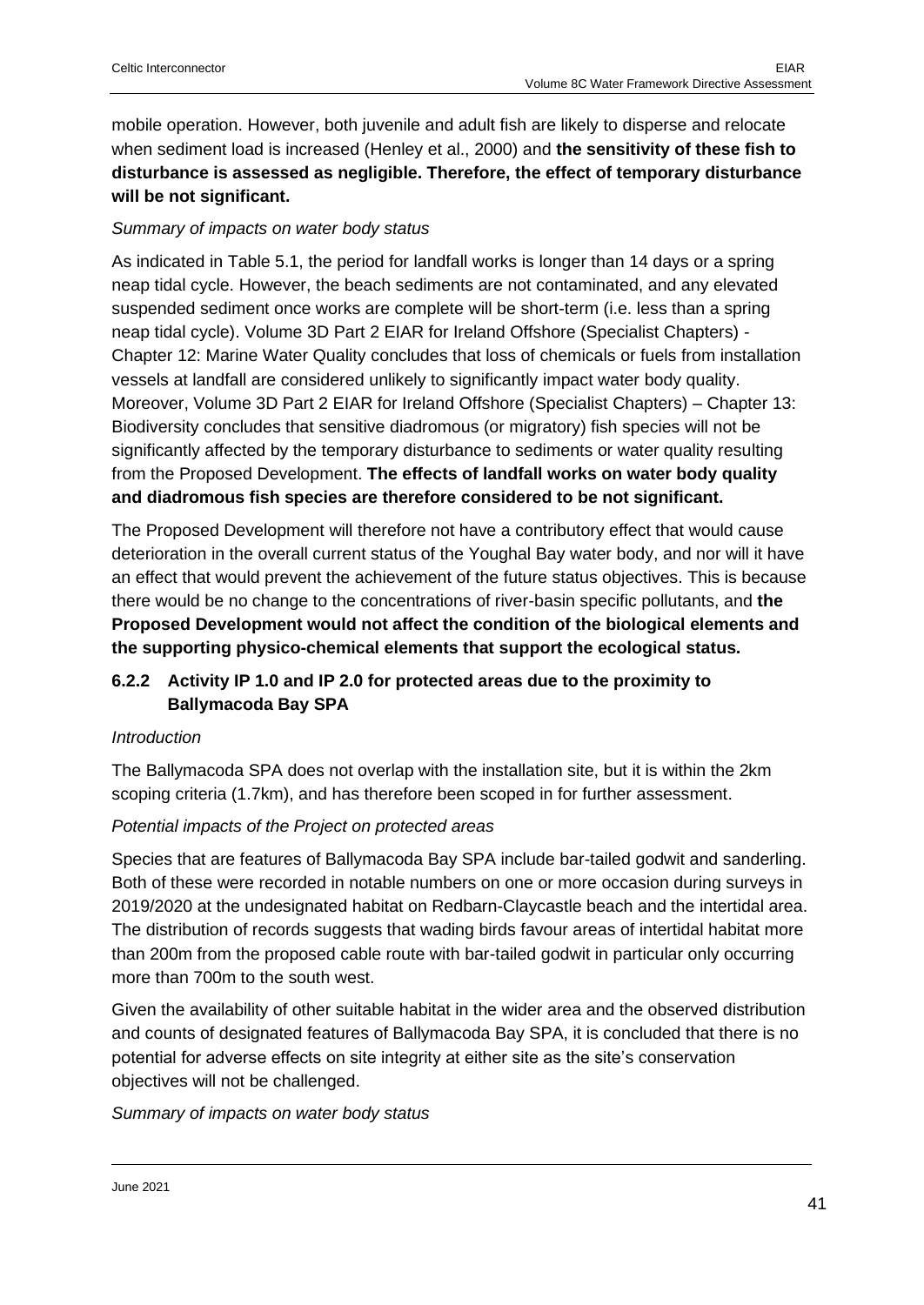mobile operation. However, both juvenile and adult fish are likely to disperse and relocate when sediment load is increased (Henley et al., 2000) and **the sensitivity of these fish to disturbance is assessed as negligible. Therefore, the effect of temporary disturbance will be not significant.**

*Summary of impacts on water body status*

As indicated in Table 5.1, the period for landfall works is longer than 14 days or a spring neap tidal cycle. However, the beach sediments are not contaminated, and any elevated suspended sediment once works are complete will be short-term (i.e. less than a spring neap tidal cycle). Volume 3D Part 2 EIAR for Ireland Offshore (Specialist Chapters) - Chapter 12: Marine Water Quality concludes that loss of chemicals or fuels from installation vessels at landfall are considered unlikely to significantly impact water body quality. Moreover, Volume 3D Part 2 EIAR for Ireland Offshore (Specialist Chapters) – Chapter 13: Biodiversity concludes that sensitive diadromous (or migratory) fish species will not be significantly affected by the temporary disturbance to sediments or water quality resulting from the Proposed Development. **The effects of landfall works on water body quality and diadromous fish species are therefore considered to be not significant.**

The Proposed Development will therefore not have a contributory effect that would cause deterioration in the overall current status of the Youghal Bay water body, and nor will it have an effect that would prevent the achievement of the future status objectives. This is because there would be no change to the concentrations of river-basin specific pollutants, and **the Proposed Development would not affect the condition of the biological elements and the supporting physico-chemical elements that support the ecological status.**

### 6.2.2 Activity IP 1.0 and IP 2.0 for protected areas due to the proximity to Ballymacoda Bay SPA

*Introduction*

The Ballymacoda SPA does not overlap with the installation site, but it is within the 2km scoping criteria (1.7km), and has therefore been scoped in for further assessment.

*Potential impacts of the Project on protected areas*

Species that are features of Ballymacoda Bay SPA include bar-tailed godwit and sanderling. Both of these were recorded in notable numbers on one or more occasion during surveys in 2019/2020 at the undesignated habitat on Redbarn-Claycastle beach and the intertidal area. The distribution of records suggests that wading birds favour areas of intertidal habitat more than 200m from the proposed cable route with bar-tailed godwit in particular only occurring more than 700m to the south west.

Given the availability of other suitable habitat in the wider area and the observed distribution and counts of designated features of Ballymacoda Bay SPA, it is concluded that there is no potential for adverse effects on site integrity at either site as the site's conservation objectives will not be challenged.

*Summary of impacts on water body status*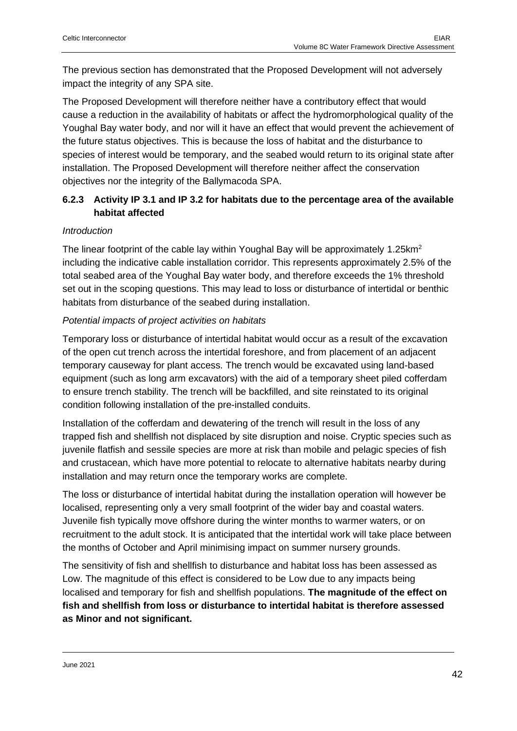The previous section has demonstrated that the Proposed Development will not adversely impact the integrity of any SPA site.

The Proposed Development will therefore neither have a contributory effect that would cause a reduction in the availability of habitats or affect the hydromorphological quality of the Youghal Bay water body, and nor will it have an effect that would prevent the achievement of the future status objectives. This is because the loss of habitat and the disturbance to species of interest would be temporary, and the seabed would return to its original state after installation. The Proposed Development will therefore neither affect the conservation objectives nor the integrity of the Ballymacoda SPA.

### 6.2.3 Activity IP 3.1 and IP 3.2 for habitats due to the percentage area of the available habitat affected

*Introduction*

The linear footprint of the cable lay within Youghal Bay will be approximately 1.25km$^2$ including the indicative cable installation corridor. This represents approximately 2.5% of the total seabed area of the Youghal Bay water body, and therefore exceeds the 1% threshold set out in the scoping questions. This may lead to loss or disturbance of intertidal or benthic habitats from disturbance of the seabed during installation.

*Potential impacts of project activities on habitats*

Temporary loss or disturbance of intertidal habitat would occur as a result of the excavation of the open cut trench across the intertidal foreshore, and from placement of an adjacent temporary causeway for plant access. The trench would be excavated using land-based equipment (such as long arm excavators) with the aid of a temporary sheet piled cofferdam to ensure trench stability. The trench will be backfilled, and site reinstated to its original condition following installation of the pre-installed conduits.

Installation of the cofferdam and dewatering of the trench will result in the loss of any trapped fish and shellfish not displaced by site disruption and noise. Cryptic species such as juvenile flatfish and sessile species are more at risk than mobile and pelagic species of fish and crustacean, which have more potential to relocate to alternative habitats nearby during installation and may return once the temporary works are complete.

The loss or disturbance of intertidal habitat during the installation operation will however be localised, representing only a very small footprint of the wider bay and coastal waters. Juvenile fish typically move offshore during the winter months to warmer waters, or on recruitment to the adult stock. It is anticipated that the intertidal work will take place between the months of October and April minimising impact on summer nursery grounds.

The sensitivity of fish and shellfish to disturbance and habitat loss has been assessed as Low. The magnitude of this effect is considered to be Low due to any impacts being localised and temporary for fish and shellfish populations. **The magnitude of the effect on fish and shellfish from loss or disturbance to intertidal habitat is therefore assessed as Minor and not significant.**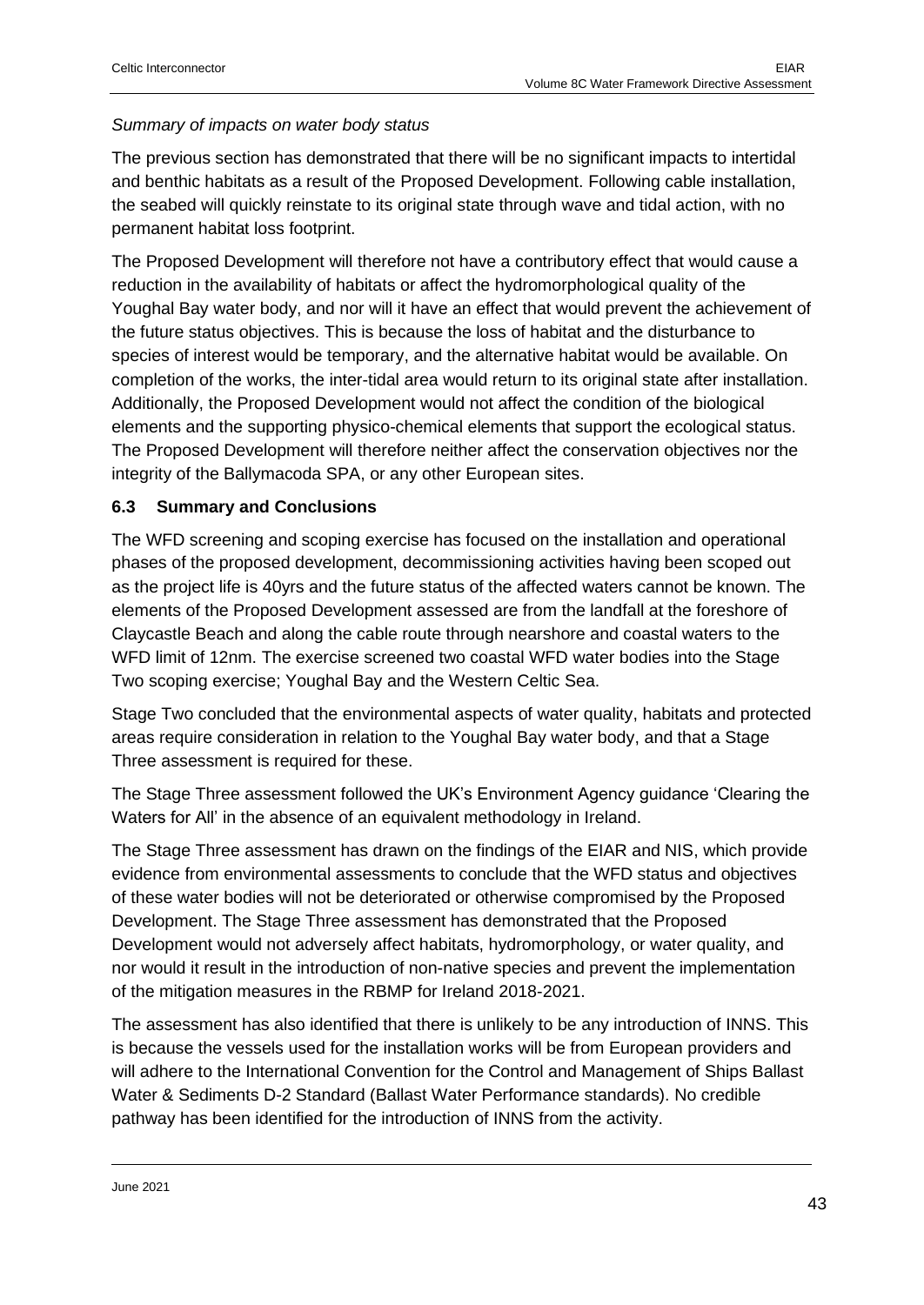*Summary of impacts on water body status*

The previous section has demonstrated that there will be no significant impacts to intertidal and benthic habitats as a result of the Proposed Development. Following cable installation, the seabed will quickly reinstate to its original state through wave and tidal action, with no permanent habitat loss footprint.

The Proposed Development will therefore not have a contributory effect that would cause a reduction in the availability of habitats or affect the hydromorphological quality of the Youghal Bay water body, and nor will it have an effect that would prevent the achievement of the future status objectives. This is because the loss of habitat and the disturbance to species of interest would be temporary, and the alternative habitat would be available. On completion of the works, the inter-tidal area would return to its original state after installation. Additionally, the Proposed Development would not affect the condition of the biological elements and the supporting physico-chemical elements that support the ecological status. The Proposed Development will therefore neither affect the conservation objectives nor the integrity of the Ballymacoda SPA, or any other European sites.

### 6.3 Summary and Conclusions

The WFD screening and scoping exercise has focused on the installation and operational phases of the proposed development, decommissioning activities having been scoped out as the project life is 40yrs and the future status of the affected waters cannot be known. The elements of the Proposed Development assessed are from the landfall at the foreshore of Claycastle Beach and along the cable route through nearshore and coastal waters to the WFD limit of 12nm. The exercise screened two coastal WFD water bodies into the Stage Two scoping exercise; Youghal Bay and the Western Celtic Sea.

Stage Two concluded that the environmental aspects of water quality, habitats and protected areas require consideration in relation to the Youghal Bay water body, and that a Stage Three assessment is required for these.

The Stage Three assessment followed the UK's Environment Agency guidance 'Clearing the Waters for All' in the absence of an equivalent methodology in Ireland.

The Stage Three assessment has drawn on the findings of the EIAR and NIS, which provide evidence from environmental assessments to conclude that the WFD status and objectives of these water bodies will not be deteriorated or otherwise compromised by the Proposed Development. The Stage Three assessment has demonstrated that the Proposed Development would not adversely affect habitats, hydromorphology, or water quality, and nor would it result in the introduction of non-native species and prevent the implementation of the mitigation measures in the RBMP for Ireland 2018-2021.

The assessment has also identified that there is unlikely to be any introduction of INNS. This is because the vessels used for the installation works will be from European providers and will adhere to the International Convention for the Control and Management of Ships Ballast Water & Sediments D-2 Standard (Ballast Water Performance standards). No credible pathway has been identified for the introduction of INNS from the activity.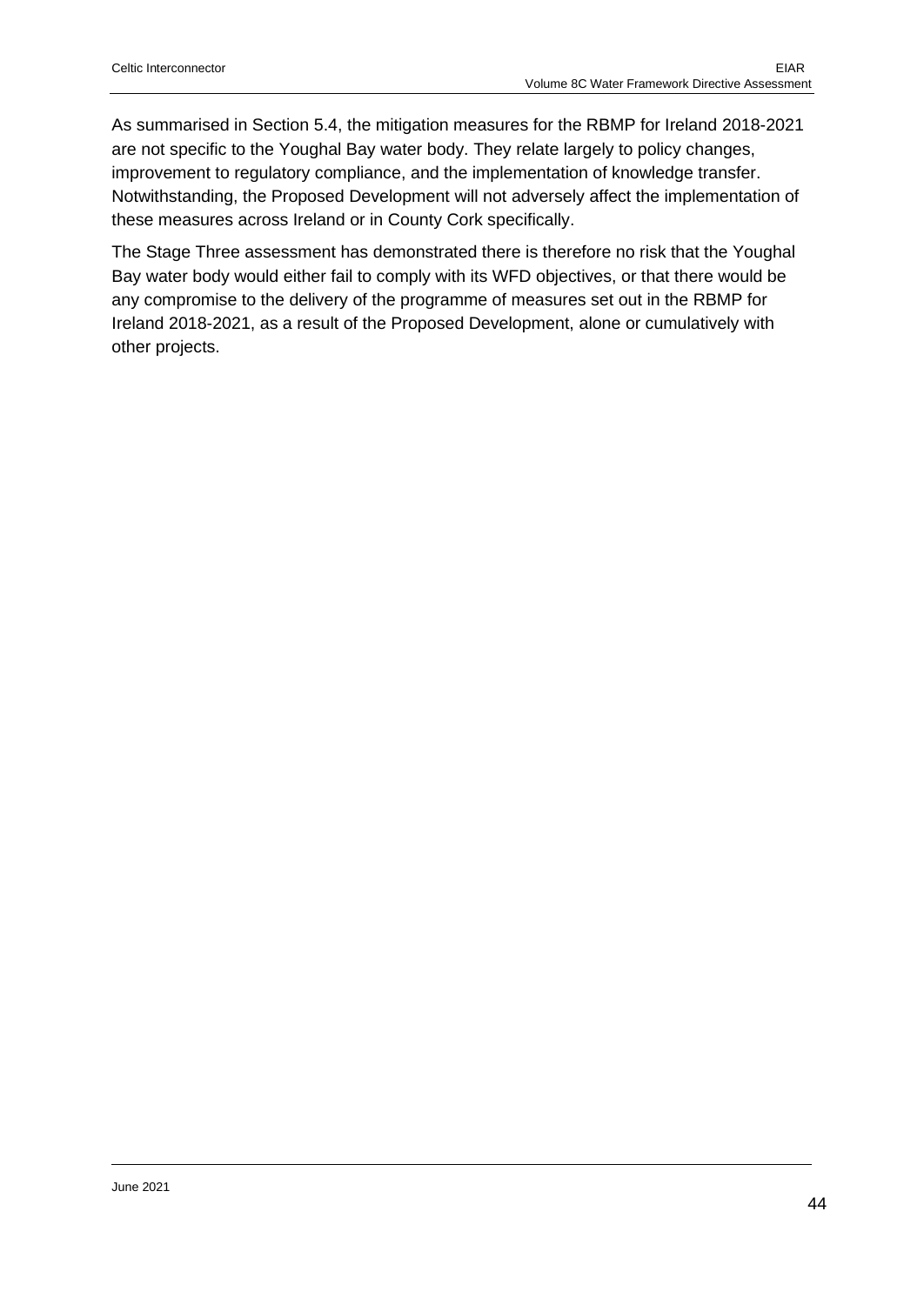As summarised in Section 5.4, the mitigation measures for the RBMP for Ireland 2018-2021 are not specific to the Youghal Bay water body. They relate largely to policy changes, improvement to regulatory compliance, and the implementation of knowledge transfer. Notwithstanding, the Proposed Development will not adversely affect the implementation of these measures across Ireland or in County Cork specifically.

The Stage Three assessment has demonstrated there is therefore no risk that the Youghal Bay water body would either fail to comply with its WFD objectives, or that there would be any compromise to the delivery of the programme of measures set out in the RBMP for Ireland 2018-2021, as a result of the Proposed Development, alone or cumulatively with other projects.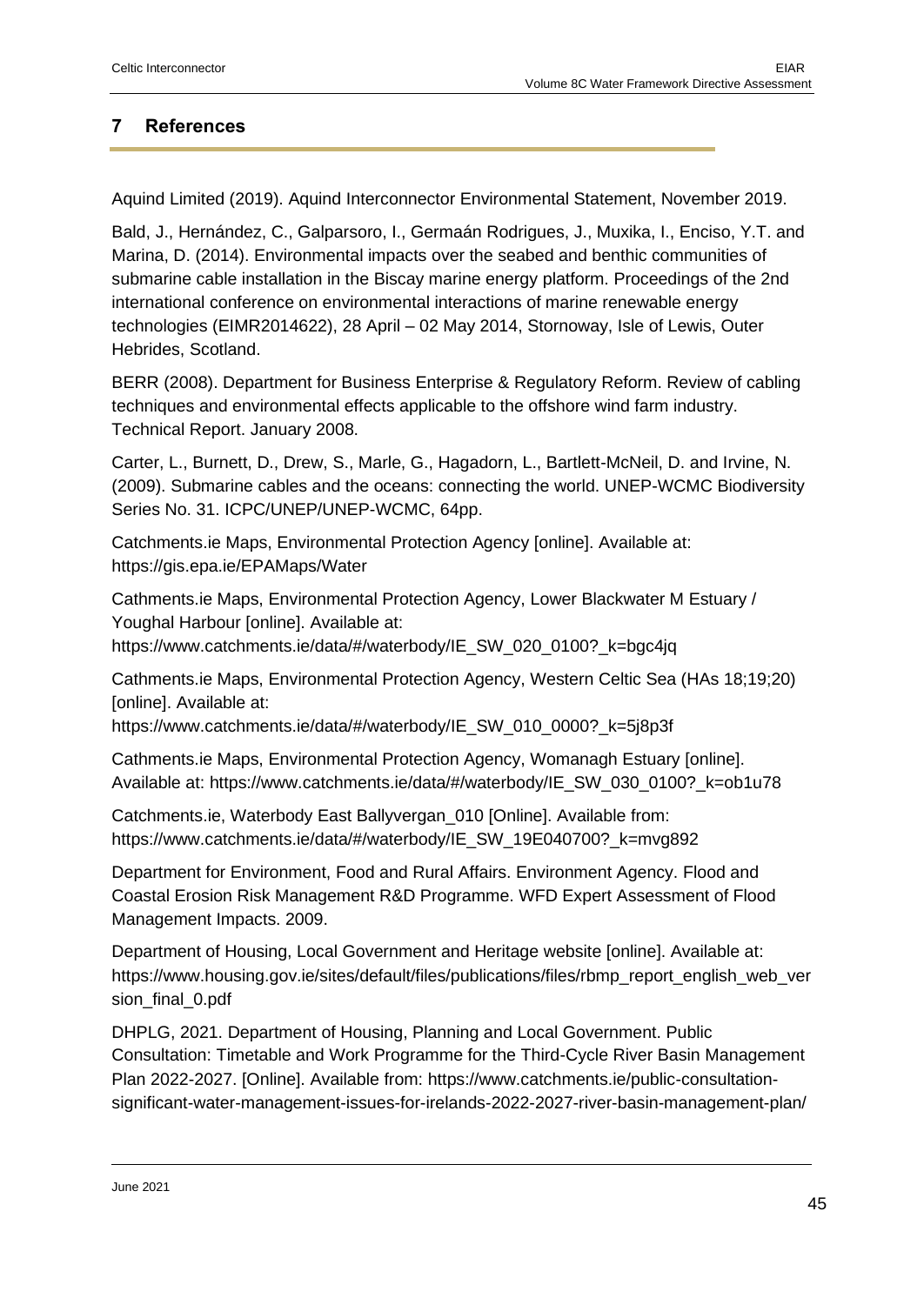## 7 References

Aquind Limited (2019). Aquind Interconnector Environmental Statement, November 2019.

Bald, J., Hernández, C., Galparsoro, I., Germaán Rodrigues, J., Muxika, I., Enciso, Y.T. and Marina, D. (2014). Environmental impacts over the seabed and benthic communities of submarine cable installation in the Biscay marine energy platform. Proceedings of the 2nd international conference on environmental interactions of marine renewable energy technologies (EIMR2014622), 28 April – 02 May 2014, Stornoway, Isle of Lewis, Outer Hebrides, Scotland.

BERR (2008). Department for Business Enterprise & Regulatory Reform. Review of cabling techniques and environmental effects applicable to the offshore wind farm industry. Technical Report. January 2008.

Carter, L., Burnett, D., Drew, S., Marle, G., Hagadorn, L., Bartlett-McNeil, D. and Irvine, N. (2009). Submarine cables and the oceans: connecting the world. UNEP-WCMC Biodiversity Series No. 31. ICPC/UNEP/UNEP-WCMC, 64pp.

Catchments.ie Maps, Environmental Protection Agency [online]. Available at: https://gis.epa.ie/EPAMaps/Water

Cathments.ie Maps, Environmental Protection Agency, Lower Blackwater M Estuary / Youghal Harbour [online]. Available at: https://www.catchments.ie/data/#/waterbody/IE_SW_020_0100?_k=bgc4jq

Cathments.ie Maps, Environmental Protection Agency, Western Celtic Sea (HAs 18;19;20) [online]. Available at: https://www.catchments.ie/data/#/waterbody/IE_SW_010_0000?_k=5j8p3f

Cathments.ie Maps, Environmental Protection Agency, Womanagh Estuary [online]. Available at: https://www.catchments.ie/data/#/waterbody/IE_SW_030_0100?_k=ob1u78

Catchments.ie, Waterbody East Ballyvergan_010 [Online]. Available from: https://www.catchments.ie/data/#/waterbody/IE_SW_19E040700?_k=mvg892

Department for Environment, Food and Rural Affairs. Environment Agency. Flood and Coastal Erosion Risk Management R&D Programme. WFD Expert Assessment of Flood Management Impacts. 2009.

Department of Housing, Local Government and Heritage website [online]. Available at: https://www.housing.gov.ie/sites/default/files/publications/files/rbmp_report_english_web_version_final_0.pdf

DHPLG, 2021. Department of Housing, Planning and Local Government. Public Consultation: Timetable and Work Programme for the Third-Cycle River Basin Management Plan 2022-2027. [Online]. Available from: https://www.catchments.ie/public-consultation-significant-water-management-issues-for-irelands-2022-2027-river-basin-management-plan/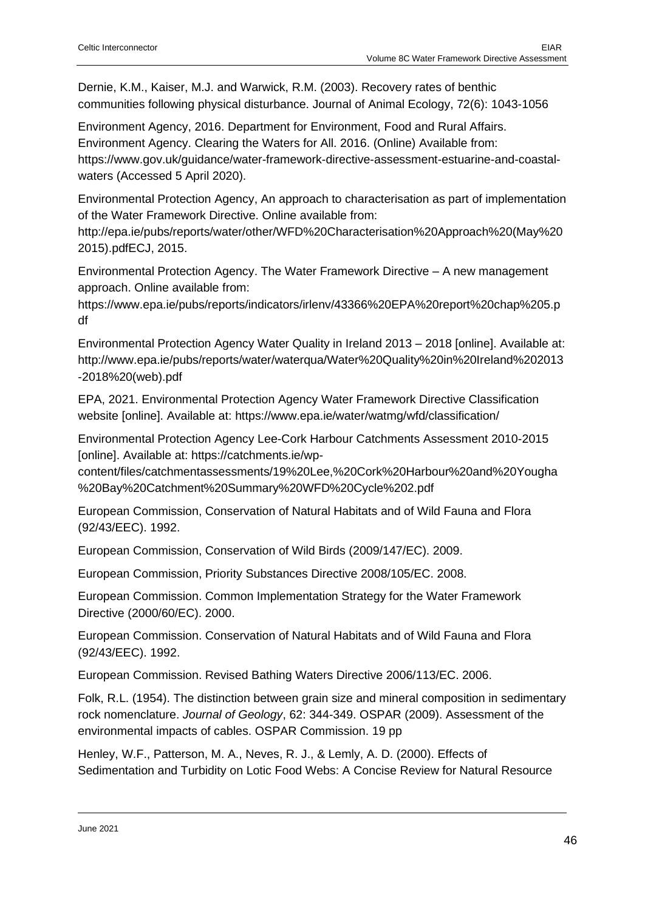Dernie, K.M., Kaiser, M.J. and Warwick, R.M. (2003). Recovery rates of benthic communities following physical disturbance. Journal of Animal Ecology, 72(6): 1043-1056

Environment Agency, 2016. Department for Environment, Food and Rural Affairs. Environment Agency. Clearing the Waters for All. 2016. (Online) Available from: https://www.gov.uk/guidance/water-framework-directive-assessment-estuarine-and-coastal-waters (Accessed 5 April 2020).

Environmental Protection Agency, An approach to characterisation as part of implementation of the Water Framework Directive. Online available from: http://epa.ie/pubs/reports/water/other/WFD%20Characterisation%20Approach%20(May%202015).pdfECJ, 2015.

Environmental Protection Agency. The Water Framework Directive – A new management approach. Online available from: https://www.epa.ie/pubs/reports/indicators/irlenv/43366%20EPA%20report%20chap%205.pdf

Environmental Protection Agency Water Quality in Ireland 2013 – 2018 [online]. Available at: http://www.epa.ie/pubs/reports/water/waterqua/Water%20Quality%20in%20Ireland%202013-2018%20(web).pdf

EPA, 2021. Environmental Protection Agency Water Framework Directive Classification website [online]. Available at: https://www.epa.ie/water/watmg/wfd/classification/

Environmental Protection Agency Lee-Cork Harbour Catchments Assessment 2010-2015 [online]. Available at: https://catchments.ie/wp-content/files/catchmentassessments/19%20Lee,%20Cork%20Harbour%20and%20Youghal%20Bay%20Catchment%20Summary%20WFD%20Cycle%202.pdf

European Commission, Conservation of Natural Habitats and of Wild Fauna and Flora (92/43/EEC). 1992.

European Commission, Conservation of Wild Birds (2009/147/EC). 2009.

European Commission, Priority Substances Directive 2008/105/EC. 2008.

European Commission. Common Implementation Strategy for the Water Framework Directive (2000/60/EC). 2000.

European Commission. Conservation of Natural Habitats and of Wild Fauna and Flora (92/43/EEC). 1992.

European Commission. Revised Bathing Waters Directive 2006/113/EC. 2006.

Folk, R.L. (1954). The distinction between grain size and mineral composition in sedimentary rock nomenclature. *Journal of Geology*, 62: 344-349. OSPAR (2009). Assessment of the environmental impacts of cables. OSPAR Commission. 19 pp

Henley, W.F., Patterson, M. A., Neves, R. J., & Lemly, A. D. (2000). Effects of Sedimentation and Turbidity on Lotic Food Webs: A Concise Review for Natural Resource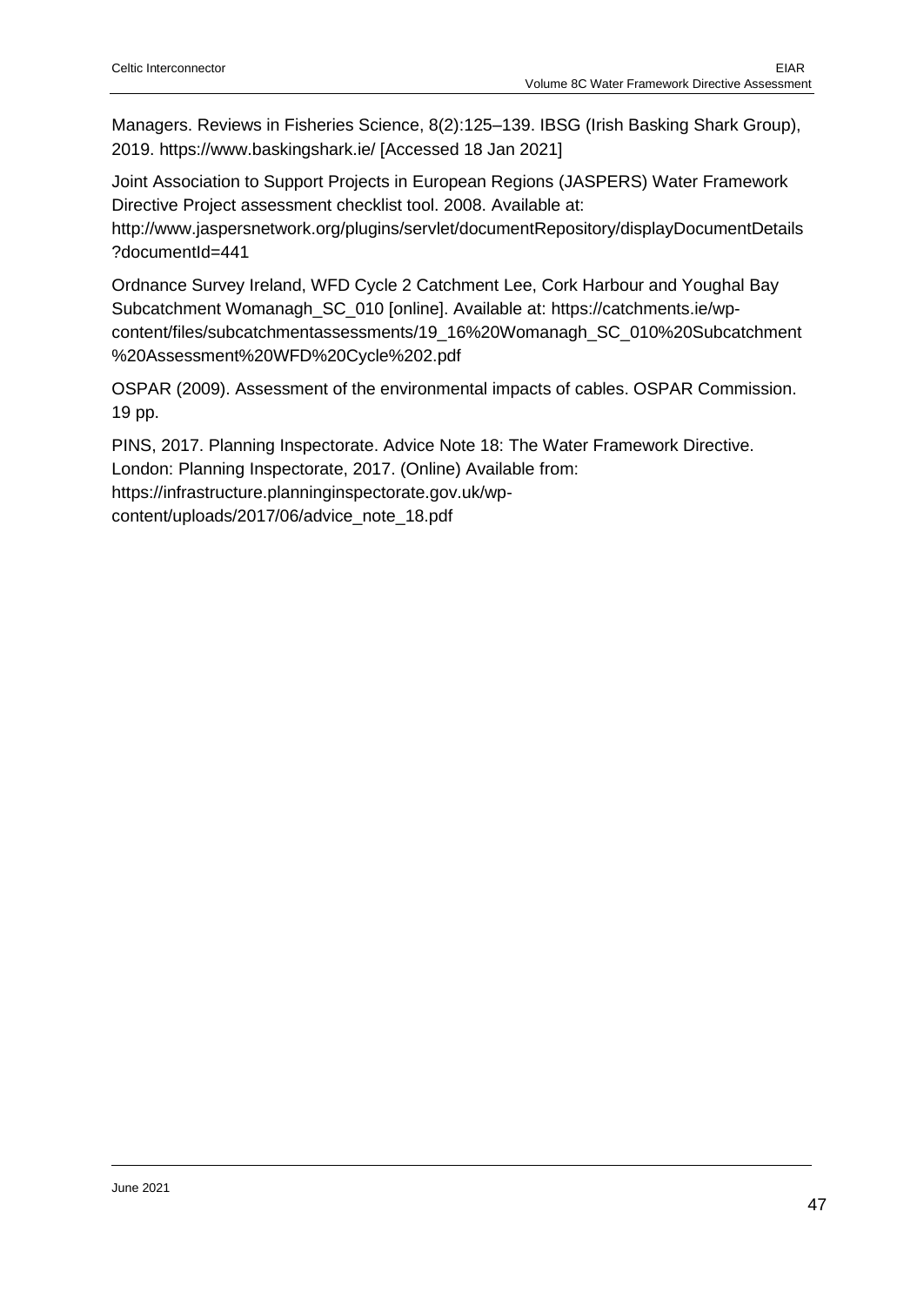Managers. Reviews in Fisheries Science, 8(2):125–139. IBSG (Irish Basking Shark Group), 2019. https://www.baskingshark.ie/ [Accessed 18 Jan 2021]

Joint Association to Support Projects in European Regions (JASPERS) Water Framework Directive Project assessment checklist tool. 2008. Available at: http://www.jaspersnetwork.org/plugins/servlet/documentRepository/displayDocumentDetails?documentId=441

Ordnance Survey Ireland, WFD Cycle 2 Catchment Lee, Cork Harbour and Youghal Bay Subcatchment Womanagh_SC_010 [online]. Available at: https://catchments.ie/wp-content/files/subcatchmentassessments/19_16%20Womanagh_SC_010%20Subcatchment%20Assessment%20WFD%20Cycle%202.pdf

OSPAR (2009). Assessment of the environmental impacts of cables. OSPAR Commission. 19 pp.

PINS, 2017. Planning Inspectorate. Advice Note 18: The Water Framework Directive. London: Planning Inspectorate, 2017. (Online) Available from: https://infrastructure.planninginspectorate.gov.uk/wp-content/uploads/2017/06/advice_note_18.pdf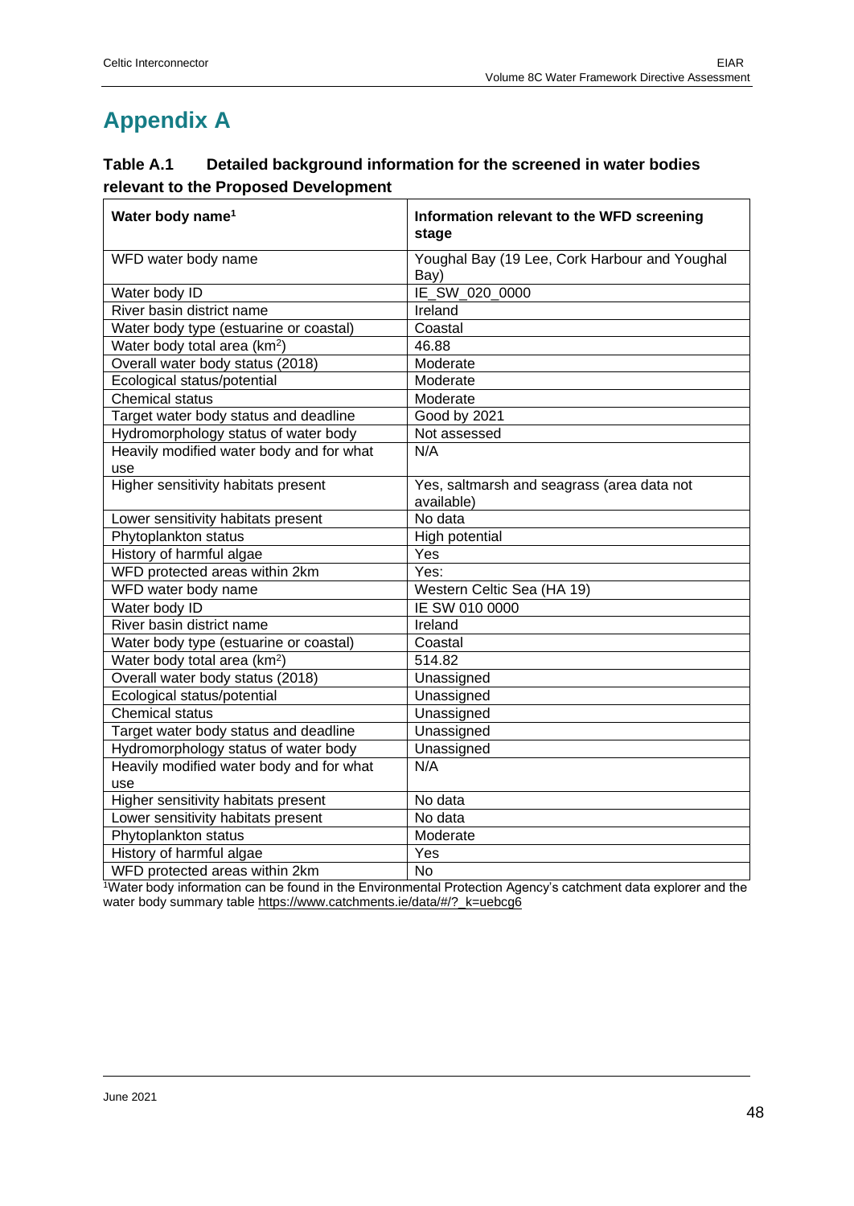# Appendix A

**Table A.1 Detailed background information for the screened in water bodies relevant to the Proposed Development**

| Water body name[1] | Information relevant to the WFD screening stage |
|---|---|
| WFD water body name | Youghal Bay (19 Lee, Cork Harbour and Youghal Bay) |
| Water body ID | IE_SW_020_0000 |
| River basin district name | Ireland |
| Water body type (estuarine or coastal) | Coastal |
| Water body total area (km$^2$) | 46.88 |
| Overall water body status (2018) | Moderate |
| Ecological status/potential | Moderate |
| Chemical status | Moderate |
| Target water body status and deadline | Good by 2021 |
| Hydromorphology status of water body | Not assessed |
| Heavily modified water body and for what use | N/A |
| Higher sensitivity habitats present | Yes, saltmarsh and seagrass (area data not available) |
| Lower sensitivity habitats present | No data |
| Phytoplankton status | High potential |
| History of harmful algae | Yes |
| WFD protected areas within 2km | Yes: |
| WFD water body name | Western Celtic Sea (HA 19) |
| Water body ID | IE SW 010 0000 |
| River basin district name | Ireland |
| Water body type (estuarine or coastal) | Coastal |
| Water body total area (km$^2$) | 514.82 |
| Overall water body status (2018) | Unassigned |
| Ecological status/potential | Unassigned |
| Chemical status | Unassigned |
| Target water body status and deadline | Unassigned |
| Hydromorphology status of water body | Unassigned |
| Heavily modified water body and for what use | N/A |
| Higher sensitivity habitats present | No data |
| Lower sensitivity habitats present | No data |
| Phytoplankton status | Moderate |
| History of harmful algae | Yes |
| WFD protected areas within 2km | No |

[1]Water body information can be found in the Environmental Protection Agency's catchment data explorer and the water body summary table https://www.catchments.ie/data/#/?_k=uebcg6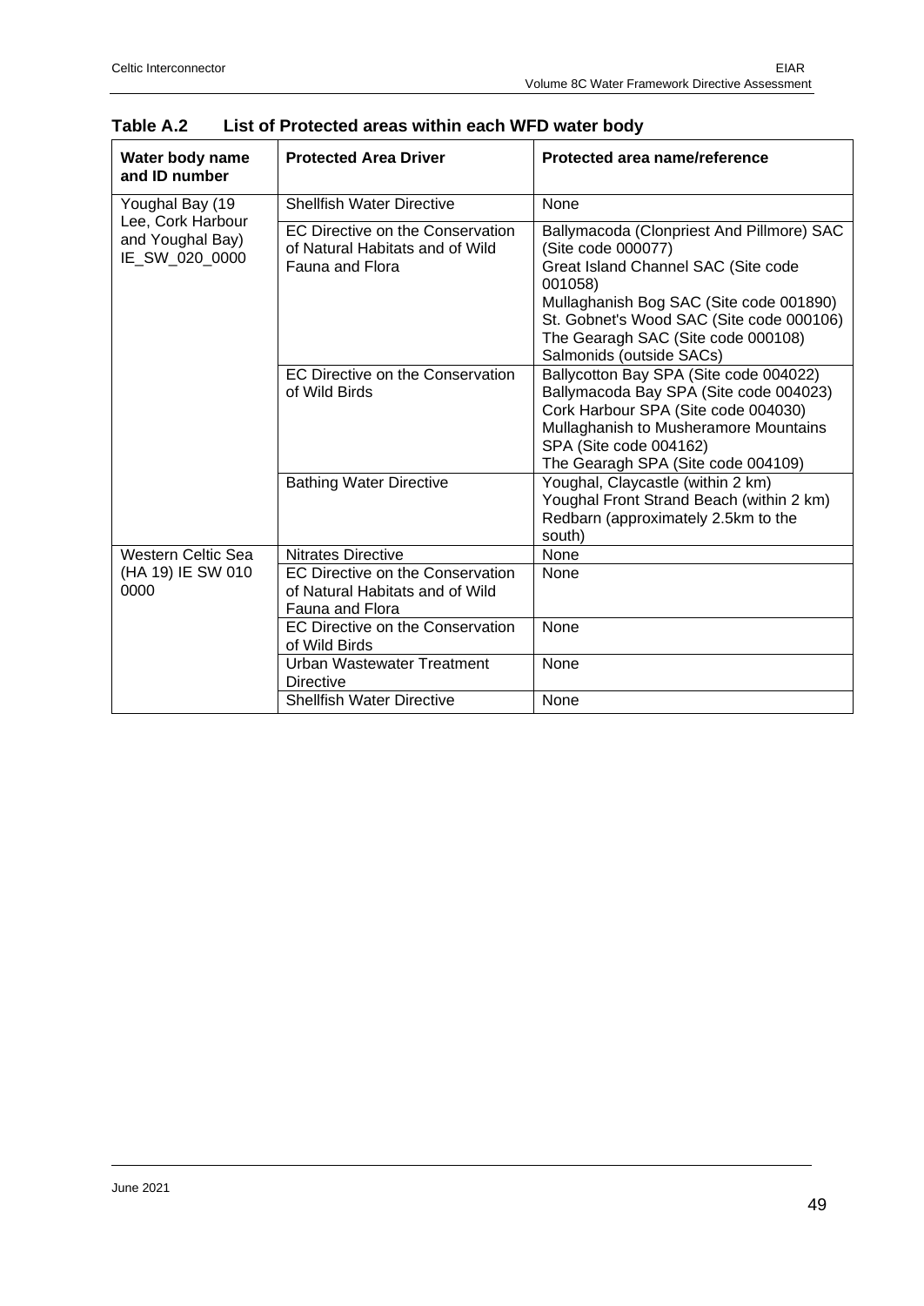**Table A.2 List of Protected areas within each WFD water body**

| Water body name and ID number | Protected Area Driver | Protected area name/reference |
|---|---|---|
| Youghal Bay (19 Lee, Cork Harbour and Youghal Bay) IE_SW_020_0000 | Shellfish Water Directive | None |
| | EC Directive on the Conservation of Natural Habitats and of Wild Fauna and Flora | Ballymacoda (Clonpriest And Pillmore) SAC (Site code 000077)<br>Great Island Channel SAC (Site code 001058)<br>Mullaghanish Bog SAC (Site code 001890)<br>St. Gobnet's Wood SAC (Site code 000106)<br>The Gearagh SAC (Site code 000108)<br>Salmonids (outside SACs) |
| | EC Directive on the Conservation of Wild Birds | Ballycotton Bay SPA (Site code 004022)<br>Ballymacoda Bay SPA (Site code 004023)<br>Cork Harbour SPA (Site code 004030)<br>Mullaghanish to Musheramore Mountains SPA (Site code 004162)<br>The Gearagh SPA (Site code 004109) |
| | Bathing Water Directive | Youghal, Claycastle (within 2 km)<br>Youghal Front Strand Beach (within 2 km)<br>Redbarn (approximately 2.5km to the south) |
| Western Celtic Sea (HA 19) IE SW 010 0000 | Nitrates Directive | None |
| | EC Directive on the Conservation of Natural Habitats and of Wild Fauna and Flora | None |
| | EC Directive on the Conservation of Wild Birds | None |
| | Urban Wastewater Treatment Directive | None |
| | Shellfish Water Directive | None |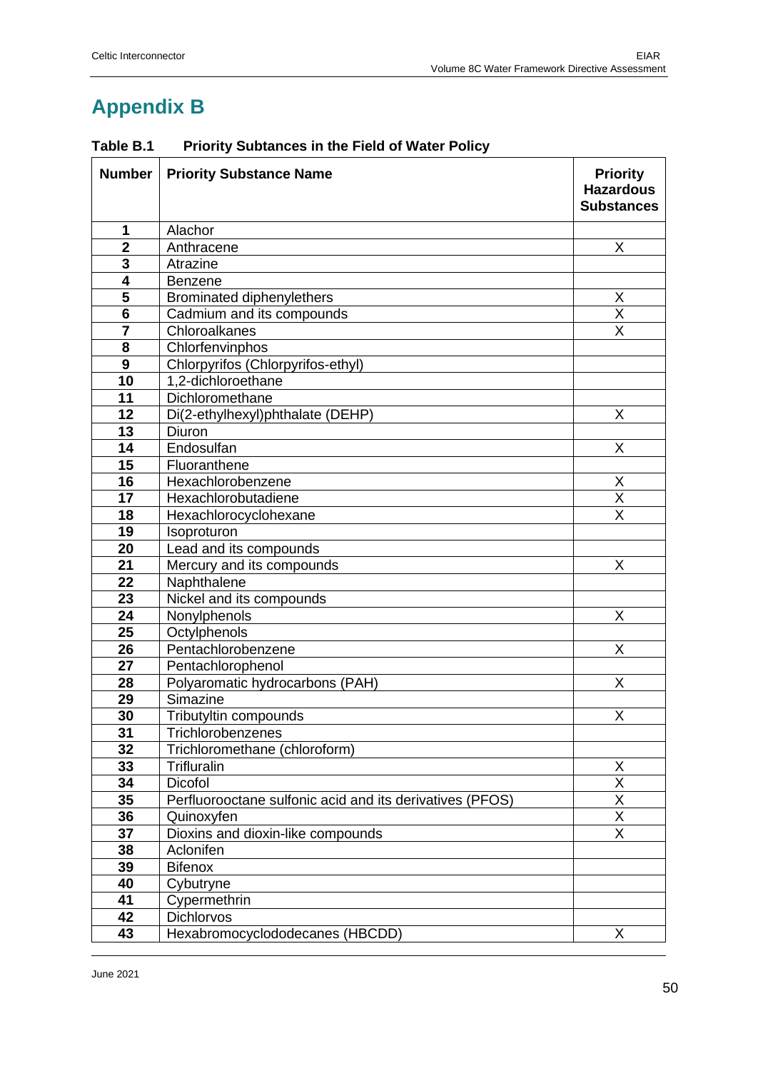# Appendix B

**Table B.1 Priority Subtances in the Field of Water Policy**

| Number | Priority Substance Name | Priority Hazardous Substances |
|---|---|---|
| 1 | Alachor | |
| 2 | Anthracene | X |
| 3 | Atrazine | |
| 4 | Benzene | |
| 5 | Brominated diphenylethers | X |
| 6 | Cadmium and its compounds | X |
| 7 | Chloroalkanes | X |
| 8 | Chlorfenvinphos | |
| 9 | Chlorpyrifos (Chlorpyrifos-ethyl) | |
| 10 | 1,2-dichloroethane | |
| 11 | Dichloromethane | |
| 12 | Di(2-ethylhexyl)phthalate (DEHP) | X |
| 13 | Diuron | |
| 14 | Endosulfan | X |
| 15 | Fluoranthene | |
| 16 | Hexachlorobenzene | X |
| 17 | Hexachlorobutadiene | X |
| 18 | Hexachlorocyclohexane | X |
| 19 | Isoproturon | |
| 20 | Lead and its compounds | |
| 21 | Mercury and its compounds | X |
| 22 | Naphthalene | |
| 23 | Nickel and its compounds | |
| 24 | Nonylphenols | X |
| 25 | Octylphenols | |
| 26 | Pentachlorobenzene | X |
| 27 | Pentachlorophenol | |
| 28 | Polyaromatic hydrocarbons (PAH) | X |
| 29 | Simazine | |
| 30 | Tributyltin compounds | X |
| 31 | Trichlorobenzenes | |
| 32 | Trichloromethane (chloroform) | |
| 33 | Trifluralin | X |
| 34 | Dicofol | X |
| 35 | Perfluorooctane sulfonic acid and its derivatives (PFOS) | X |
| 36 | Quinoxyfen | X |
| 37 | Dioxins and dioxin-like compounds | X |
| 38 | Aclonifen | |
| 39 | Bifenox | |
| 40 | Cybutryne | |
| 41 | Cypermethrin | |
| 42 | Dichlorvos | |
| 43 | Hexabromocyclododecanes (HBCDD) | X |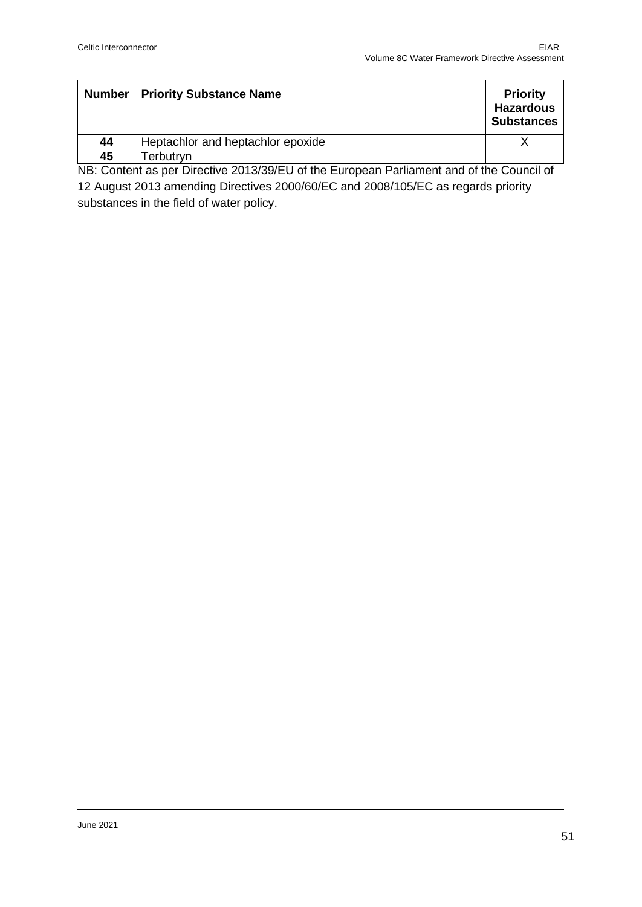| Number | Priority Substance Name | Priority Hazardous Substances |
|---|---|---|
| 44 | Heptachlor and heptachlor epoxide | X |
| 45 | Terbutryn | |

NB: Content as per Directive 2013/39/EU of the European Parliament and of the Council of 12 August 2013 amending Directives 2000/60/EC and 2008/105/EC as regards priority substances in the field of water policy.